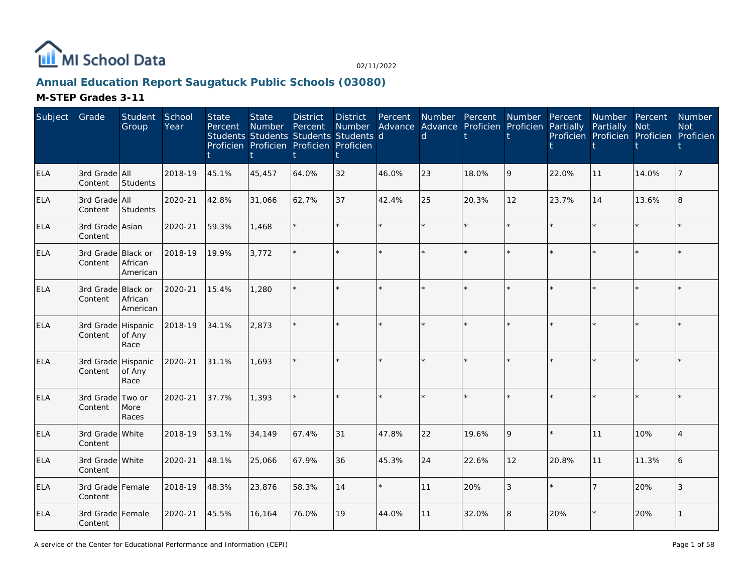MI School Data

02/11/2022

## Annual Education Report Saugatuck Public Schools (03080)

### M-STEP Grades 3-11

| Subject | Grade | Student Group | School Year | State Percent Students Proficient | State Number Students Proficient | District Percent Students Proficient | District Number Students Proficient | Percent Advanced | Number Advanced | Percent Proficient | Number Proficient | Percent Partially Proficient | Number Partially Proficient | Percent Not Proficient | Number Not Proficient |
|---|---|---|---|---|---|---|---|---|---|---|---|---|---|---|---|
| ELA | 3rd Grade Content | All Students | 2018-19 | 45.1% | 45,457 | 64.0% | 32 | 46.0% | 23 | 18.0% | 9 | 22.0% | 11 | 14.0% | 7 |
| ELA | 3rd Grade Content | All Students | 2020-21 | 42.8% | 31,066 | 62.7% | 37 | 42.4% | 25 | 20.3% | 12 | 23.7% | 14 | 13.6% | 8 |
| ELA | 3rd Grade Content | Asian | 2020-21 | 59.3% | 1,468 | * | * | * | * | * | * | * | * | * | * |
| ELA | 3rd Grade Content | Black or African American | 2018-19 | 19.9% | 3,772 | * | * | * | * | * | * | * | * | * | * |
| ELA | 3rd Grade Content | Black or African American | 2020-21 | 15.4% | 1,280 | * | * | * | * | * | * | * | * | * | * |
| ELA | 3rd Grade Content | Hispanic of Any Race | 2018-19 | 34.1% | 2,873 | * | * | * | * | * | * | * | * | * | * |
| ELA | 3rd Grade Content | Hispanic of Any Race | 2020-21 | 31.1% | 1,693 | * | * | * | * | * | * | * | * | * | * |
| ELA | 3rd Grade Content | Two or More Races | 2020-21 | 37.7% | 1,393 | * | * | * | * | * | * | * | * | * | * |
| ELA | 3rd Grade Content | White | 2018-19 | 53.1% | 34,149 | 67.4% | 31 | 47.8% | 22 | 19.6% | 9 | * | 11 | 10% | 4 |
| ELA | 3rd Grade Content | White | 2020-21 | 48.1% | 25,066 | 67.9% | 36 | 45.3% | 24 | 22.6% | 12 | 20.8% | 11 | 11.3% | 6 |
| ELA | 3rd Grade Content | Female | 2018-19 | 48.3% | 23,876 | 58.3% | 14 | * | 11 | 20% | 3 | * | 7 | 20% | 3 |
| ELA | 3rd Grade Content | Female | 2020-21 | 45.5% | 16,164 | 76.0% | 19 | 44.0% | 11 | 32.0% | 8 | 20% | * | 20% | 1 |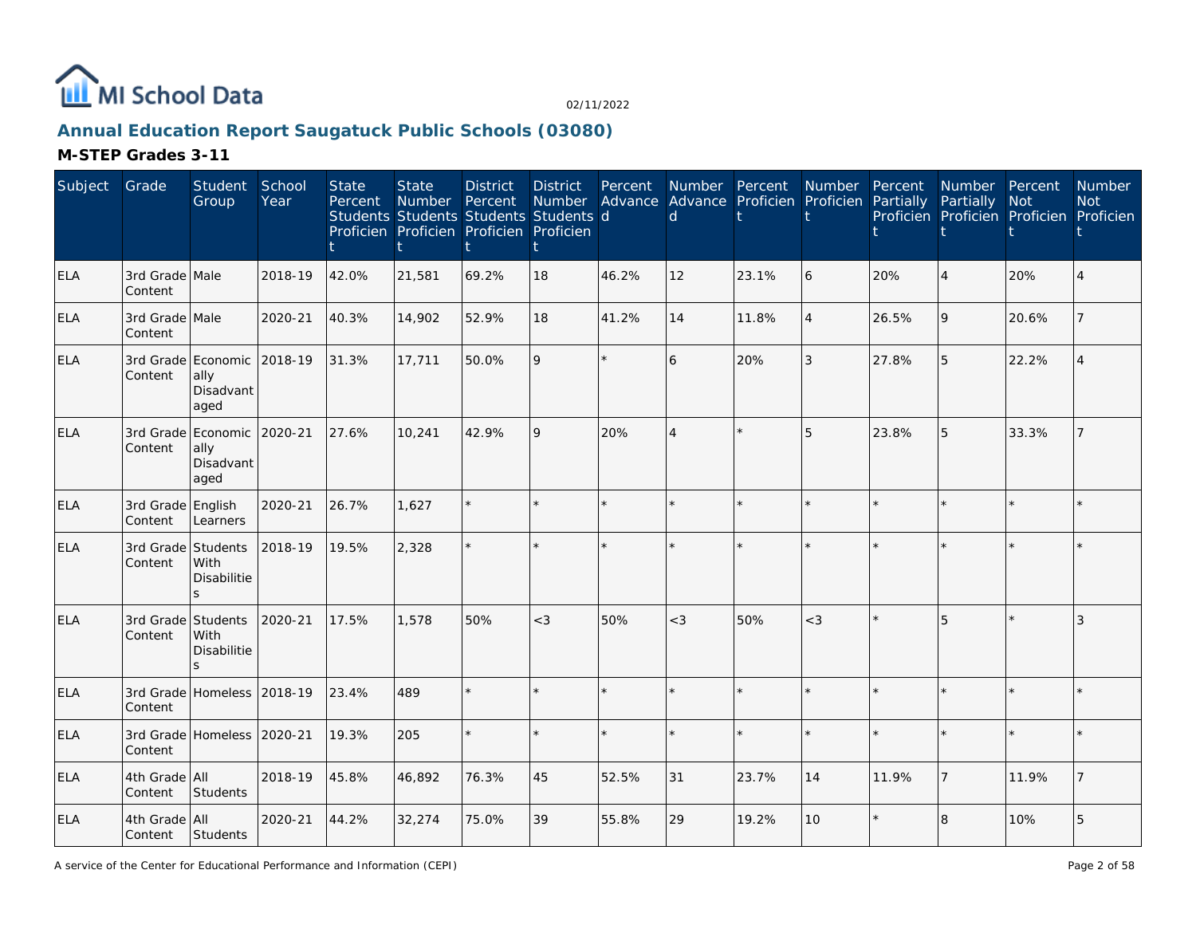## Annual Education Report Saugatuck Public Schools (03080)

### M-STEP Grades 3-11

| Subject | Grade | Student Group | School Year | State Percent Students Proficient | State Number Students Proficient | District Percent Students Proficient | District Number Students Proficient | Percent Advanced | Number Advanced | Percent Proficient | Number Proficient | Percent Partially Proficient | Number Partially Proficient | Percent Not Proficient | Number Not Proficient |
|---|---|---|---|---|---|---|---|---|---|---|---|---|---|---|---|
| ELA | 3rd Grade Content | Male | 2018-19 | 42.0% | 21,581 | 69.2% | 18 | 46.2% | 12 | 23.1% | 6 | 20% | 4 | 20% | 4 |
| ELA | 3rd Grade Content | Male | 2020-21 | 40.3% | 14,902 | 52.9% | 18 | 41.2% | 14 | 11.8% | 4 | 26.5% | 9 | 20.6% | 7 |
| ELA | 3rd Grade Content | Economically Disadvantaged | 2018-19 | 31.3% | 17,711 | 50.0% | 9 | * | 6 | 20% | 3 | 27.8% | 5 | 22.2% | 4 |
| ELA | 3rd Grade Content | Economically Disadvantaged | 2020-21 | 27.6% | 10,241 | 42.9% | 9 | 20% | 4 | * | 5 | 23.8% | 5 | 33.3% | 7 |
| ELA | 3rd Grade Content | English Learners | 2020-21 | 26.7% | 1,627 | * | * | * | * | * | * | * | * | * | * |
| ELA | 3rd Grade Content | Students With Disabilities | 2018-19 | 19.5% | 2,328 | * | * | * | * | * | * | * | * | * | * |
| ELA | 3rd Grade Content | Students With Disabilities | 2020-21 | 17.5% | 1,578 | 50% | <3 | 50% | <3 | 50% | <3 | * | 5 | * | 3 |
| ELA | 3rd Grade Content | Homeless | 2018-19 | 23.4% | 489 | * | * | * | * | * | * | * | * | * | * |
| ELA | 3rd Grade Content | Homeless | 2020-21 | 19.3% | 205 | * | * | * | * | * | * | * | * | * | * |
| ELA | 4th Grade Content | All Students | 2018-19 | 45.8% | 46,892 | 76.3% | 45 | 52.5% | 31 | 23.7% | 14 | 11.9% | 7 | 11.9% | 7 |
| ELA | 4th Grade Content | All Students | 2020-21 | 44.2% | 32,274 | 75.0% | 39 | 55.8% | 29 | 19.2% | 10 | * | 8 | 10% | 5 |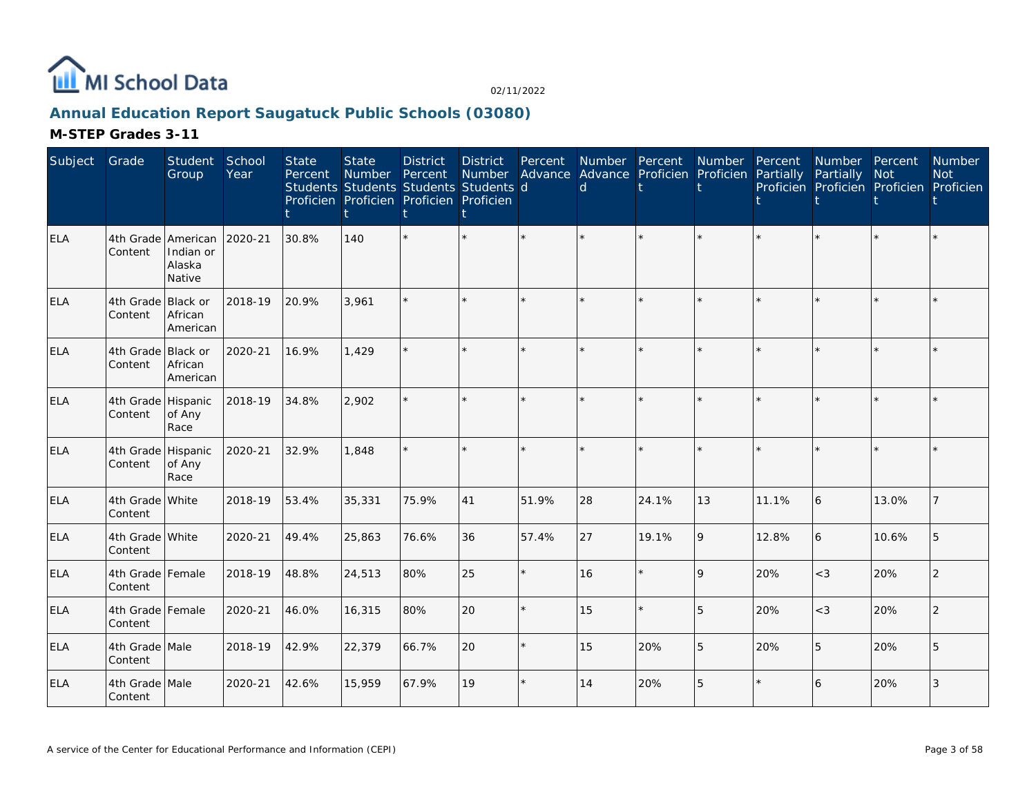# Annual Education Report Saugatuck Public Schools (03080)

## M-STEP Grades 3-11

| Subject | Grade | Student Group | School Year | State Percent Students Proficient | State Number Students Proficient | District Percent Students Proficient | District Number Students Proficient | Percent Advanced | Number Advanced | Percent Proficient | Number Proficient | Percent Partially Proficient | Number Partially Proficient | Percent Not Proficient | Number Not Proficient |
|---|---|---|---|---|---|---|---|---|---|---|---|---|---|---|---|
| ELA | 4th Grade Content | American Indian or Alaska Native | 2020-21 | 30.8% | 140 | * | * | * | * | * | * | * | * | * | * |
| ELA | 4th Grade Content | Black or African American | 2018-19 | 20.9% | 3,961 | * | * | * | * | * | * | * | * | * | * |
| ELA | 4th Grade Content | Black or African American | 2020-21 | 16.9% | 1,429 | * | * | * | * | * | * | * | * | * | * |
| ELA | 4th Grade Content | Hispanic of Any Race | 2018-19 | 34.8% | 2,902 | * | * | * | * | * | * | * | * | * | * |
| ELA | 4th Grade Content | Hispanic of Any Race | 2020-21 | 32.9% | 1,848 | * | * | * | * | * | * | * | * | * | * |
| ELA | 4th Grade Content | White | 2018-19 | 53.4% | 35,331 | 75.9% | 41 | 51.9% | 28 | 24.1% | 13 | 11.1% | 6 | 13.0% | 7 |
| ELA | 4th Grade Content | White | 2020-21 | 49.4% | 25,863 | 76.6% | 36 | 57.4% | 27 | 19.1% | 9 | 12.8% | 6 | 10.6% | 5 |
| ELA | 4th Grade Content | Female | 2018-19 | 48.8% | 24,513 | 80% | 25 | * | 16 | * | 9 | 20% | <3 | 20% | 2 |
| ELA | 4th Grade Content | Female | 2020-21 | 46.0% | 16,315 | 80% | 20 | * | 15 | * | 5 | 20% | <3 | 20% | 2 |
| ELA | 4th Grade Content | Male | 2018-19 | 42.9% | 22,379 | 66.7% | 20 | * | 15 | 20% | 5 | 20% | 5 | 20% | 5 |
| ELA | 4th Grade Content | Male | 2020-21 | 42.6% | 15,959 | 67.9% | 19 | * | 14 | 20% | 5 | * | 6 | 20% | 3 |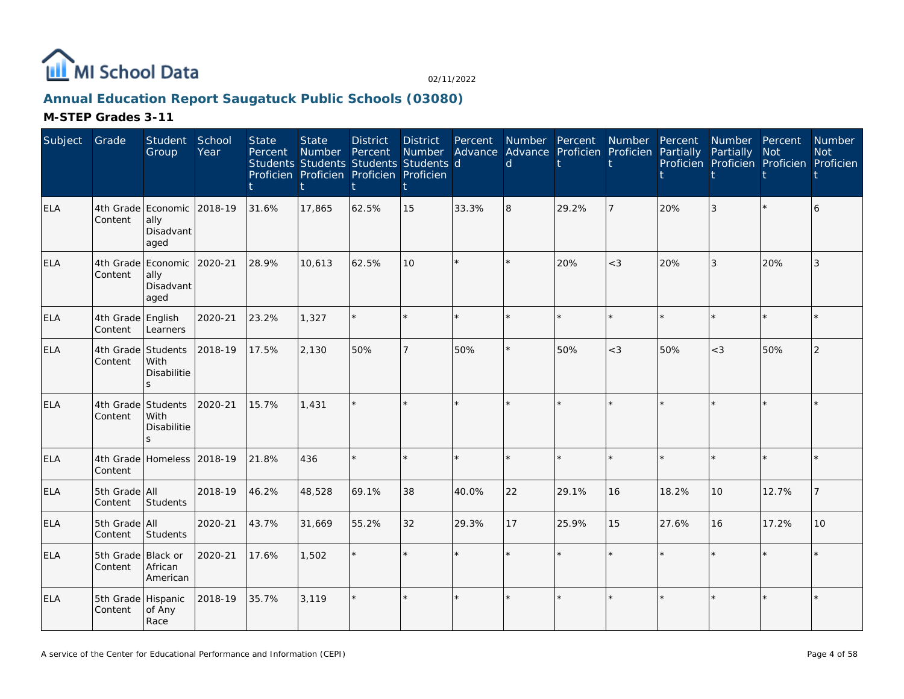MI School Data

02/11/2022

## Annual Education Report Saugatuck Public Schools (03080)

### M-STEP Grades 3-11

| Subject | Grade | Student Group | School Year | State Percent Students Proficient | State Number Students Proficient | District Percent Students Proficient | District Number Students Proficient | Percent Advanced | Number Advanced | Percent Proficient | Number Proficient | Percent Partially Proficient | Number Partially Proficient | Percent Not Proficient | Number Not Proficient |
|---|---|---|---|---|---|---|---|---|---|---|---|---|---|---|---|
| ELA | 4th Grade Content | Economically Disadvantaged | 2018-19 | 31.6% | 17,865 | 62.5% | 15 | 33.3% | 8 | 29.2% | 7 | 20% | 3 | * | 6 |
| ELA | 4th Grade Content | Economically Disadvantaged | 2020-21 | 28.9% | 10,613 | 62.5% | 10 | * | * | 20% | <3 | 20% | 3 | 20% | 3 |
| ELA | 4th Grade Content | English Learners | 2020-21 | 23.2% | 1,327 | * | * | * | * | * | * | * | * | * | * |
| ELA | 4th Grade Content | Students With Disabilities | 2018-19 | 17.5% | 2,130 | 50% | 7 | 50% | * | 50% | <3 | 50% | <3 | 50% | 2 |
| ELA | 4th Grade Content | Students With Disabilities | 2020-21 | 15.7% | 1,431 | * | * | * | * | * | * | * | * | * | * |
| ELA | 4th Grade Content | Homeless | 2018-19 | 21.8% | 436 | * | * | * | * | * | * | * | * | * | * |
| ELA | 5th Grade Content | All Students | 2018-19 | 46.2% | 48,528 | 69.1% | 38 | 40.0% | 22 | 29.1% | 16 | 18.2% | 10 | 12.7% | 7 |
| ELA | 5th Grade Content | All Students | 2020-21 | 43.7% | 31,669 | 55.2% | 32 | 29.3% | 17 | 25.9% | 15 | 27.6% | 16 | 17.2% | 10 |
| ELA | 5th Grade Content | Black or African American | 2020-21 | 17.6% | 1,502 | * | * | * | * | * | * | * | * | * | * |
| ELA | 5th Grade Content | Hispanic of Any Race | 2018-19 | 35.7% | 3,119 | * | * | * | * | * | * | * | * | * | * |

A service of the Center for Educational Performance and Information (CEPI)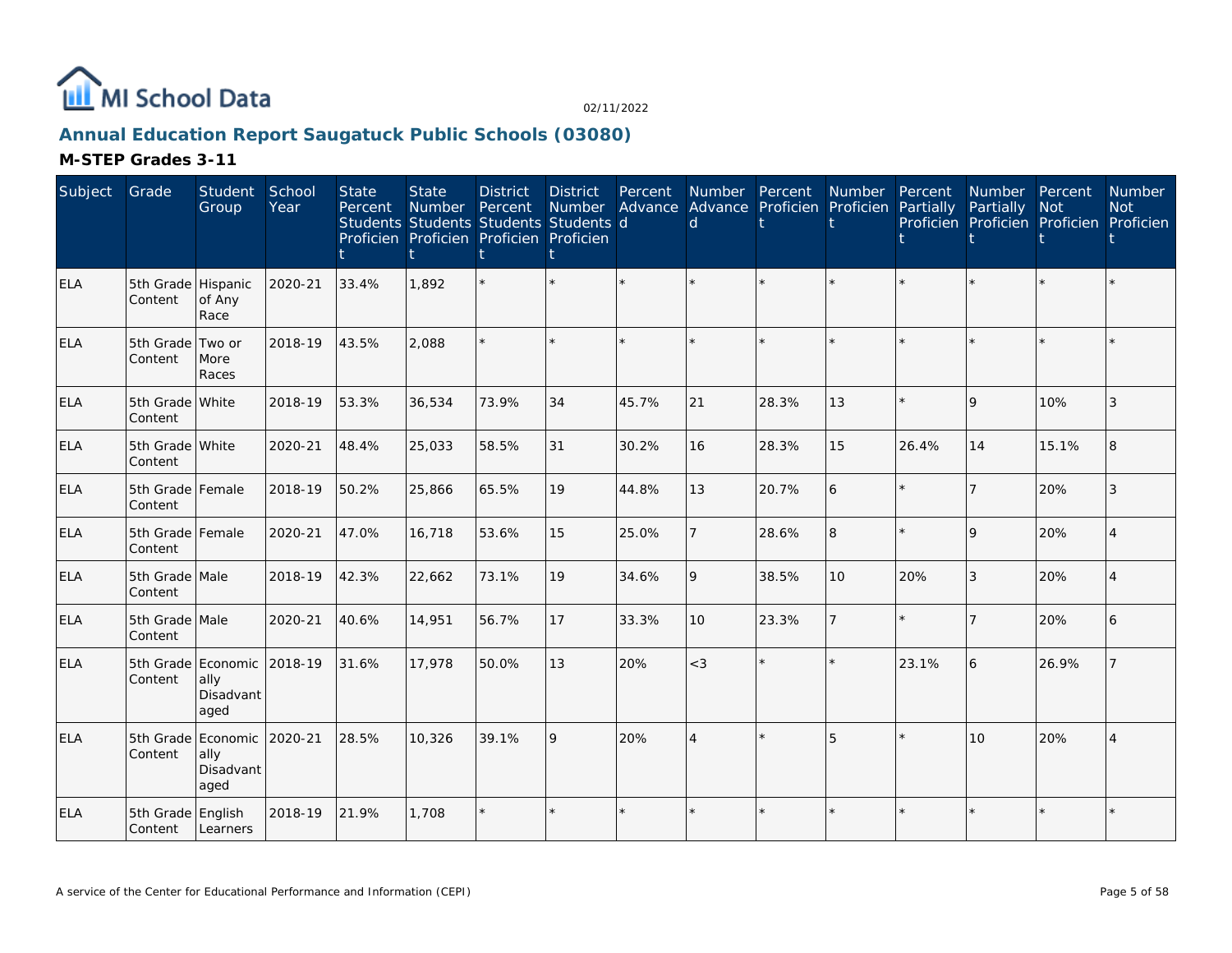# Annual Education Report Saugatuck Public Schools (03080)

02/11/2022

## M-STEP Grades 3-11

| Subject | Grade | Student Group | School Year | State Percent Students Proficient | State Number Students Proficient | District Percent Students Proficient | District Number Students Proficient | Percent Advanced | Number Advanced | Percent Proficient | Number Proficient | Percent Partially Proficient | Number Partially Proficient | Percent Not Proficient | Number Not Proficient |
|---|---|---|---|---|---|---|---|---|---|---|---|---|---|---|---|
| ELA | 5th Grade Content | Hispanic of Any Race | 2020-21 | 33.4% | 1,892 | * | * | * | * | * | * | * | * | * | * |
| ELA | 5th Grade Content | Two or More Races | 2018-19 | 43.5% | 2,088 | * | * | * | * | * | * | * | * | * | * |
| ELA | 5th Grade Content | White | 2018-19 | 53.3% | 36,534 | 73.9% | 34 | 45.7% | 21 | 28.3% | 13 | * | 9 | 10% | 3 |
| ELA | 5th Grade Content | White | 2020-21 | 48.4% | 25,033 | 58.5% | 31 | 30.2% | 16 | 28.3% | 15 | 26.4% | 14 | 15.1% | 8 |
| ELA | 5th Grade Content | Female | 2018-19 | 50.2% | 25,866 | 65.5% | 19 | 44.8% | 13 | 20.7% | 6 | * | 7 | 20% | 3 |
| ELA | 5th Grade Content | Female | 2020-21 | 47.0% | 16,718 | 53.6% | 15 | 25.0% | 7 | 28.6% | 8 | * | 9 | 20% | 4 |
| ELA | 5th Grade Content | Male | 2018-19 | 42.3% | 22,662 | 73.1% | 19 | 34.6% | 9 | 38.5% | 10 | 20% | 3 | 20% | 4 |
| ELA | 5th Grade Content | Male | 2020-21 | 40.6% | 14,951 | 56.7% | 17 | 33.3% | 10 | 23.3% | 7 | * | 7 | 20% | 6 |
| ELA | 5th Grade Content | Economically Disadvantaged | 2018-19 | 31.6% | 17,978 | 50.0% | 13 | 20% | <3 | * | * | 23.1% | 6 | 26.9% | 7 |
| ELA | 5th Grade Content | Economically Disadvantaged | 2020-21 | 28.5% | 10,326 | 39.1% | 9 | 20% | 4 | * | 5 | * | 10 | 20% | 4 |
| ELA | 5th Grade Content | English Learners | 2018-19 | 21.9% | 1,708 | * | * | * | * | * | * | * | * | * | * |

A service of the Center for Educational Performance and Information (CEPI)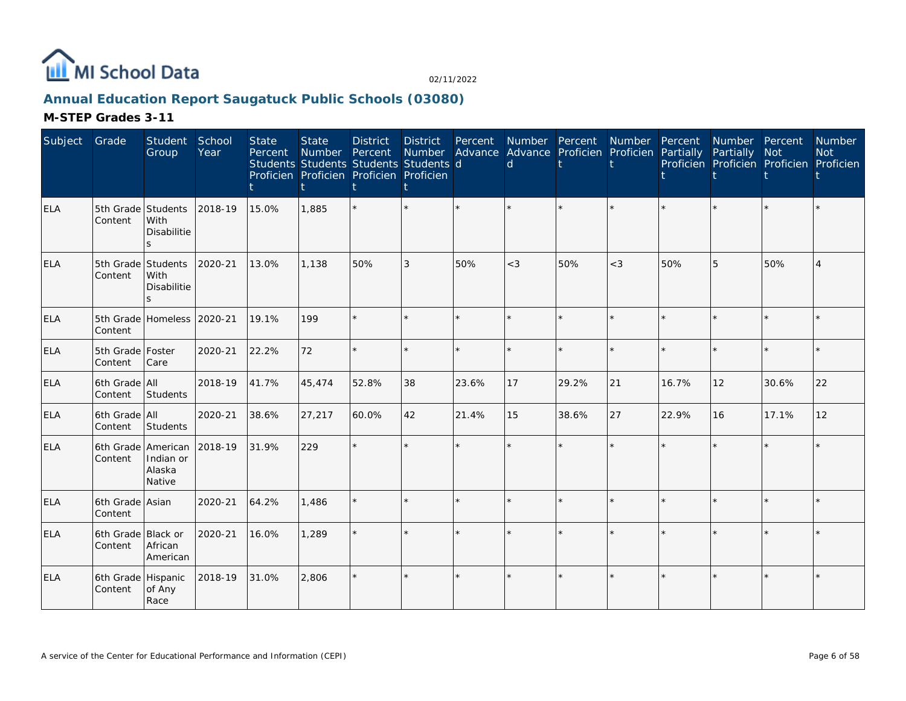# Annual Education Report Saugatuck Public Schools (03080)

## M-STEP Grades 3-11

| Subject | Grade | Student Group | School Year | State Percent Students Proficient | State Number Students Proficient | District Percent Students Proficient | District Number Students Proficient | Percent Advanced | Number Advanced | Percent Proficient | Number Proficient | Percent Partially Proficient | Number Partially Proficient | Percent Not Proficient | Number Not Proficient |
|---|---|---|---|---|---|---|---|---|---|---|---|---|---|---|---|
| ELA | 5th Grade Content | Students With Disabilities | 2018-19 | 15.0% | 1,885 | * | * | * | * | * | * | * | * | * | * |
| ELA | 5th Grade Content | Students With Disabilities | 2020-21 | 13.0% | 1,138 | 50% | 3 | 50% | <3 | 50% | <3 | 50% | 5 | 50% | 4 |
| ELA | 5th Grade Content | Homeless | 2020-21 | 19.1% | 199 | * | * | * | * | * | * | * | * | * | * |
| ELA | 5th Grade Content | Foster Care | 2020-21 | 22.2% | 72 | * | * | * | * | * | * | * | * | * | * |
| ELA | 6th Grade Content | All Students | 2018-19 | 41.7% | 45,474 | 52.8% | 38 | 23.6% | 17 | 29.2% | 21 | 16.7% | 12 | 30.6% | 22 |
| ELA | 6th Grade Content | All Students | 2020-21 | 38.6% | 27,217 | 60.0% | 42 | 21.4% | 15 | 38.6% | 27 | 22.9% | 16 | 17.1% | 12 |
| ELA | 6th Grade Content | American Indian or Alaska Native | 2018-19 | 31.9% | 229 | * | * | * | * | * | * | * | * | * | * |
| ELA | 6th Grade Content | Asian | 2020-21 | 64.2% | 1,486 | * | * | * | * | * | * | * | * | * | * |
| ELA | 6th Grade Content | Black or African American | 2020-21 | 16.0% | 1,289 | * | * | * | * | * | * | * | * | * | * |
| ELA | 6th Grade Content | Hispanic of Any Race | 2018-19 | 31.0% | 2,806 | * | * | * | * | * | * | * | * | * | * |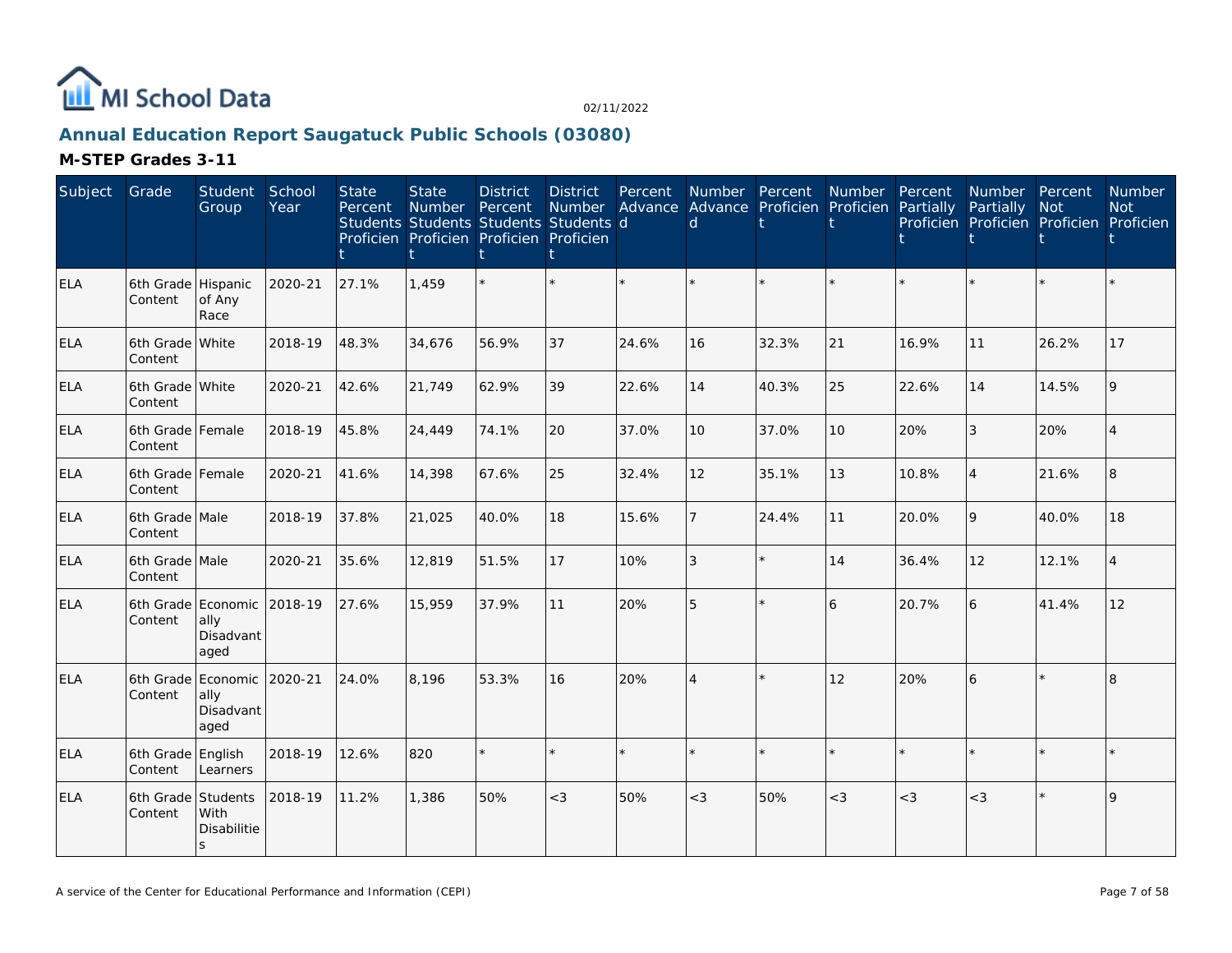02/11/2022

# Annual Education Report Saugatuck Public Schools (03080)

## M-STEP Grades 3-11

| Subject | Grade | Student Group | School Year | State Percent Students Proficient | State Number Students Proficient | District Percent Students Proficient | District Number Students Proficient | Percent Advanced | Number Advanced | Percent Proficient | Number Proficient | Percent Partially Proficient | Number Partially Proficient | Percent Not Proficient | Number Not Proficient |
|---|---|---|---|---|---|---|---|---|---|---|---|---|---|---|---|
| ELA | 6th Grade Content | Hispanic of Any Race | 2020-21 | 27.1% | 1,459 | * | * | * | * | * | * | * | * | * | * |
| ELA | 6th Grade Content | White | 2018-19 | 48.3% | 34,676 | 56.9% | 37 | 24.6% | 16 | 32.3% | 21 | 16.9% | 11 | 26.2% | 17 |
| ELA | 6th Grade Content | White | 2020-21 | 42.6% | 21,749 | 62.9% | 39 | 22.6% | 14 | 40.3% | 25 | 22.6% | 14 | 14.5% | 9 |
| ELA | 6th Grade Content | Female | 2018-19 | 45.8% | 24,449 | 74.1% | 20 | 37.0% | 10 | 37.0% | 10 | 20% | 3 | 20% | 4 |
| ELA | 6th Grade Content | Female | 2020-21 | 41.6% | 14,398 | 67.6% | 25 | 32.4% | 12 | 35.1% | 13 | 10.8% | 4 | 21.6% | 8 |
| ELA | 6th Grade Content | Male | 2018-19 | 37.8% | 21,025 | 40.0% | 18 | 15.6% | 7 | 24.4% | 11 | 20.0% | 9 | 40.0% | 18 |
| ELA | 6th Grade Content | Male | 2020-21 | 35.6% | 12,819 | 51.5% | 17 | 10% | 3 | * | 14 | 36.4% | 12 | 12.1% | 4 |
| ELA | 6th Grade Content | Economically Disadvantaged | 2018-19 | 27.6% | 15,959 | 37.9% | 11 | 20% | 5 | * | 6 | 20.7% | 6 | 41.4% | 12 |
| ELA | 6th Grade Content | Economically Disadvantaged | 2020-21 | 24.0% | 8,196 | 53.3% | 16 | 20% | 4 | * | 12 | 20% | 6 | * | 8 |
| ELA | 6th Grade Content | English Learners | 2018-19 | 12.6% | 820 | * | * | * | * | * | * | * | * | * | * |
| ELA | 6th Grade Content | Students With Disabilities | 2018-19 | 11.2% | 1,386 | 50% | <3 | 50% | <3 | 50% | <3 | <3 | <3 | * | 9 |

A service of the Center for Educational Performance and Information (CEPI)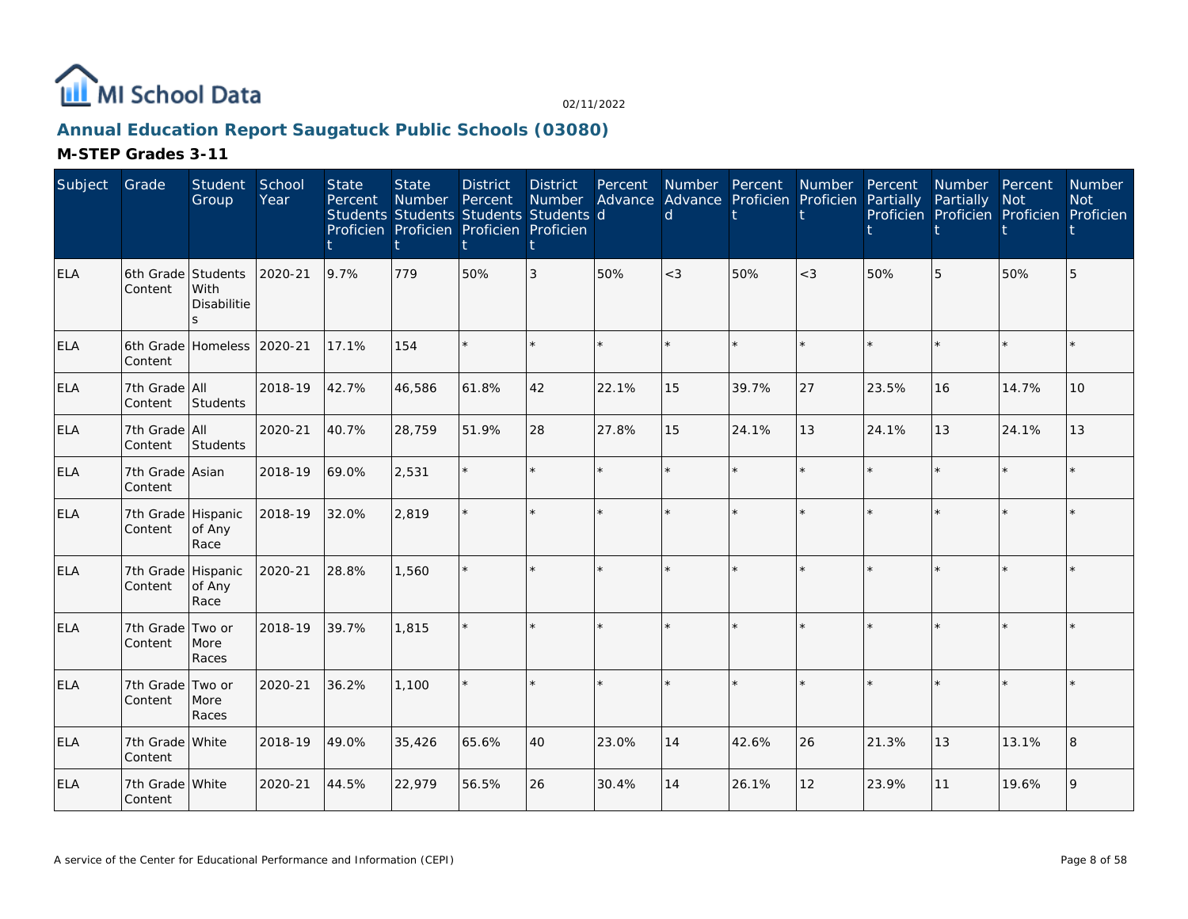## Annual Education Report Saugatuck Public Schools (03080)

### M-STEP Grades 3-11

| Subject | Grade | Student Group | School Year | State Percent Students Proficient | State Number Students Proficient | District Percent Students Proficient | District Number Students Proficient | Percent Advanced | Number Advanced | Percent Proficient | Number Proficient | Percent Partially Proficient | Number Partially Proficient | Percent Not Proficient | Number Not Proficient |
|---|---|---|---|---|---|---|---|---|---|---|---|---|---|---|---|
| ELA | 6th Grade Content | Students With Disabilities | 2020-21 | 9.7% | 779 | 50% | 3 | 50% | <3 | 50% | <3 | 50% | 5 | 50% | 5 |
| ELA | 6th Grade Content | Homeless | 2020-21 | 17.1% | 154 | * | * | * | * | * | * | * | * | * | * |
| ELA | 7th Grade Content | All Students | 2018-19 | 42.7% | 46,586 | 61.8% | 42 | 22.1% | 15 | 39.7% | 27 | 23.5% | 16 | 14.7% | 10 |
| ELA | 7th Grade Content | All Students | 2020-21 | 40.7% | 28,759 | 51.9% | 28 | 27.8% | 15 | 24.1% | 13 | 24.1% | 13 | 24.1% | 13 |
| ELA | 7th Grade Content | Asian | 2018-19 | 69.0% | 2,531 | * | * | * | * | * | * | * | * | * | * |
| ELA | 7th Grade Content | Hispanic of Any Race | 2018-19 | 32.0% | 2,819 | * | * | * | * | * | * | * | * | * | * |
| ELA | 7th Grade Content | Hispanic of Any Race | 2020-21 | 28.8% | 1,560 | * | * | * | * | * | * | * | * | * | * |
| ELA | 7th Grade Content | Two or More Races | 2018-19 | 39.7% | 1,815 | * | * | * | * | * | * | * | * | * | * |
| ELA | 7th Grade Content | Two or More Races | 2020-21 | 36.2% | 1,100 | * | * | * | * | * | * | * | * | * | * |
| ELA | 7th Grade Content | White | 2018-19 | 49.0% | 35,426 | 65.6% | 40 | 23.0% | 14 | 42.6% | 26 | 21.3% | 13 | 13.1% | 8 |
| ELA | 7th Grade Content | White | 2020-21 | 44.5% | 22,979 | 56.5% | 26 | 30.4% | 14 | 26.1% | 12 | 23.9% | 11 | 19.6% | 9 |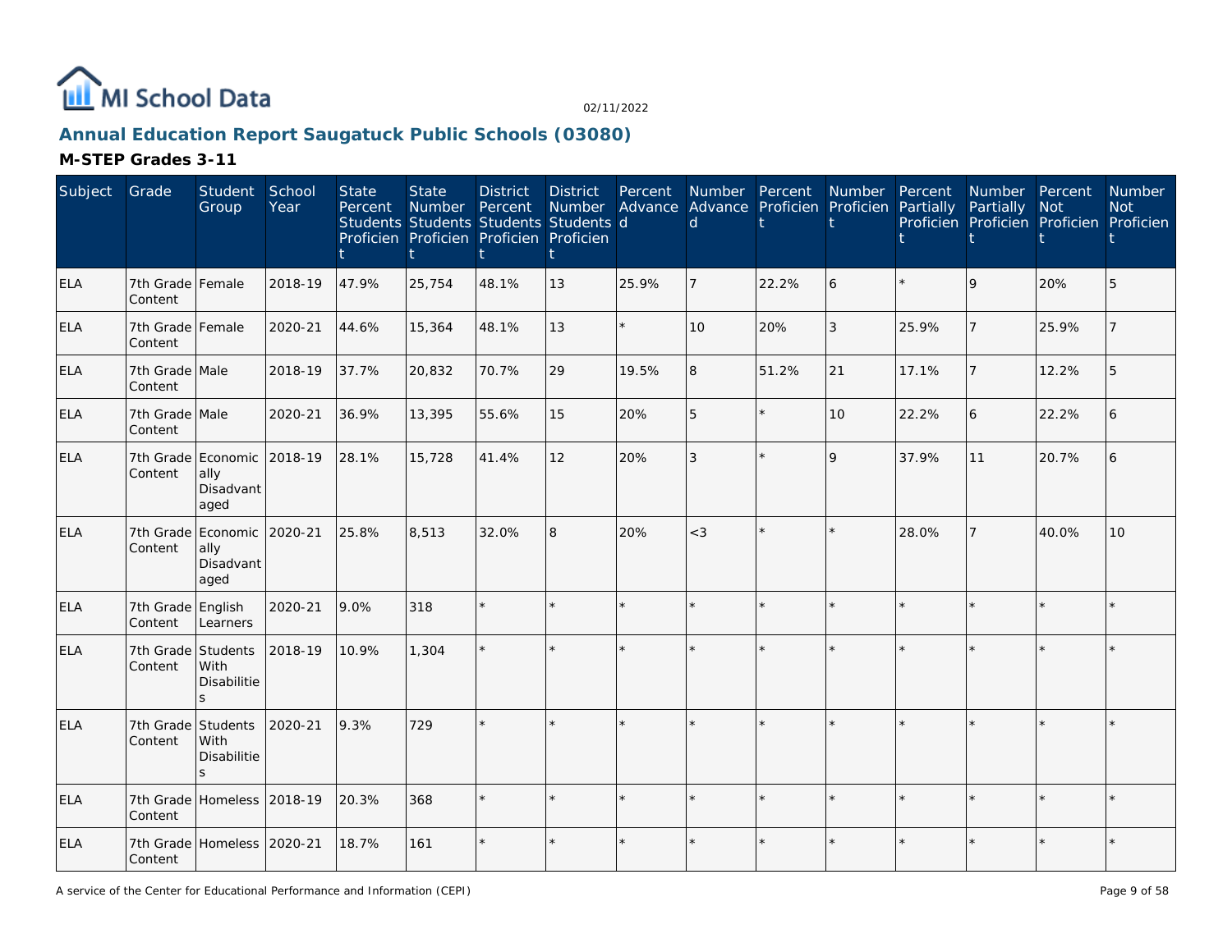## Annual Education Report Saugatuck Public Schools (03080)

### M-STEP Grades 3-11

| Subject | Grade | Student Group | School Year | State Percent Students Proficient | State Number Students Proficient | District Percent Students Proficient | District Number Students Proficient | Percent Advanced | Number Advanced | Percent Proficient | Number Proficient | Percent Partially Proficient | Number Partially Proficient | Percent Not Proficient | Number Not Proficient |
|---|---|---|---|---|---|---|---|---|---|---|---|---|---|---|---|
| ELA | 7th Grade Content | Female | 2018-19 | 47.9% | 25,754 | 48.1% | 13 | 25.9% | 7 | 22.2% | 6 | * | 9 | 20% | 5 |
| ELA | 7th Grade Content | Female | 2020-21 | 44.6% | 15,364 | 48.1% | 13 | * | 10 | 20% | 3 | 25.9% | 7 | 25.9% | 7 |
| ELA | 7th Grade Content | Male | 2018-19 | 37.7% | 20,832 | 70.7% | 29 | 19.5% | 8 | 51.2% | 21 | 17.1% | 7 | 12.2% | 5 |
| ELA | 7th Grade Content | Male | 2020-21 | 36.9% | 13,395 | 55.6% | 15 | 20% | 5 | * | 10 | 22.2% | 6 | 22.2% | 6 |
| ELA | 7th Grade Content | Economically Disadvantaged | 2018-19 | 28.1% | 15,728 | 41.4% | 12 | 20% | 3 | * | 9 | 37.9% | 11 | 20.7% | 6 |
| ELA | 7th Grade Content | Economically Disadvantaged | 2020-21 | 25.8% | 8,513 | 32.0% | 8 | 20% | <3 | * | * | 28.0% | 7 | 40.0% | 10 |
| ELA | 7th Grade Content | English Learners | 2020-21 | 9.0% | 318 | * | * | * | * | * | * | * | * | * | * |
| ELA | 7th Grade Content | Students With Disabilities | 2018-19 | 10.9% | 1,304 | * | * | * | * | * | * | * | * | * | * |
| ELA | 7th Grade Content | Students With Disabilities | 2020-21 | 9.3% | 729 | * | * | * | * | * | * | * | * | * | * |
| ELA | 7th Grade Content | Homeless | 2018-19 | 20.3% | 368 | * | * | * | * | * | * | * | * | * | * |
| ELA | 7th Grade Content | Homeless | 2020-21 | 18.7% | 161 | * | * | * | * | * | * | * | * | * | * |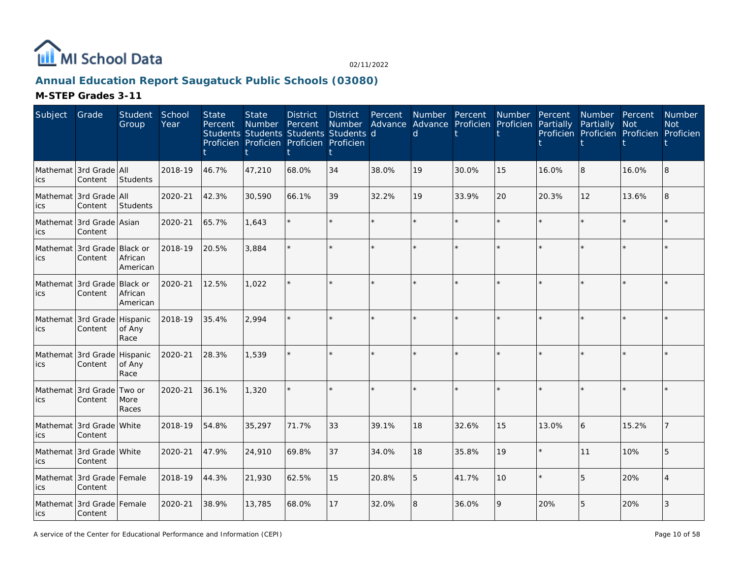# Annual Education Report Saugatuck Public Schools (03080)

## M-STEP Grades 3-11

| Subject | Grade | Student Group | School Year | State Percent Students Proficient | State Number Students Proficient | District Percent Students Proficient | District Number Students Proficient | Percent Advanced | Number Advanced | Percent Proficient | Number Proficient | Percent Partially Proficient | Number Partially Proficient | Percent Not Proficient | Number Not Proficient |
|---|---|---|---|---|---|---|---|---|---|---|---|---|---|---|---|
| Mathematics | 3rd Grade Content | All Students | 2018-19 | 46.7% | 47,210 | 68.0% | 34 | 38.0% | 19 | 30.0% | 15 | 16.0% | 8 | 16.0% | 8 |
| Mathematics | 3rd Grade Content | All Students | 2020-21 | 42.3% | 30,590 | 66.1% | 39 | 32.2% | 19 | 33.9% | 20 | 20.3% | 12 | 13.6% | 8 |
| Mathematics | 3rd Grade Content | Asian | 2020-21 | 65.7% | 1,643 | * | * | * | * | * | * | * | * | * | * |
| Mathematics | 3rd Grade Content | Black or African American | 2018-19 | 20.5% | 3,884 | * | * | * | * | * | * | * | * | * | * |
| Mathematics | 3rd Grade Content | Black or African American | 2020-21 | 12.5% | 1,022 | * | * | * | * | * | * | * | * | * | * |
| Mathematics | 3rd Grade Content | Hispanic of Any Race | 2018-19 | 35.4% | 2,994 | * | * | * | * | * | * | * | * | * | * |
| Mathematics | 3rd Grade Content | Hispanic of Any Race | 2020-21 | 28.3% | 1,539 | * | * | * | * | * | * | * | * | * | * |
| Mathematics | 3rd Grade Content | Two or More Races | 2020-21 | 36.1% | 1,320 | * | * | * | * | * | * | * | * | * | * |
| Mathematics | 3rd Grade Content | White | 2018-19 | 54.8% | 35,297 | 71.7% | 33 | 39.1% | 18 | 32.6% | 15 | 13.0% | 6 | 15.2% | 7 |
| Mathematics | 3rd Grade Content | White | 2020-21 | 47.9% | 24,910 | 69.8% | 37 | 34.0% | 18 | 35.8% | 19 | * | 11 | 10% | 5 |
| Mathematics | 3rd Grade Content | Female | 2018-19 | 44.3% | 21,930 | 62.5% | 15 | 20.8% | 5 | 41.7% | 10 | * | 5 | 20% | 4 |
| Mathematics | 3rd Grade Content | Female | 2020-21 | 38.9% | 13,785 | 68.0% | 17 | 32.0% | 8 | 36.0% | 9 | 20% | 5 | 20% | 3 |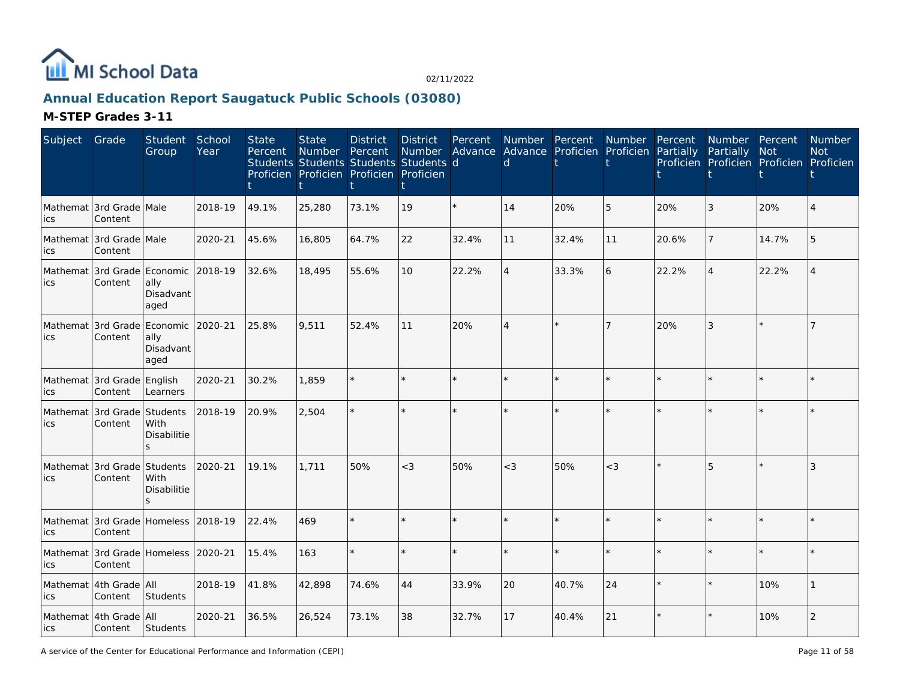# Annual Education Report Saugatuck Public Schools (03080)

02/11/2022

## M-STEP Grades 3-11

| Subject | Grade | Student Group | School Year | State Percent Students Proficient | State Number Students Proficient | District Percent Students Proficient | District Number Students Proficient | Percent Advanced | Number Advanced | Percent Proficient | Number Proficient | Percent Partially Proficient | Number Partially Proficient | Percent Not Proficient | Number Not Proficient |
|---|---|---|---|---|---|---|---|---|---|---|---|---|---|---|---|
| Mathematics | 3rd Grade Content | Male | 2018-19 | 49.1% | 25,280 | 73.1% | 19 | * | 14 | 20% | 5 | 20% | 3 | 20% | 4 |
| Mathematics | 3rd Grade Content | Male | 2020-21 | 45.6% | 16,805 | 64.7% | 22 | 32.4% | 11 | 32.4% | 11 | 20.6% | 7 | 14.7% | 5 |
| Mathematics | 3rd Grade Content | Economically Disadvantaged | 2018-19 | 32.6% | 18,495 | 55.6% | 10 | 22.2% | 4 | 33.3% | 6 | 22.2% | 4 | 22.2% | 4 |
| Mathematics | 3rd Grade Content | Economically Disadvantaged | 2020-21 | 25.8% | 9,511 | 52.4% | 11 | 20% | 4 | * | 7 | 20% | 3 | * | 7 |
| Mathematics | 3rd Grade Content | English Learners | 2020-21 | 30.2% | 1,859 | * | * | * | * | * | * | * | * | * | * |
| Mathematics | 3rd Grade Content | Students With Disabilities | 2018-19 | 20.9% | 2,504 | * | * | * | * | * | * | * | * | * | * |
| Mathematics | 3rd Grade Content | Students With Disabilities | 2020-21 | 19.1% | 1,711 | 50% | <3 | 50% | <3 | 50% | <3 | * | 5 | * | 3 |
| Mathematics | 3rd Grade Content | Homeless | 2018-19 | 22.4% | 469 | * | * | * | * | * | * | * | * | * | * |
| Mathematics | 3rd Grade Content | Homeless | 2020-21 | 15.4% | 163 | * | * | * | * | * | * | * | * | * | * |
| Mathematics | 4th Grade Content | All Students | 2018-19 | 41.8% | 42,898 | 74.6% | 44 | 33.9% | 20 | 40.7% | 24 | * | * | 10% | 1 |
| Mathematics | 4th Grade Content | All Students | 2020-21 | 36.5% | 26,524 | 73.1% | 38 | 32.7% | 17 | 40.4% | 21 | * | * | 10% | 2 |

A service of the Center for Educational Performance and Information (CEPI)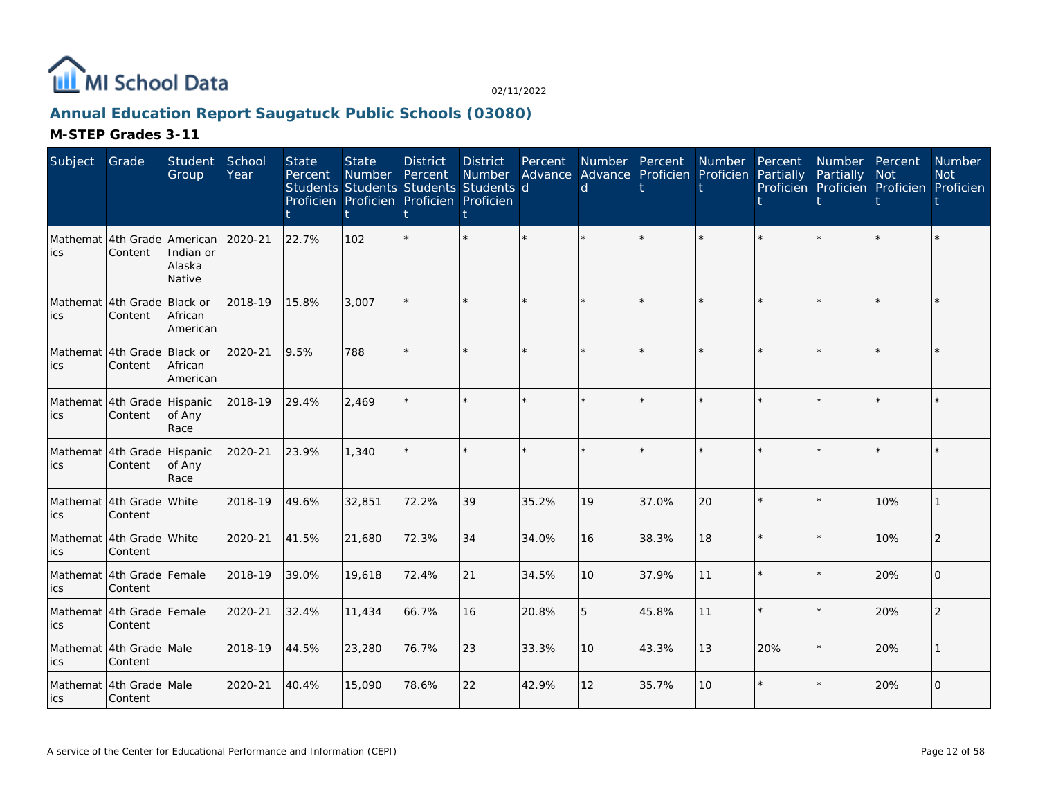MI School Data

02/11/2022

## Annual Education Report Saugatuck Public Schools (03080)

### M-STEP Grades 3-11

| Subject | Grade | Student Group | School Year | State Percent Students Proficient | State Number Students Proficient | District Percent Students Proficient | District Number Students Proficient | Percent Advanced | Number Advanced | Percent Proficient | Number Proficient | Percent Partially Proficient | Number Partially Proficient | Percent Not Proficient | Number Not Proficient |
|---|---|---|---|---|---|---|---|---|---|---|---|---|---|---|---|
| Mathematics | 4th Grade Content | American Indian or Alaska Native | 2020-21 | 22.7% | 102 | * | * | * | * | * | * | * | * | * | * |
| Mathematics | 4th Grade Content | Black or African American | 2018-19 | 15.8% | 3,007 | * | * | * | * | * | * | * | * | * | * |
| Mathematics | 4th Grade Content | Black or African American | 2020-21 | 9.5% | 788 | * | * | * | * | * | * | * | * | * | * |
| Mathematics | 4th Grade Content | Hispanic of Any Race | 2018-19 | 29.4% | 2,469 | * | * | * | * | * | * | * | * | * | * |
| Mathematics | 4th Grade Content | Hispanic of Any Race | 2020-21 | 23.9% | 1,340 | * | * | * | * | * | * | * | * | * | * |
| Mathematics | 4th Grade Content | White | 2018-19 | 49.6% | 32,851 | 72.2% | 39 | 35.2% | 19 | 37.0% | 20 | * | * | 10% | 1 |
| Mathematics | 4th Grade Content | White | 2020-21 | 41.5% | 21,680 | 72.3% | 34 | 34.0% | 16 | 38.3% | 18 | * | * | 10% | 2 |
| Mathematics | 4th Grade Content | Female | 2018-19 | 39.0% | 19,618 | 72.4% | 21 | 34.5% | 10 | 37.9% | 11 | * | * | 20% | 0 |
| Mathematics | 4th Grade Content | Female | 2020-21 | 32.4% | 11,434 | 66.7% | 16 | 20.8% | 5 | 45.8% | 11 | * | * | 20% | 2 |
| Mathematics | 4th Grade Content | Male | 2018-19 | 44.5% | 23,280 | 76.7% | 23 | 33.3% | 10 | 43.3% | 13 | 20% | * | 20% | 1 |
| Mathematics | 4th Grade Content | Male | 2020-21 | 40.4% | 15,090 | 78.6% | 22 | 42.9% | 12 | 35.7% | 10 | * | * | 20% | 0 |

A service of the Center for Educational Performance and Information (CEPI)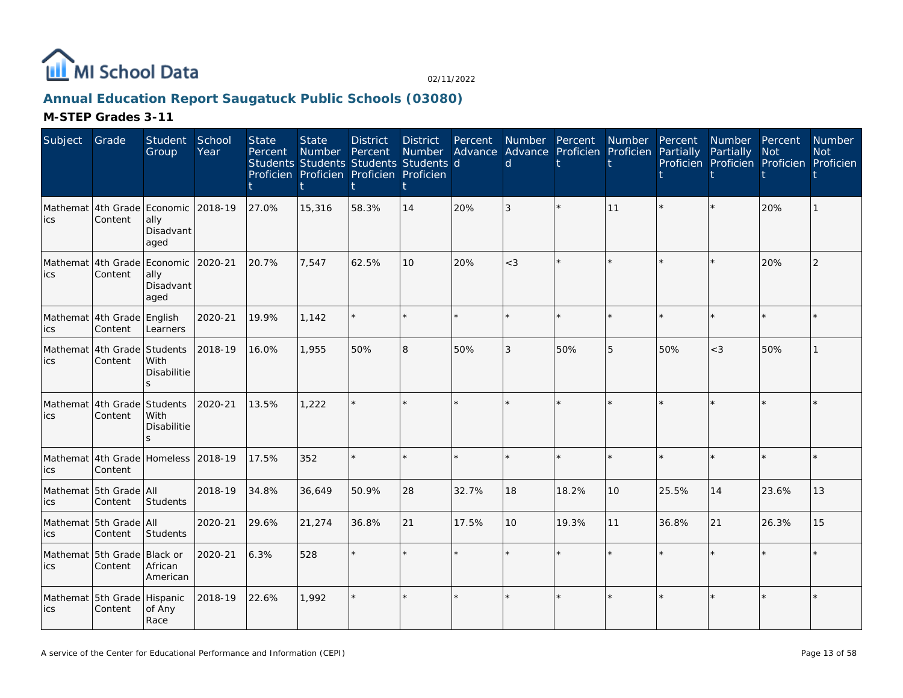## Annual Education Report Saugatuck Public Schools (03080)

### M-STEP Grades 3-11

| Subject | Grade | Student Group | School Year | State Percent Students Proficient | State Number Students Proficient | District Percent Students Proficient | District Number Students Proficient | Percent Advanced | Number Advanced | Percent Proficient | Number Proficient | Percent Partially Proficient | Number Partially Proficient | Percent Not Proficient | Number Not Proficient |
|---|---|---|---|---|---|---|---|---|---|---|---|---|---|---|---|
| Mathematics | 4th Grade Content | Economically Disadvantaged | 2018-19 | 27.0% | 15,316 | 58.3% | 14 | 20% | 3 | * | 11 | * | * | 20% | 1 |
| Mathematics | 4th Grade Content | Economically Disadvantaged | 2020-21 | 20.7% | 7,547 | 62.5% | 10 | 20% | <3 | * | * | * | * | 20% | 2 |
| Mathematics | 4th Grade Content | English Learners | 2020-21 | 19.9% | 1,142 | * | * | * | * | * | * | * | * | * | * |
| Mathematics | 4th Grade Content | Students With Disabilities | 2018-19 | 16.0% | 1,955 | 50% | 8 | 50% | 3 | 50% | 5 | 50% | <3 | 50% | 1 |
| Mathematics | 4th Grade Content | Students With Disabilities | 2020-21 | 13.5% | 1,222 | * | * | * | * | * | * | * | * | * | * |
| Mathematics | 4th Grade Content | Homeless | 2018-19 | 17.5% | 352 | * | * | * | * | * | * | * | * | * | * |
| Mathematics | 5th Grade Content | All Students | 2018-19 | 34.8% | 36,649 | 50.9% | 28 | 32.7% | 18 | 18.2% | 10 | 25.5% | 14 | 23.6% | 13 |
| Mathematics | 5th Grade Content | All Students | 2020-21 | 29.6% | 21,274 | 36.8% | 21 | 17.5% | 10 | 19.3% | 11 | 36.8% | 21 | 26.3% | 15 |
| Mathematics | 5th Grade Content | Black or African American | 2020-21 | 6.3% | 528 | * | * | * | * | * | * | * | * | * | * |
| Mathematics | 5th Grade Content | Hispanic of Any Race | 2018-19 | 22.6% | 1,992 | * | * | * | * | * | * | * | * | * | * |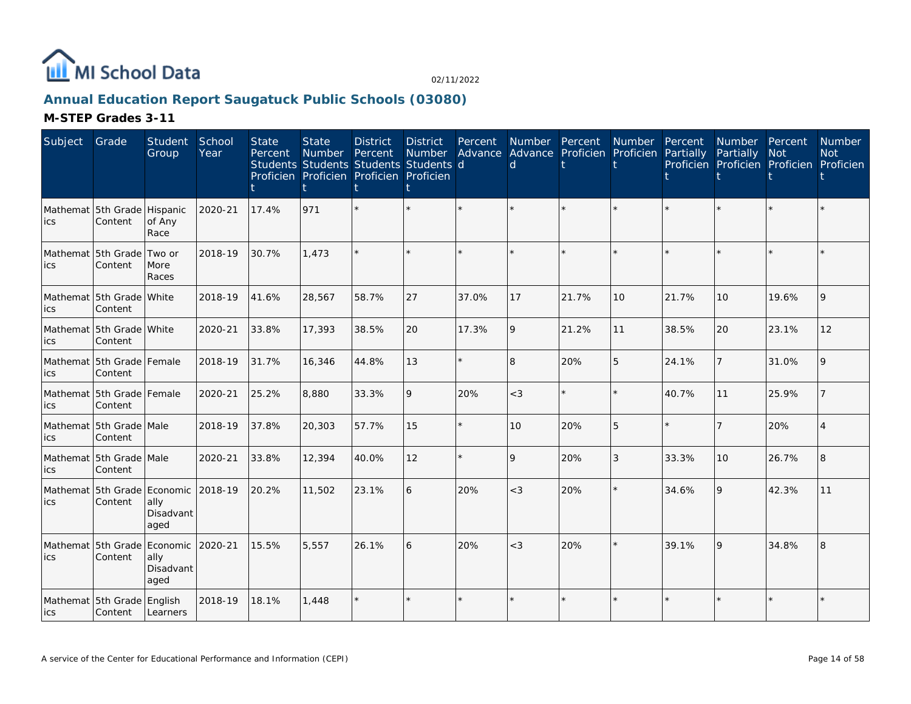MI School Data

02/11/2022

## Annual Education Report Saugatuck Public Schools (03080)

### M-STEP Grades 3-11

| Subject | Grade | Student Group | School Year | State Percent Students Proficient | State Number Students Proficient | District Percent Students Proficient | District Number Students Proficient | Percent Advanced | Number Advanced | Percent Proficient | Number Proficient | Percent Partially Proficient | Number Partially Proficient | Percent Not Proficient | Number Not Proficient |
|---|---|---|---|---|---|---|---|---|---|---|---|---|---|---|---|
| Mathematics | 5th Grade Content | Hispanic of Any Race | 2020-21 | 17.4% | 971 | * | * | * | * | * | * | * | * | * | * |
| Mathematics | 5th Grade Content | Two or More Races | 2018-19 | 30.7% | 1,473 | * | * | * | * | * | * | * | * | * | * |
| Mathematics | 5th Grade Content | White | 2018-19 | 41.6% | 28,567 | 58.7% | 27 | 37.0% | 17 | 21.7% | 10 | 21.7% | 10 | 19.6% | 9 |
| Mathematics | 5th Grade Content | White | 2020-21 | 33.8% | 17,393 | 38.5% | 20 | 17.3% | 9 | 21.2% | 11 | 38.5% | 20 | 23.1% | 12 |
| Mathematics | 5th Grade Content | Female | 2018-19 | 31.7% | 16,346 | 44.8% | 13 | * | 8 | 20% | 5 | 24.1% | 7 | 31.0% | 9 |
| Mathematics | 5th Grade Content | Female | 2020-21 | 25.2% | 8,880 | 33.3% | 9 | 20% | <3 | * | * | 40.7% | 11 | 25.9% | 7 |
| Mathematics | 5th Grade Content | Male | 2018-19 | 37.8% | 20,303 | 57.7% | 15 | * | 10 | 20% | 5 | * | 7 | 20% | 4 |
| Mathematics | 5th Grade Content | Male | 2020-21 | 33.8% | 12,394 | 40.0% | 12 | * | 9 | 20% | 3 | 33.3% | 10 | 26.7% | 8 |
| Mathematics | 5th Grade Content | Economically Disadvantaged | 2018-19 | 20.2% | 11,502 | 23.1% | 6 | 20% | <3 | 20% | * | 34.6% | 9 | 42.3% | 11 |
| Mathematics | 5th Grade Content | Economically Disadvantaged | 2020-21 | 15.5% | 5,557 | 26.1% | 6 | 20% | <3 | 20% | * | 39.1% | 9 | 34.8% | 8 |
| Mathematics | 5th Grade Content | English Learners | 2018-19 | 18.1% | 1,448 | * | * | * | * | * | * | * | * | * | * |

A service of the Center for Educational Performance and Information (CEPI)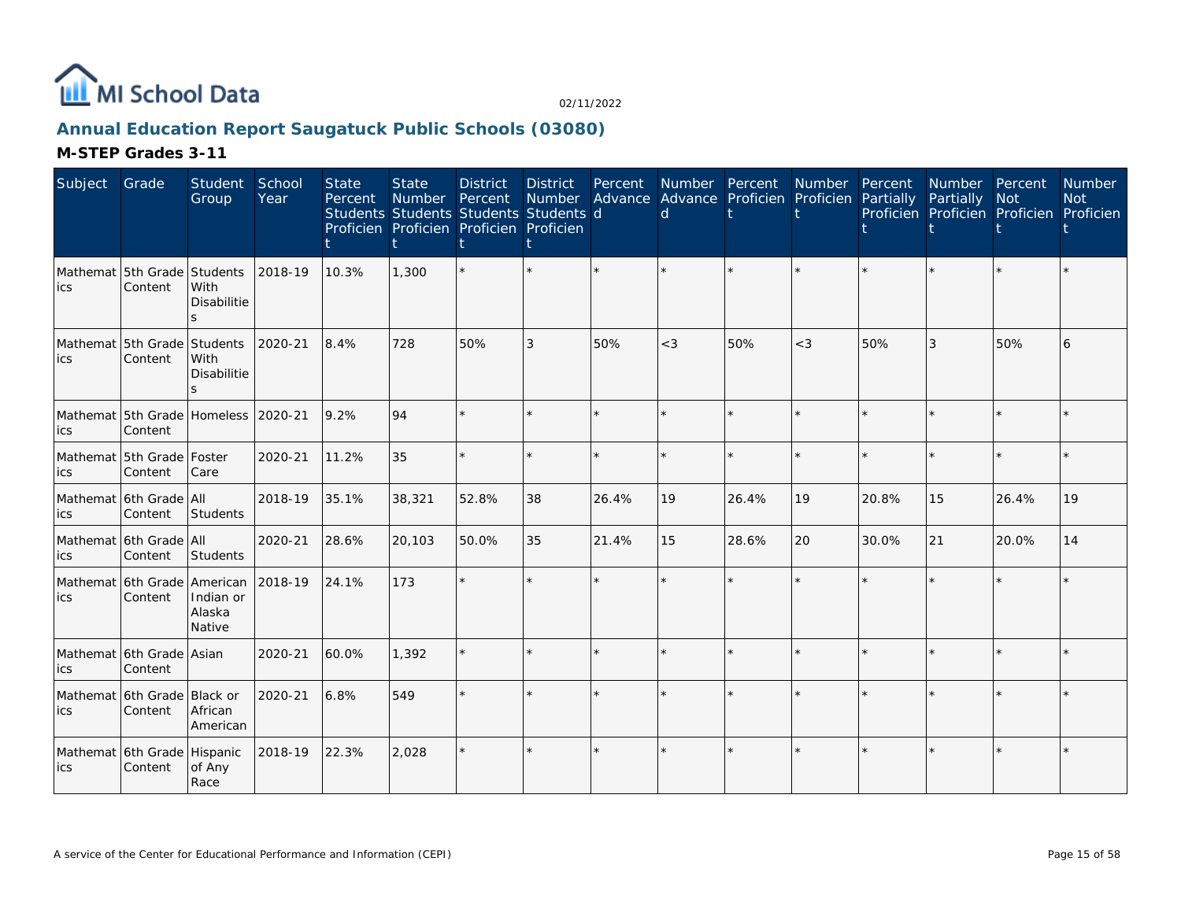MI School Data

02/11/2022

## Annual Education Report Saugatuck Public Schools (03080)

### M-STEP Grades 3-11

| Subject | Grade | Student Group | School Year | State Percent Students Proficient | State Number Students Proficient | District Percent Students Proficient | District Number Students Proficient | Percent Advanced | Number Advanced | Percent Proficient | Number Proficient | Percent Partially Proficient | Number Partially Proficient | Percent Not Proficient | Number Not Proficient |
|---|---|---|---|---|---|---|---|---|---|---|---|---|---|---|---|
| Mathematics | 5th Grade Content | Students With Disabilities | 2018-19 | 10.3% | 1,300 | * | * | * | * | * | * | * | * | * | * |
| Mathematics | 5th Grade Content | Students With Disabilities | 2020-21 | 8.4% | 728 | 50% | 3 | 50% | <3 | 50% | <3 | 50% | 3 | 50% | 6 |
| Mathematics | 5th Grade Content | Homeless | 2020-21 | 9.2% | 94 | * | * | * | * | * | * | * | * | * | * |
| Mathematics | 5th Grade Content | Foster Care | 2020-21 | 11.2% | 35 | * | * | * | * | * | * | * | * | * | * |
| Mathematics | 6th Grade Content | All Students | 2018-19 | 35.1% | 38,321 | 52.8% | 38 | 26.4% | 19 | 26.4% | 19 | 20.8% | 15 | 26.4% | 19 |
| Mathematics | 6th Grade Content | All Students | 2020-21 | 28.6% | 20,103 | 50.0% | 35 | 21.4% | 15 | 28.6% | 20 | 30.0% | 21 | 20.0% | 14 |
| Mathematics | 6th Grade Content | American Indian or Alaska Native | 2018-19 | 24.1% | 173 | * | * | * | * | * | * | * | * | * | * |
| Mathematics | 6th Grade Content | Asian | 2020-21 | 60.0% | 1,392 | * | * | * | * | * | * | * | * | * | * |
| Mathematics | 6th Grade Content | Black or African American | 2020-21 | 6.8% | 549 | * | * | * | * | * | * | * | * | * | * |
| Mathematics | 6th Grade Content | Hispanic of Any Race | 2018-19 | 22.3% | 2,028 | * | * | * | * | * | * | * | * | * | * |

A service of the Center for Educational Performance and Information (CEPI)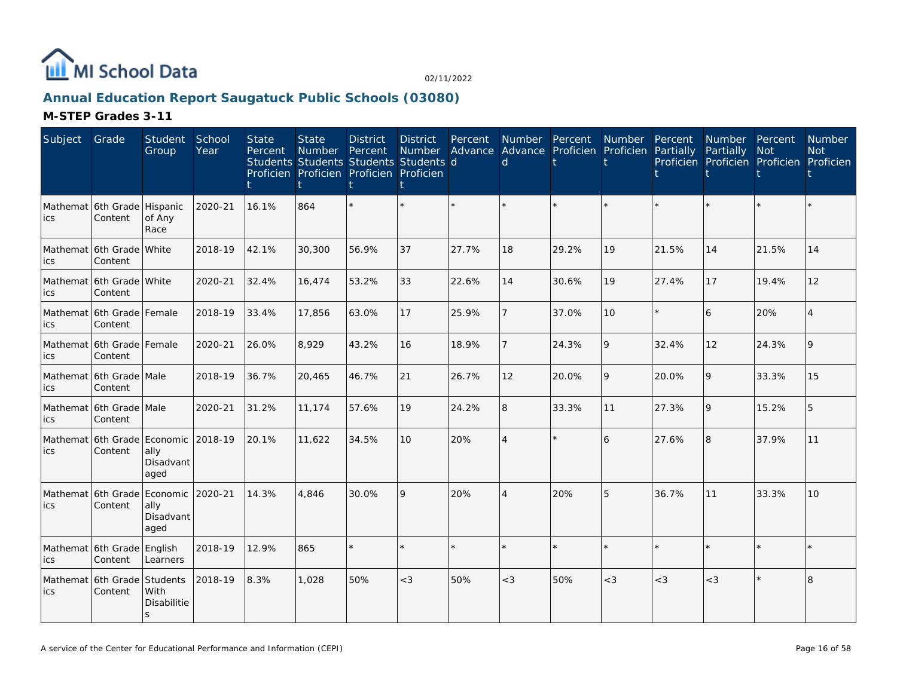# Annual Education Report Saugatuck Public Schools (03080)

## M-STEP Grades 3-11

| Subject | Grade | Student Group | School Year | State Percent Students Proficient | State Number Students Proficient | District Percent Students Proficient | District Number Students Proficient | Percent Advanced | Number Advanced | Percent Proficient | Number Proficient | Percent Partially Proficient | Number Partially Proficient | Percent Not Proficient | Number Not Proficient |
|---|---|---|---|---|---|---|---|---|---|---|---|---|---|---|---|
| Mathematics | 6th Grade Content | Hispanic of Any Race | 2020-21 | 16.1% | 864 | * | * | * | * | * | * | * | * | * | * |
| Mathematics | 6th Grade Content | White | 2018-19 | 42.1% | 30,300 | 56.9% | 37 | 27.7% | 18 | 29.2% | 19 | 21.5% | 14 | 21.5% | 14 |
| Mathematics | 6th Grade Content | White | 2020-21 | 32.4% | 16,474 | 53.2% | 33 | 22.6% | 14 | 30.6% | 19 | 27.4% | 17 | 19.4% | 12 |
| Mathematics | 6th Grade Content | Female | 2018-19 | 33.4% | 17,856 | 63.0% | 17 | 25.9% | 7 | 37.0% | 10 | * | 6 | 20% | 4 |
| Mathematics | 6th Grade Content | Female | 2020-21 | 26.0% | 8,929 | 43.2% | 16 | 18.9% | 7 | 24.3% | 9 | 32.4% | 12 | 24.3% | 9 |
| Mathematics | 6th Grade Content | Male | 2018-19 | 36.7% | 20,465 | 46.7% | 21 | 26.7% | 12 | 20.0% | 9 | 20.0% | 9 | 33.3% | 15 |
| Mathematics | 6th Grade Content | Male | 2020-21 | 31.2% | 11,174 | 57.6% | 19 | 24.2% | 8 | 33.3% | 11 | 27.3% | 9 | 15.2% | 5 |
| Mathematics | 6th Grade Content | Economically Disadvantaged | 2018-19 | 20.1% | 11,622 | 34.5% | 10 | 20% | 4 | * | 6 | 27.6% | 8 | 37.9% | 11 |
| Mathematics | 6th Grade Content | Economically Disadvantaged | 2020-21 | 14.3% | 4,846 | 30.0% | 9 | 20% | 4 | 20% | 5 | 36.7% | 11 | 33.3% | 10 |
| Mathematics | 6th Grade Content | English Learners | 2018-19 | 12.9% | 865 | * | * | * | * | * | * | * | * | * | * |
| Mathematics | 6th Grade Content | Students With Disabilities | 2018-19 | 8.3% | 1,028 | 50% | <3 | 50% | <3 | 50% | <3 | <3 | <3 | * | 8 |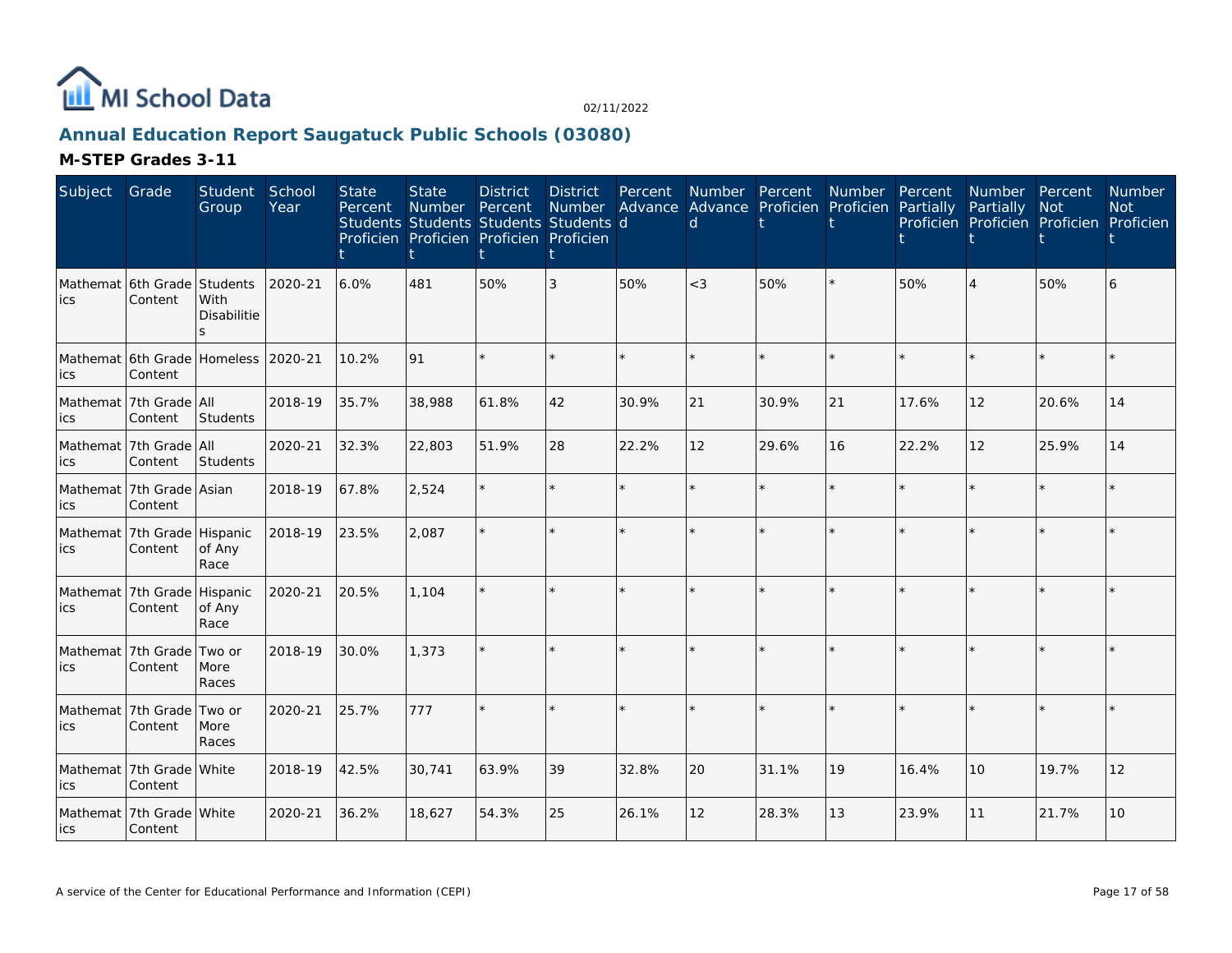# Annual Education Report Saugatuck Public Schools (03080)

## M-STEP Grades 3-11

| Subject | Grade | Student Group | School Year | State Percent Students Proficient | State Number Students Proficient | District Percent Students Proficient | District Number Students Proficient | Percent Advanced | Number Advanced | Percent Proficient | Number Proficient | Percent Partially Proficient | Number Partially Proficient | Percent Not Proficient | Number Not Proficient |
|---|---|---|---|---|---|---|---|---|---|---|---|---|---|---|---|
| Mathematics | 6th Grade Content | Students With Disabilities | 2020-21 | 6.0% | 481 | 50% | 3 | 50% | <3 | 50% | * | 50% | 4 | 50% | 6 |
| Mathematics | 6th Grade Content | Homeless | 2020-21 | 10.2% | 91 | * | * | * | * | * | * | * | * | * | * |
| Mathematics | 7th Grade Content | All Students | 2018-19 | 35.7% | 38,988 | 61.8% | 42 | 30.9% | 21 | 30.9% | 21 | 17.6% | 12 | 20.6% | 14 |
| Mathematics | 7th Grade Content | All Students | 2020-21 | 32.3% | 22,803 | 51.9% | 28 | 22.2% | 12 | 29.6% | 16 | 22.2% | 12 | 25.9% | 14 |
| Mathematics | 7th Grade Content | Asian | 2018-19 | 67.8% | 2,524 | * | * | * | * | * | * | * | * | * | * |
| Mathematics | 7th Grade Content | Hispanic of Any Race | 2018-19 | 23.5% | 2,087 | * | * | * | * | * | * | * | * | * | * |
| Mathematics | 7th Grade Content | Hispanic of Any Race | 2020-21 | 20.5% | 1,104 | * | * | * | * | * | * | * | * | * | * |
| Mathematics | 7th Grade Content | Two or More Races | 2018-19 | 30.0% | 1,373 | * | * | * | * | * | * | * | * | * | * |
| Mathematics | 7th Grade Content | Two or More Races | 2020-21 | 25.7% | 777 | * | * | * | * | * | * | * | * | * | * |
| Mathematics | 7th Grade Content | White | 2018-19 | 42.5% | 30,741 | 63.9% | 39 | 32.8% | 20 | 31.1% | 19 | 16.4% | 10 | 19.7% | 12 |
| Mathematics | 7th Grade Content | White | 2020-21 | 36.2% | 18,627 | 54.3% | 25 | 26.1% | 12 | 28.3% | 13 | 23.9% | 11 | 21.7% | 10 |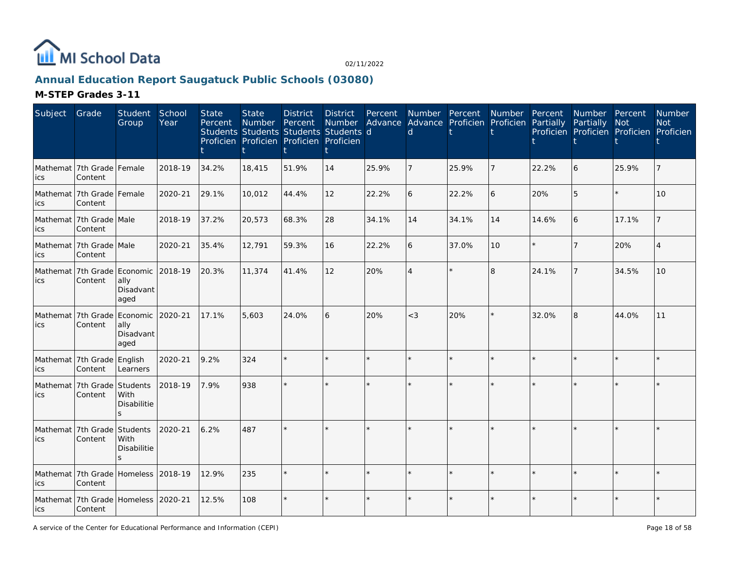## Annual Education Report Saugatuck Public Schools (03080)

### M-STEP Grades 3-11

| Subject | Grade | Student Group | School Year | State Percent Students Proficient | State Number Students Proficient | District Percent Students Proficient | District Number Students Proficient | Percent Advanced | Number Advanced | Percent Proficient | Number Proficient | Percent Partially Proficient | Number Partially Proficient | Percent Not Proficient | Number Not Proficient |
|---|---|---|---|---|---|---|---|---|---|---|---|---|---|---|---|
| Mathematics | 7th Grade Content | Female | 2018-19 | 34.2% | 18,415 | 51.9% | 14 | 25.9% | 7 | 25.9% | 7 | 22.2% | 6 | 25.9% | 7 |
| Mathematics | 7th Grade Content | Female | 2020-21 | 29.1% | 10,012 | 44.4% | 12 | 22.2% | 6 | 22.2% | 6 | 20% | 5 | * | 10 |
| Mathematics | 7th Grade Content | Male | 2018-19 | 37.2% | 20,573 | 68.3% | 28 | 34.1% | 14 | 34.1% | 14 | 14.6% | 6 | 17.1% | 7 |
| Mathematics | 7th Grade Content | Male | 2020-21 | 35.4% | 12,791 | 59.3% | 16 | 22.2% | 6 | 37.0% | 10 | * | 7 | 20% | 4 |
| Mathematics | 7th Grade Content | Economically Disadvantaged | 2018-19 | 20.3% | 11,374 | 41.4% | 12 | 20% | 4 | * | 8 | 24.1% | 7 | 34.5% | 10 |
| Mathematics | 7th Grade Content | Economically Disadvantaged | 2020-21 | 17.1% | 5,603 | 24.0% | 6 | 20% | <3 | 20% | * | 32.0% | 8 | 44.0% | 11 |
| Mathematics | 7th Grade Content | English Learners | 2020-21 | 9.2% | 324 | * | * | * | * | * | * | * | * | * | * |
| Mathematics | 7th Grade Content | Students With Disabilities | 2018-19 | 7.9% | 938 | * | * | * | * | * | * | * | * | * | * |
| Mathematics | 7th Grade Content | Students With Disabilities | 2020-21 | 6.2% | 487 | * | * | * | * | * | * | * | * | * | * |
| Mathematics | 7th Grade Content | Homeless | 2018-19 | 12.9% | 235 | * | * | * | * | * | * | * | * | * | * |
| Mathematics | 7th Grade Content | Homeless | 2020-21 | 12.5% | 108 | * | * | * | * | * | * | * | * | * | * |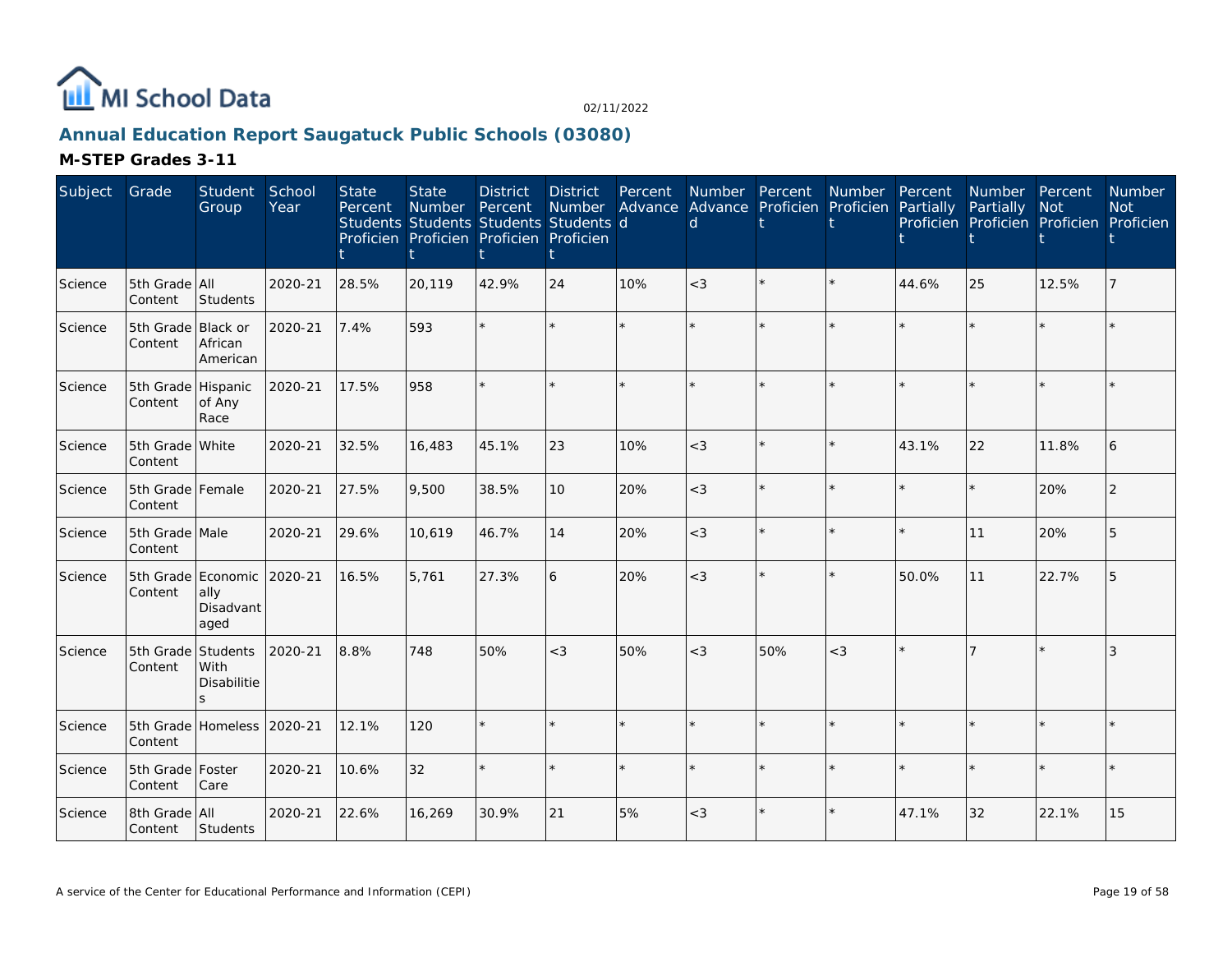# Annual Education Report Saugatuck Public Schools (03080)

## M-STEP Grades 3-11

| Subject | Grade | Student Group | School Year | State Percent Students Proficient | State Number Students Proficient | District Percent Students Proficient | District Number Students Proficient | Percent Advanced | Number Advanced | Percent Proficient | Number Proficient | Percent Partially Proficient | Number Partially Proficient | Percent Not Proficient | Number Not Proficient |
|---|---|---|---|---|---|---|---|---|---|---|---|---|---|---|---|
| Science | 5th Grade Content | All Students | 2020-21 | 28.5% | 20,119 | 42.9% | 24 | 10% | <3 | * | * | 44.6% | 25 | 12.5% | 7 |
| Science | 5th Grade Content | Black or African American | 2020-21 | 7.4% | 593 | * | * | * | * | * | * | * | * | * | * |
| Science | 5th Grade Content | Hispanic of Any Race | 2020-21 | 17.5% | 958 | * | * | * | * | * | * | * | * | * | * |
| Science | 5th Grade Content | White | 2020-21 | 32.5% | 16,483 | 45.1% | 23 | 10% | <3 | * | * | 43.1% | 22 | 11.8% | 6 |
| Science | 5th Grade Content | Female | 2020-21 | 27.5% | 9,500 | 38.5% | 10 | 20% | <3 | * | * | * | * | 20% | 2 |
| Science | 5th Grade Content | Male | 2020-21 | 29.6% | 10,619 | 46.7% | 14 | 20% | <3 | * | * | * | 11 | 20% | 5 |
| Science | 5th Grade Content | Economically Disadvantaged | 2020-21 | 16.5% | 5,761 | 27.3% | 6 | 20% | <3 | * | * | 50.0% | 11 | 22.7% | 5 |
| Science | 5th Grade Content | Students With Disabilities | 2020-21 | 8.8% | 748 | 50% | <3 | 50% | <3 | 50% | <3 | * | 7 | * | 3 |
| Science | 5th Grade Content | Homeless | 2020-21 | 12.1% | 120 | * | * | * | * | * | * | * | * | * | * |
| Science | 5th Grade Content | Foster Care | 2020-21 | 10.6% | 32 | * | * | * | * | * | * | * | * | * | * |
| Science | 8th Grade Content | All Students | 2020-21 | 22.6% | 16,269 | 30.9% | 21 | 5% | <3 | * | * | 47.1% | 32 | 22.1% | 15 |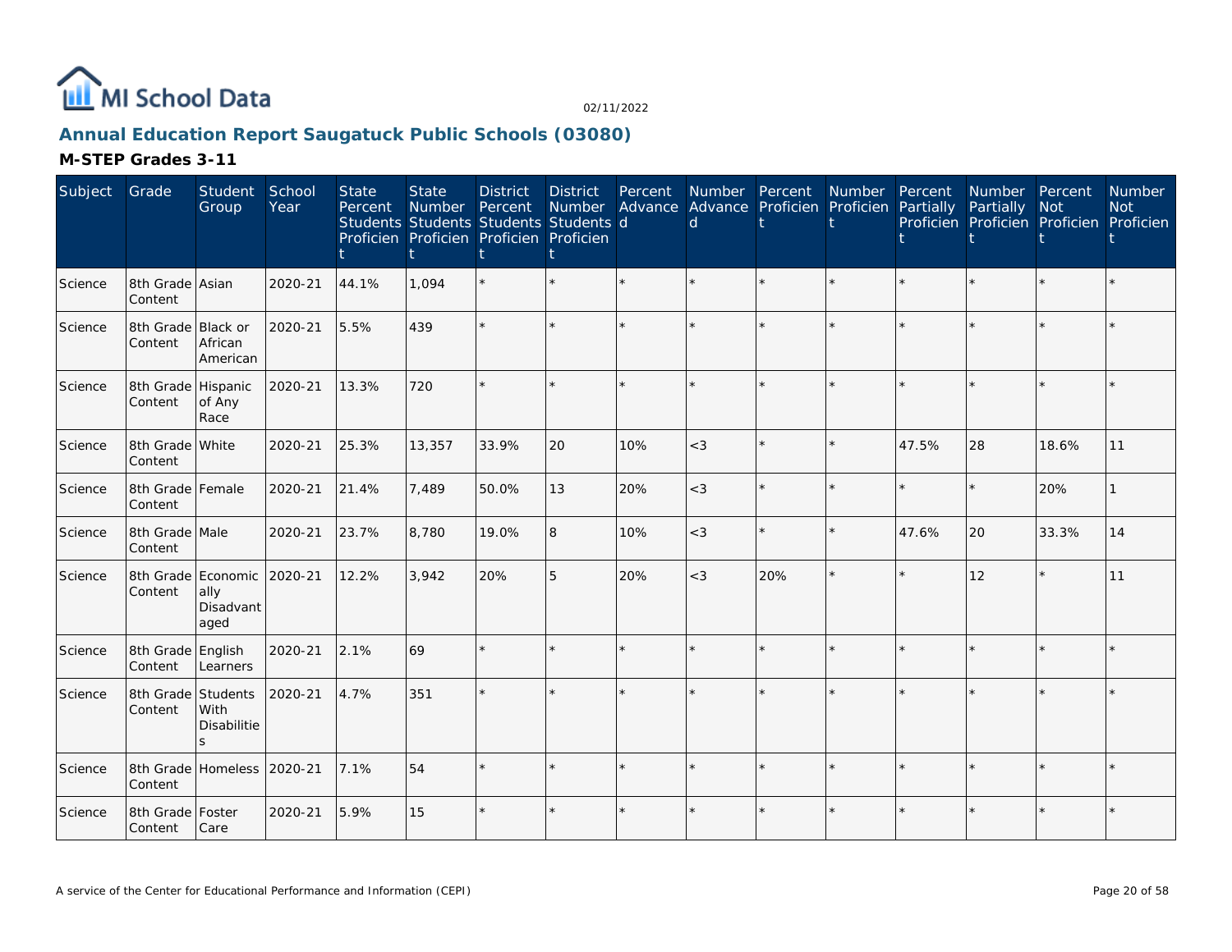# Annual Education Report Saugatuck Public Schools (03080)

## M-STEP Grades 3-11

| Subject | Grade | Student Group | School Year | State Percent Students Proficient | State Number Students Proficient | District Percent Students Proficient | District Number Students Proficient | Percent Advanced | Number Advanced | Percent Proficient | Number Proficient | Percent Partially Proficient | Number Partially Proficient | Percent Not Proficient | Number Not Proficient |
|---|---|---|---|---|---|---|---|---|---|---|---|---|---|---|---|
| Science | 8th Grade Content | Asian | 2020-21 | 44.1% | 1,094 | * | * | * | * | * | * | * | * | * | * |
| Science | 8th Grade Content | Black or African American | 2020-21 | 5.5% | 439 | * | * | * | * | * | * | * | * | * | * |
| Science | 8th Grade Content | Hispanic of Any Race | 2020-21 | 13.3% | 720 | * | * | * | * | * | * | * | * | * | * |
| Science | 8th Grade Content | White | 2020-21 | 25.3% | 13,357 | 33.9% | 20 | 10% | <3 | * | * | 47.5% | 28 | 18.6% | 11 |
| Science | 8th Grade Content | Female | 2020-21 | 21.4% | 7,489 | 50.0% | 13 | 20% | <3 | * | * | * | * | 20% | 1 |
| Science | 8th Grade Content | Male | 2020-21 | 23.7% | 8,780 | 19.0% | 8 | 10% | <3 | * | * | 47.6% | 20 | 33.3% | 14 |
| Science | 8th Grade Content | Economically Disadvantaged | 2020-21 | 12.2% | 3,942 | 20% | 5 | 20% | <3 | 20% | * | * | 12 | * | 11 |
| Science | 8th Grade Content | English Learners | 2020-21 | 2.1% | 69 | * | * | * | * | * | * | * | * | * | * |
| Science | 8th Grade Content | Students With Disabilities | 2020-21 | 4.7% | 351 | * | * | * | * | * | * | * | * | * | * |
| Science | 8th Grade Content | Homeless | 2020-21 | 7.1% | 54 | * | * | * | * | * | * | * | * | * | * |
| Science | 8th Grade Content | Foster Care | 2020-21 | 5.9% | 15 | * | * | * | * | * | * | * | * | * | * |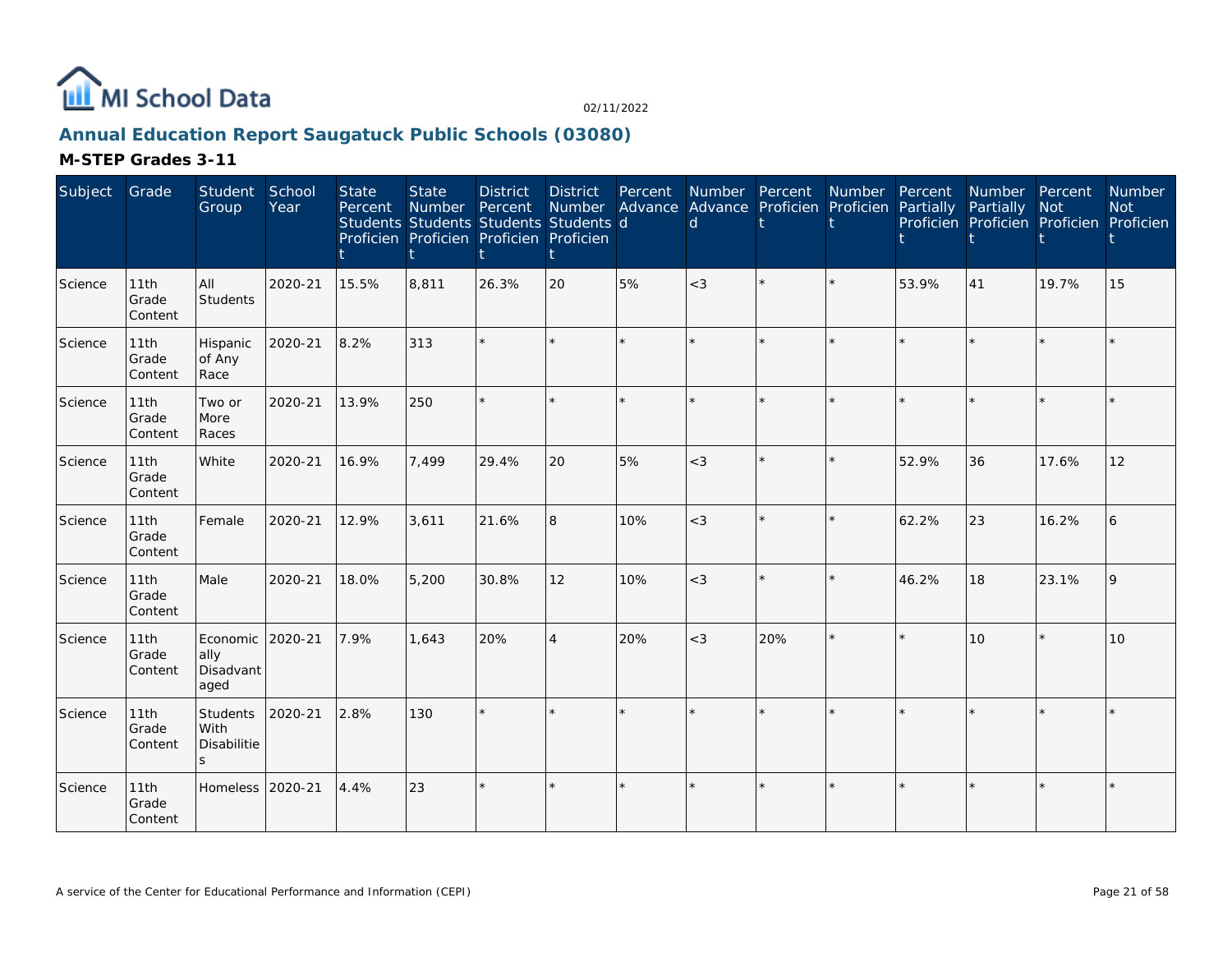MI School Data

02/11/2022

## Annual Education Report Saugatuck Public Schools (03080)

### M-STEP Grades 3-11

| Subject | Grade | Student Group | School Year | State Percent Students Proficient | State Number Students Proficient | District Percent Students Proficient | District Number Students Proficient | Percent Advanced | Number Advanced | Percent Proficient | Number Proficient | Percent Partially Proficient | Number Partially Proficient | Percent Not Proficient | Number Not Proficient |
|---|---|---|---|---|---|---|---|---|---|---|---|---|---|---|---|
| Science | 11th Grade Content | All Students | 2020-21 | 15.5% | 8,811 | 26.3% | 20 | 5% | <3 | * | * | 53.9% | 41 | 19.7% | 15 |
| Science | 11th Grade Content | Hispanic of Any Race | 2020-21 | 8.2% | 313 | * | * | * | * | * | * | * | * | * | * |
| Science | 11th Grade Content | Two or More Races | 2020-21 | 13.9% | 250 | * | * | * | * | * | * | * | * | * | * |
| Science | 11th Grade Content | White | 2020-21 | 16.9% | 7,499 | 29.4% | 20 | 5% | <3 | * | * | 52.9% | 36 | 17.6% | 12 |
| Science | 11th Grade Content | Female | 2020-21 | 12.9% | 3,611 | 21.6% | 8 | 10% | <3 | * | * | 62.2% | 23 | 16.2% | 6 |
| Science | 11th Grade Content | Male | 2020-21 | 18.0% | 5,200 | 30.8% | 12 | 10% | <3 | * | * | 46.2% | 18 | 23.1% | 9 |
| Science | 11th Grade Content | Economically Disadvantaged | 2020-21 | 7.9% | 1,643 | 20% | 4 | 20% | <3 | 20% | * | * | 10 | * | 10 |
| Science | 11th Grade Content | Students With Disabilities | 2020-21 | 2.8% | 130 | * | * | * | * | * | * | * | * | * | * |
| Science | 11th Grade Content | Homeless | 2020-21 | 4.4% | 23 | * | * | * | * | * | * | * | * | * | * |

A service of the Center for Educational Performance and Information (CEPI)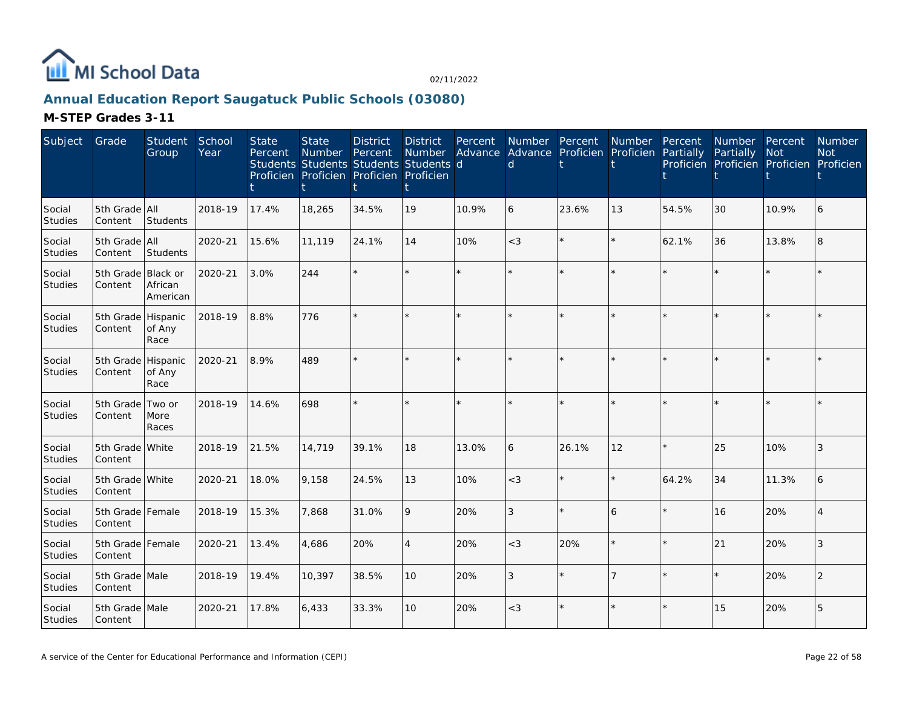MI School Data

02/11/2022

## Annual Education Report Saugatuck Public Schools (03080)

### M-STEP Grades 3-11

| Subject | Grade | Student Group | School Year | State Percent Students Proficient | State Number Students Proficient | District Percent Students Proficient | District Number Students Proficient | Percent Advanced | Number Advanced | Percent Proficient | Number Proficient | Percent Partially Proficient | Number Partially Proficient | Percent Not Proficient | Number Not Proficient |
|---|---|---|---|---|---|---|---|---|---|---|---|---|---|---|---|
| Social Studies | 5th Grade Content | All Students | 2018-19 | 17.4% | 18,265 | 34.5% | 19 | 10.9% | 6 | 23.6% | 13 | 54.5% | 30 | 10.9% | 6 |
| Social Studies | 5th Grade Content | All Students | 2020-21 | 15.6% | 11,119 | 24.1% | 14 | 10% | <3 | * | * | 62.1% | 36 | 13.8% | 8 |
| Social Studies | 5th Grade Content | Black or African American | 2020-21 | 3.0% | 244 | * | * | * | * | * | * | * | * | * | * |
| Social Studies | 5th Grade Content | Hispanic of Any Race | 2018-19 | 8.8% | 776 | * | * | * | * | * | * | * | * | * | * |
| Social Studies | 5th Grade Content | Hispanic of Any Race | 2020-21 | 8.9% | 489 | * | * | * | * | * | * | * | * | * | * |
| Social Studies | 5th Grade Content | Two or More Races | 2018-19 | 14.6% | 698 | * | * | * | * | * | * | * | * | * | * |
| Social Studies | 5th Grade Content | White | 2018-19 | 21.5% | 14,719 | 39.1% | 18 | 13.0% | 6 | 26.1% | 12 | * | 25 | 10% | 3 |
| Social Studies | 5th Grade Content | White | 2020-21 | 18.0% | 9,158 | 24.5% | 13 | 10% | <3 | * | * | 64.2% | 34 | 11.3% | 6 |
| Social Studies | 5th Grade Content | Female | 2018-19 | 15.3% | 7,868 | 31.0% | 9 | 20% | 3 | * | 6 | * | 16 | 20% | 4 |
| Social Studies | 5th Grade Content | Female | 2020-21 | 13.4% | 4,686 | 20% | 4 | 20% | <3 | 20% | * | * | 21 | 20% | 3 |
| Social Studies | 5th Grade Content | Male | 2018-19 | 19.4% | 10,397 | 38.5% | 10 | 20% | 3 | * | 7 | * | * | 20% | 2 |
| Social Studies | 5th Grade Content | Male | 2020-21 | 17.8% | 6,433 | 33.3% | 10 | 20% | <3 | * | * | * | 15 | 20% | 5 |

A service of the Center for Educational Performance and Information (CEPI)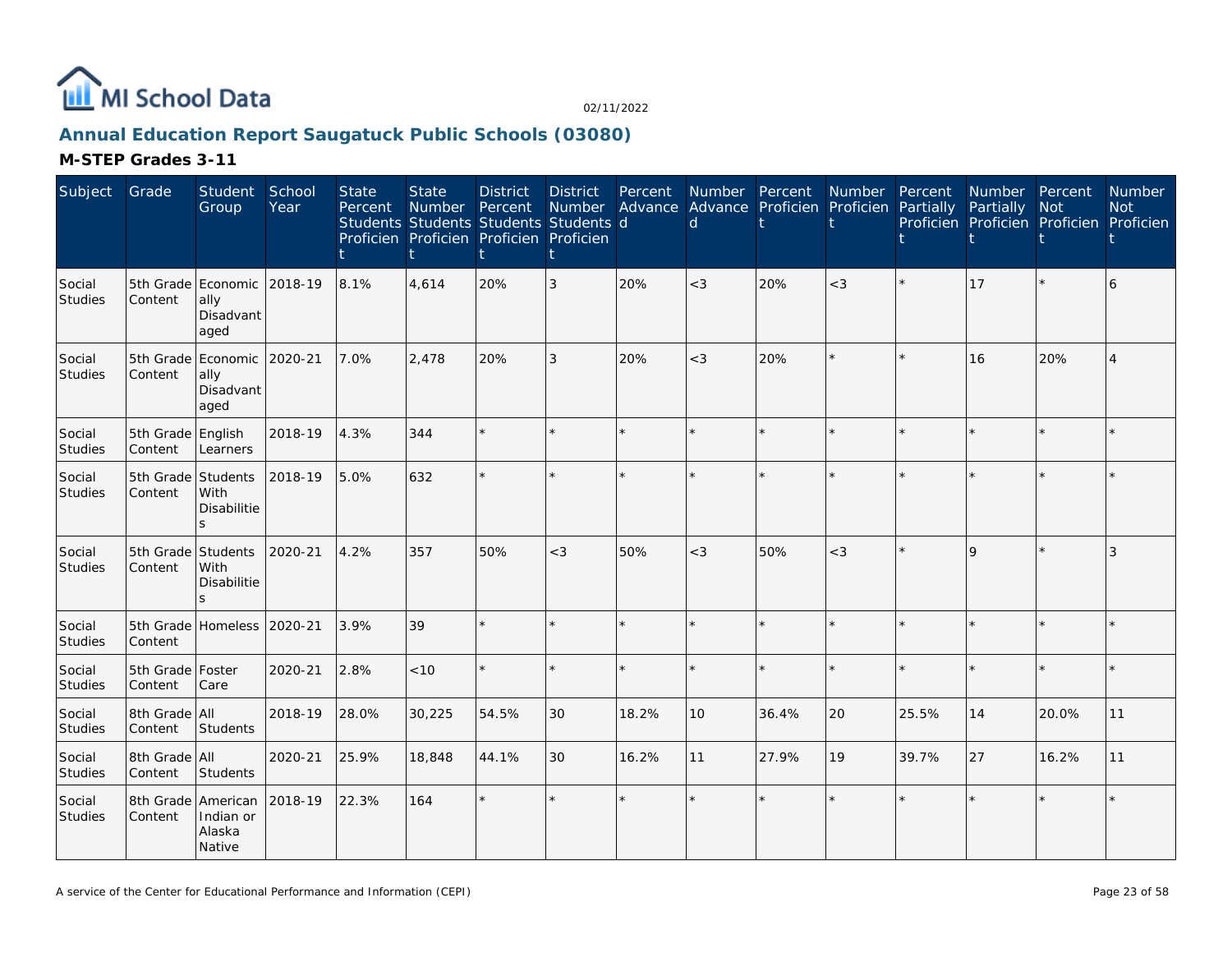# Annual Education Report Saugatuck Public Schools (03080)

02/11/2022

## M-STEP Grades 3-11

| Subject | Grade | Student Group | School Year | State Percent Students Proficient | State Number Students Proficient | District Percent Students Proficient | District Number Students Proficient | Percent Advanced | Number Advanced | Percent Proficient | Number Proficient | Percent Partially Proficient | Number Partially Proficient | Percent Not Proficient | Number Not Proficient |
|---|---|---|---|---|---|---|---|---|---|---|---|---|---|---|---|
| Social Studies | 5th Grade Content | Economically Disadvantaged | 2018-19 | 8.1% | 4,614 | 20% | 3 | 20% | <3 | 20% | <3 | * | 17 | * | 6 |
| Social Studies | 5th Grade Content | Economically Disadvantaged | 2020-21 | 7.0% | 2,478 | 20% | 3 | 20% | <3 | 20% | * | * | 16 | 20% | 4 |
| Social Studies | 5th Grade Content | English Learners | 2018-19 | 4.3% | 344 | * | * | * | * | * | * | * | * | * | * |
| Social Studies | 5th Grade Content | Students With Disabilities | 2018-19 | 5.0% | 632 | * | * | * | * | * | * | * | * | * | * |
| Social Studies | 5th Grade Content | Students With Disabilities | 2020-21 | 4.2% | 357 | 50% | <3 | 50% | <3 | 50% | <3 | * | 9 | * | 3 |
| Social Studies | 5th Grade Content | Homeless | 2020-21 | 3.9% | 39 | * | * | * | * | * | * | * | * | * | * |
| Social Studies | 5th Grade Content | Foster Care | 2020-21 | 2.8% | <10 | * | * | * | * | * | * | * | * | * | * |
| Social Studies | 8th Grade Content | All Students | 2018-19 | 28.0% | 30,225 | 54.5% | 30 | 18.2% | 10 | 36.4% | 20 | 25.5% | 14 | 20.0% | 11 |
| Social Studies | 8th Grade Content | All Students | 2020-21 | 25.9% | 18,848 | 44.1% | 30 | 16.2% | 11 | 27.9% | 19 | 39.7% | 27 | 16.2% | 11 |
| Social Studies | 8th Grade Content | American Indian or Alaska Native | 2018-19 | 22.3% | 164 | * | * | * | * | * | * | * | * | * | * |

A service of the Center for Educational Performance and Information (CEPI)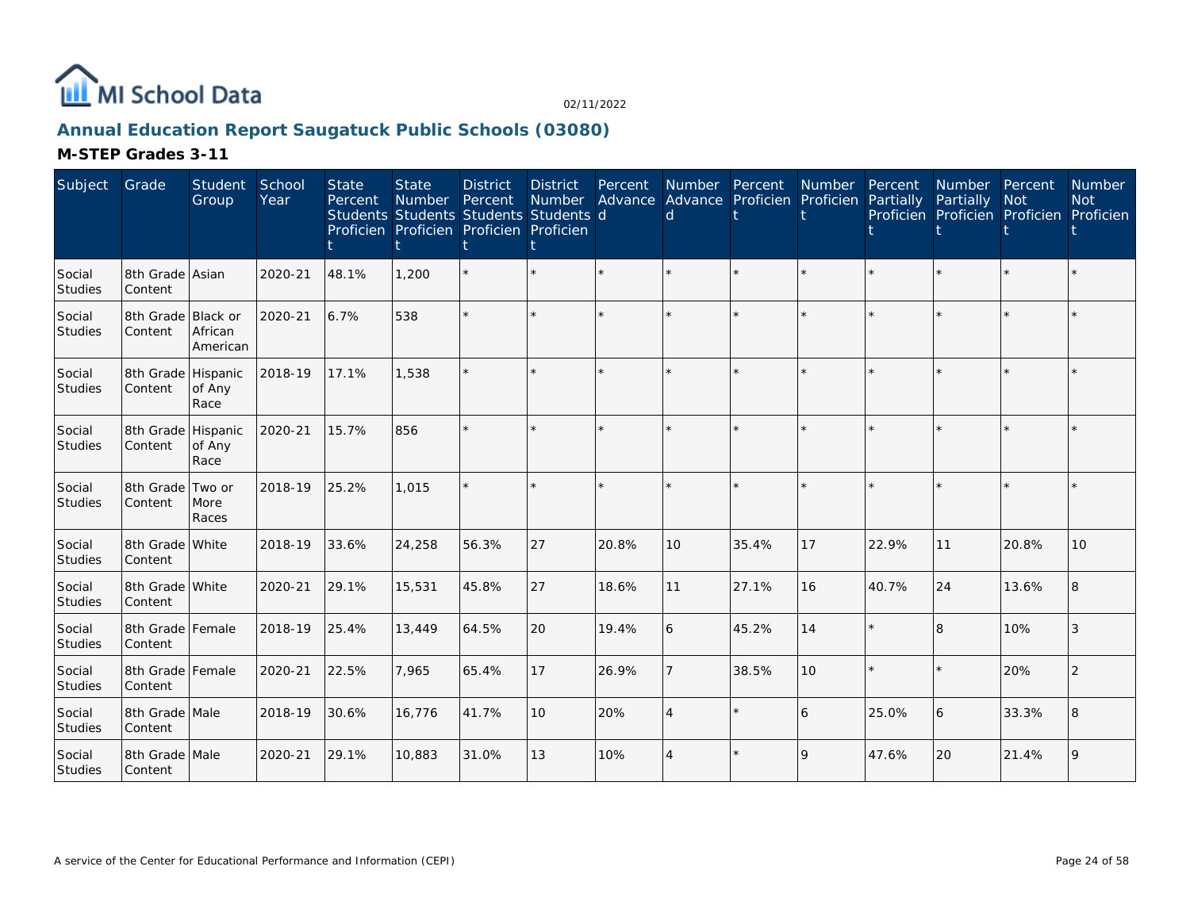# Annual Education Report Saugatuck Public Schools (03080)

## M-STEP Grades 3-11

| Subject | Grade | Student Group | School Year | State Percent Students Proficient | State Number Students Proficient | District Percent Students Proficient | District Number Students Proficient | Percent Advanced | Number Advanced | Percent Proficient | Number Proficient | Percent Partially Proficient | Number Partially Proficient | Percent Not Proficient | Number Not Proficient |
|---|---|---|---|---|---|---|---|---|---|---|---|---|---|---|---|
| Social Studies | 8th Grade Content | Asian | 2020-21 | 48.1% | 1,200 | * | * | * | * | * | * | * | * | * | * |
| Social Studies | 8th Grade Content | Black or African American | 2020-21 | 6.7% | 538 | * | * | * | * | * | * | * | * | * | * |
| Social Studies | 8th Grade Content | Hispanic of Any Race | 2018-19 | 17.1% | 1,538 | * | * | * | * | * | * | * | * | * | * |
| Social Studies | 8th Grade Content | Hispanic of Any Race | 2020-21 | 15.7% | 856 | * | * | * | * | * | * | * | * | * | * |
| Social Studies | 8th Grade Content | Two or More Races | 2018-19 | 25.2% | 1,015 | * | * | * | * | * | * | * | * | * | * |
| Social Studies | 8th Grade Content | White | 2018-19 | 33.6% | 24,258 | 56.3% | 27 | 20.8% | 10 | 35.4% | 17 | 22.9% | 11 | 20.8% | 10 |
| Social Studies | 8th Grade Content | White | 2020-21 | 29.1% | 15,531 | 45.8% | 27 | 18.6% | 11 | 27.1% | 16 | 40.7% | 24 | 13.6% | 8 |
| Social Studies | 8th Grade Content | Female | 2018-19 | 25.4% | 13,449 | 64.5% | 20 | 19.4% | 6 | 45.2% | 14 | * | 8 | 10% | 3 |
| Social Studies | 8th Grade Content | Female | 2020-21 | 22.5% | 7,965 | 65.4% | 17 | 26.9% | 7 | 38.5% | 10 | * | * | 20% | 2 |
| Social Studies | 8th Grade Content | Male | 2018-19 | 30.6% | 16,776 | 41.7% | 10 | 20% | 4 | * | 6 | 25.0% | 6 | 33.3% | 8 |
| Social Studies | 8th Grade Content | Male | 2020-21 | 29.1% | 10,883 | 31.0% | 13 | 10% | 4 | * | 9 | 47.6% | 20 | 21.4% | 9 |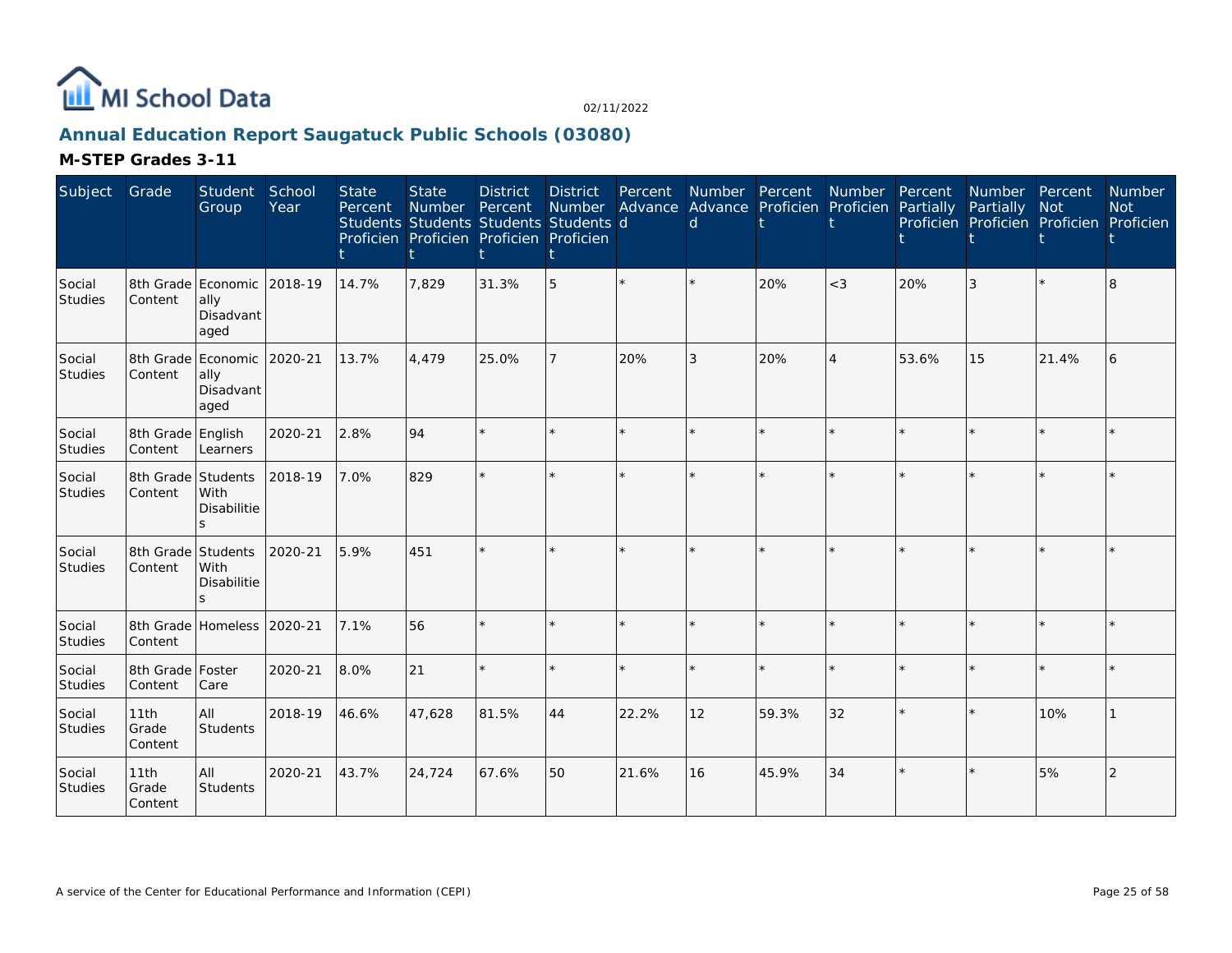MI School Data

02/11/2022

## Annual Education Report Saugatuck Public Schools (03080)

### M-STEP Grades 3-11

| Subject | Grade | Student Group | School Year | State Percent Students Proficient | State Number Students Proficient | District Percent Students Proficient | District Number Students Proficient | Percent Advanced | Number Advanced | Percent Proficient | Number Proficient | Percent Partially Proficient | Number Partially Proficient | Percent Not Proficient | Number Not Proficient |
|---|---|---|---|---|---|---|---|---|---|---|---|---|---|---|---|
| Social Studies | 8th Grade Content | Economically Disadvantaged | 2018-19 | 14.7% | 7,829 | 31.3% | 5 | * | * | 20% | <3 | 20% | 3 | * | 8 |
| Social Studies | 8th Grade Content | Economically Disadvantaged | 2020-21 | 13.7% | 4,479 | 25.0% | 7 | 20% | 3 | 20% | 4 | 53.6% | 15 | 21.4% | 6 |
| Social Studies | 8th Grade Content | English Learners | 2020-21 | 2.8% | 94 | * | * | * | * | * | * | * | * | * | * |
| Social Studies | 8th Grade Content | Students With Disabilities | 2018-19 | 7.0% | 829 | * | * | * | * | * | * | * | * | * | * |
| Social Studies | 8th Grade Content | Students With Disabilities | 2020-21 | 5.9% | 451 | * | * | * | * | * | * | * | * | * | * |
| Social Studies | 8th Grade Content | Homeless | 2020-21 | 7.1% | 56 | * | * | * | * | * | * | * | * | * | * |
| Social Studies | 8th Grade Content | Foster Care | 2020-21 | 8.0% | 21 | * | * | * | * | * | * | * | * | * | * |
| Social Studies | 11th Grade Content | All Students | 2018-19 | 46.6% | 47,628 | 81.5% | 44 | 22.2% | 12 | 59.3% | 32 | * | * | 10% | 1 |
| Social Studies | 11th Grade Content | All Students | 2020-21 | 43.7% | 24,724 | 67.6% | 50 | 21.6% | 16 | 45.9% | 34 | * | * | 5% | 2 |

A service of the Center for Educational Performance and Information (CEPI)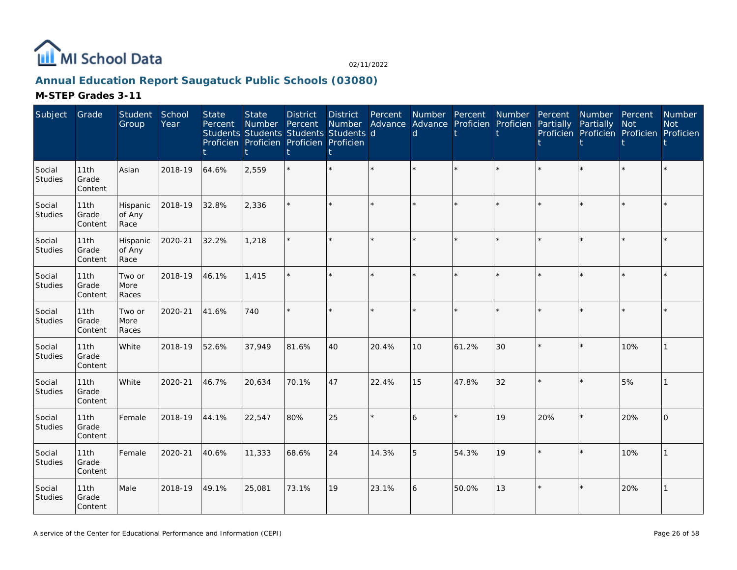# Annual Education Report Saugatuck Public Schools (03080)

02/11/2022

## M-STEP Grades 3-11

| Subject | Grade | Student Group | School Year | State Percent Students Proficient | State Number Students Proficient | District Percent Students Proficient | District Number Students Proficient | Percent Advanced | Number Advanced | Percent Proficient | Number Proficient | Percent Partially Proficient | Number Partially Proficient | Percent Not Proficient | Number Not Proficient |
|---|---|---|---|---|---|---|---|---|---|---|---|---|---|---|---|
| Social Studies | 11th Grade Content | Asian | 2018-19 | 64.6% | 2,559 | * | * | * | * | * | * | * | * | * | * |
| Social Studies | 11th Grade Content | Hispanic of Any Race | 2018-19 | 32.8% | 2,336 | * | * | * | * | * | * | * | * | * | * |
| Social Studies | 11th Grade Content | Hispanic of Any Race | 2020-21 | 32.2% | 1,218 | * | * | * | * | * | * | * | * | * | * |
| Social Studies | 11th Grade Content | Two or More Races | 2018-19 | 46.1% | 1,415 | * | * | * | * | * | * | * | * | * | * |
| Social Studies | 11th Grade Content | Two or More Races | 2020-21 | 41.6% | 740 | * | * | * | * | * | * | * | * | * | * |
| Social Studies | 11th Grade Content | White | 2018-19 | 52.6% | 37,949 | 81.6% | 40 | 20.4% | 10 | 61.2% | 30 | * | * | 10% | 1 |
| Social Studies | 11th Grade Content | White | 2020-21 | 46.7% | 20,634 | 70.1% | 47 | 22.4% | 15 | 47.8% | 32 | * | * | 5% | 1 |
| Social Studies | 11th Grade Content | Female | 2018-19 | 44.1% | 22,547 | 80% | 25 | * | 6 | * | 19 | 20% | * | 20% | 0 |
| Social Studies | 11th Grade Content | Female | 2020-21 | 40.6% | 11,333 | 68.6% | 24 | 14.3% | 5 | 54.3% | 19 | * | * | 10% | 1 |
| Social Studies | 11th Grade Content | Male | 2018-19 | 49.1% | 25,081 | 73.1% | 19 | 23.1% | 6 | 50.0% | 13 | * | * | 20% | 1 |

A service of the Center for Educational Performance and Information (CEPI)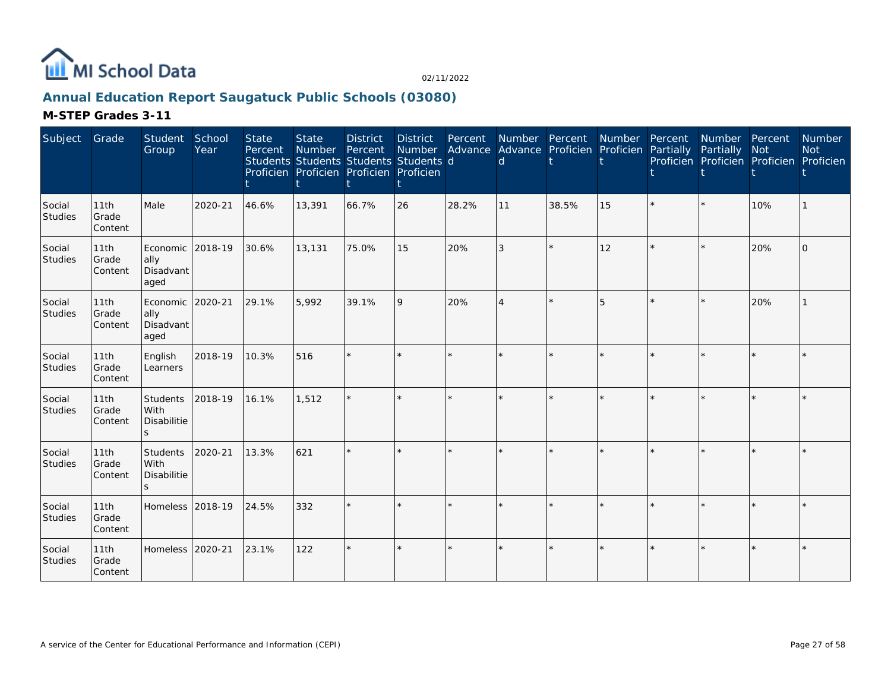MI School Data

02/11/2022

## Annual Education Report Saugatuck Public Schools (03080)

### M-STEP Grades 3-11

| Subject | Grade | Student Group | School Year | State Percent Students Proficient | State Number Students Proficient | District Percent Students Proficient | District Number Students Proficient | Percent Advanced | Number Advanced | Percent Proficient | Number Proficient | Percent Partially Proficient | Number Partially Proficient | Percent Not Proficient | Number Not Proficient |
|---|---|---|---|---|---|---|---|---|---|---|---|---|---|---|---|
| Social Studies | 11th Grade Content | Male | 2020-21 | 46.6% | 13,391 | 66.7% | 26 | 28.2% | 11 | 38.5% | 15 | * | * | 10% | 1 |
| Social Studies | 11th Grade Content | Economically Disadvantaged | 2018-19 | 30.6% | 13,131 | 75.0% | 15 | 20% | 3 | * | 12 | * | * | 20% | 0 |
| Social Studies | 11th Grade Content | Economically Disadvantaged | 2020-21 | 29.1% | 5,992 | 39.1% | 9 | 20% | 4 | * | 5 | * | * | 20% | 1 |
| Social Studies | 11th Grade Content | English Learners | 2018-19 | 10.3% | 516 | * | * | * | * | * | * | * | * | * | * |
| Social Studies | 11th Grade Content | Students With Disabilities | 2018-19 | 16.1% | 1,512 | * | * | * | * | * | * | * | * | * | * |
| Social Studies | 11th Grade Content | Students With Disabilities | 2020-21 | 13.3% | 621 | * | * | * | * | * | * | * | * | * | * |
| Social Studies | 11th Grade Content | Homeless | 2018-19 | 24.5% | 332 | * | * | * | * | * | * | * | * | * | * |
| Social Studies | 11th Grade Content | Homeless | 2020-21 | 23.1% | 122 | * | * | * | * | * | * | * | * | * | * |

A service of the Center for Educational Performance and Information (CEPI)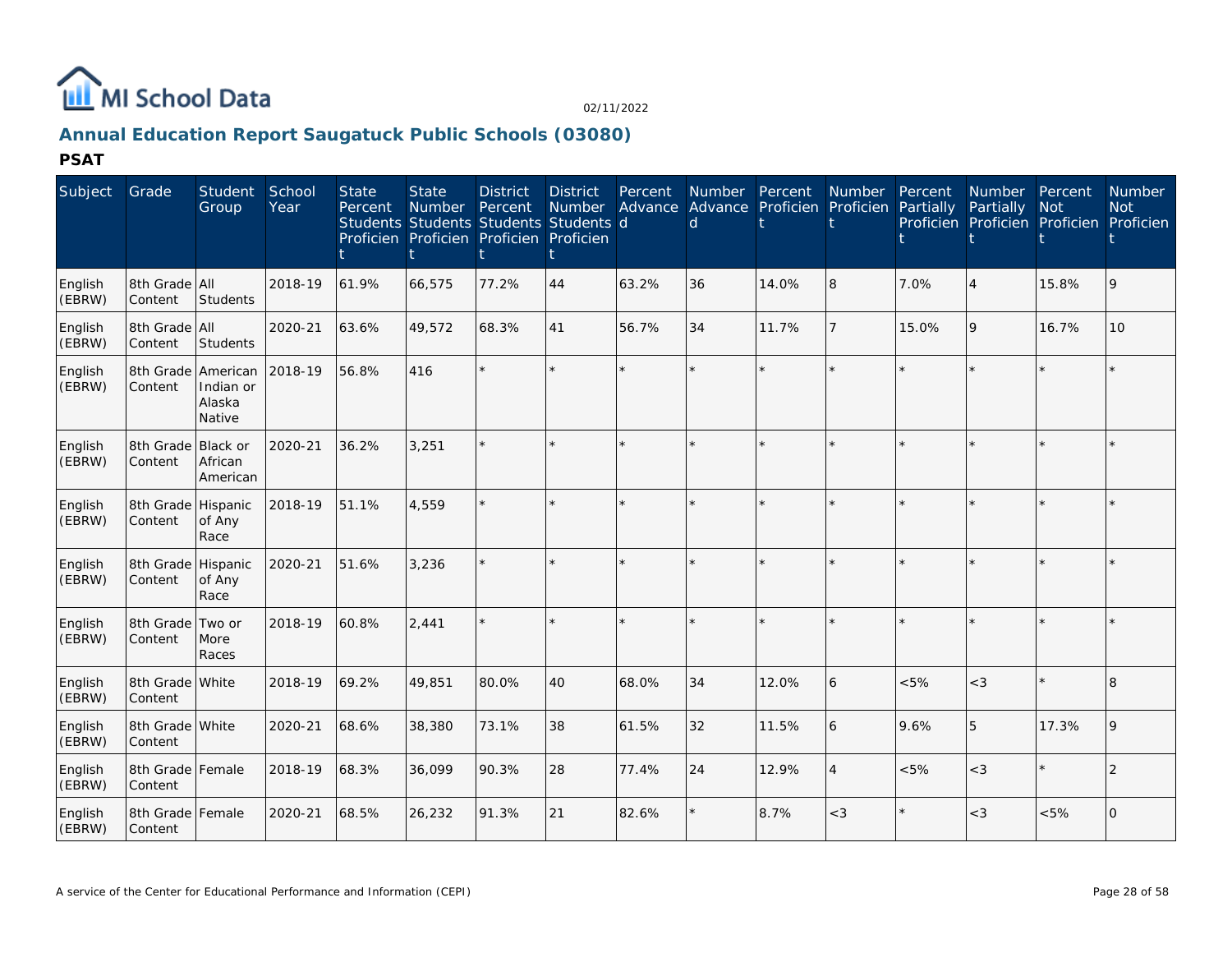MI School Data

02/11/2022

## Annual Education Report Saugatuck Public Schools (03080)

### PSAT

| Subject | Grade | Student Group | School Year | State Percent Students Proficient | State Number Students Proficient | District Percent Students Proficient | District Number Students Proficient | Percent Advanced | Number Advanced | Percent Proficient | Number Proficient | Percent Partially Proficient | Number Partially Proficient | Percent Not Proficient | Number Not Proficient |
|---|---|---|---|---|---|---|---|---|---|---|---|---|---|---|---|
| English (EBRW) | 8th Grade Content | All Students | 2018-19 | 61.9% | 66,575 | 77.2% | 44 | 63.2% | 36 | 14.0% | 8 | 7.0% | 4 | 15.8% | 9 |
| English (EBRW) | 8th Grade Content | All Students | 2020-21 | 63.6% | 49,572 | 68.3% | 41 | 56.7% | 34 | 11.7% | 7 | 15.0% | 9 | 16.7% | 10 |
| English (EBRW) | 8th Grade Content | American Indian or Alaska Native | 2018-19 | 56.8% | 416 | * | * | * | * | * | * | * | * | * | * |
| English (EBRW) | 8th Grade Content | Black or African American | 2020-21 | 36.2% | 3,251 | * | * | * | * | * | * | * | * | * | * |
| English (EBRW) | 8th Grade Content | Hispanic of Any Race | 2018-19 | 51.1% | 4,559 | * | * | * | * | * | * | * | * | * | * |
| English (EBRW) | 8th Grade Content | Hispanic of Any Race | 2020-21 | 51.6% | 3,236 | * | * | * | * | * | * | * | * | * | * |
| English (EBRW) | 8th Grade Content | Two or More Races | 2018-19 | 60.8% | 2,441 | * | * | * | * | * | * | * | * | * | * |
| English (EBRW) | 8th Grade Content | White | 2018-19 | 69.2% | 49,851 | 80.0% | 40 | 68.0% | 34 | 12.0% | 6 | <5% | <3 | * | 8 |
| English (EBRW) | 8th Grade Content | White | 2020-21 | 68.6% | 38,380 | 73.1% | 38 | 61.5% | 32 | 11.5% | 6 | 9.6% | 5 | 17.3% | 9 |
| English (EBRW) | 8th Grade Content | Female | 2018-19 | 68.3% | 36,099 | 90.3% | 28 | 77.4% | 24 | 12.9% | 4 | <5% | <3 | * | 2 |
| English (EBRW) | 8th Grade Content | Female | 2020-21 | 68.5% | 26,232 | 91.3% | 21 | 82.6% | * | 8.7% | <3 | * | <3 | <5% | 0 |

A service of the Center for Educational Performance and Information (CEPI)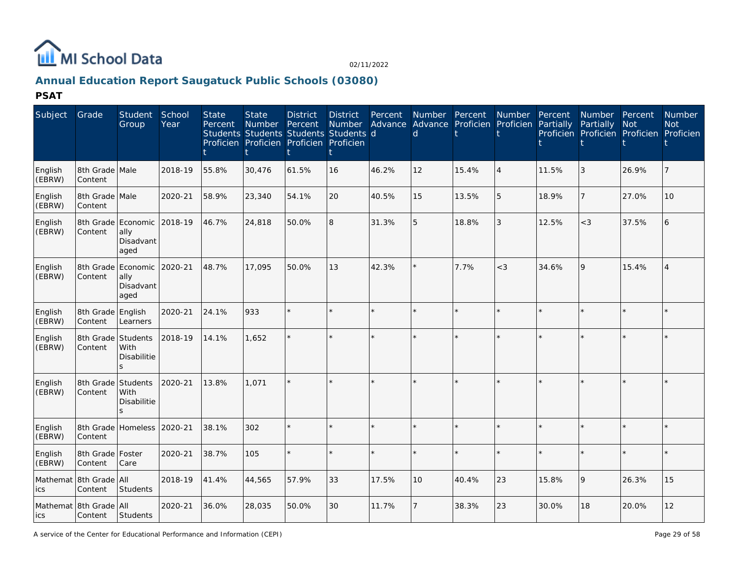MI School Data

02/11/2022

## Annual Education Report Saugatuck Public Schools (03080)

### PSAT

| Subject | Grade | Student Group | School Year | State Percent Students Proficient | State Number Students Proficient | District Percent Students Proficient | District Number Students Proficient | Percent Advanced | Number Advanced | Percent Proficient | Number Proficient | Percent Partially Proficient | Number Partially Proficient | Percent Not Proficient | Number Not Proficient |
|---|---|---|---|---|---|---|---|---|---|---|---|---|---|---|---|
| English (EBRW) | 8th Grade Content | Male | 2018-19 | 55.8% | 30,476 | 61.5% | 16 | 46.2% | 12 | 15.4% | 4 | 11.5% | 3 | 26.9% | 7 |
| English (EBRW) | 8th Grade Content | Male | 2020-21 | 58.9% | 23,340 | 54.1% | 20 | 40.5% | 15 | 13.5% | 5 | 18.9% | 7 | 27.0% | 10 |
| English (EBRW) | 8th Grade Content | Economically Disadvantaged | 2018-19 | 46.7% | 24,818 | 50.0% | 8 | 31.3% | 5 | 18.8% | 3 | 12.5% | <3 | 37.5% | 6 |
| English (EBRW) | 8th Grade Content | Economically Disadvantaged | 2020-21 | 48.7% | 17,095 | 50.0% | 13 | 42.3% | * | 7.7% | <3 | 34.6% | 9 | 15.4% | 4 |
| English (EBRW) | 8th Grade Content | English Learners | 2020-21 | 24.1% | 933 | * | * | * | * | * | * | * | * | * | * |
| English (EBRW) | 8th Grade Content | Students With Disabilities | 2018-19 | 14.1% | 1,652 | * | * | * | * | * | * | * | * | * | * |
| English (EBRW) | 8th Grade Content | Students With Disabilities | 2020-21 | 13.8% | 1,071 | * | * | * | * | * | * | * | * | * | * |
| English (EBRW) | 8th Grade Content | Homeless | 2020-21 | 38.1% | 302 | * | * | * | * | * | * | * | * | * | * |
| English (EBRW) | 8th Grade Content | Foster Care | 2020-21 | 38.7% | 105 | * | * | * | * | * | * | * | * | * | * |
| Mathematics | 8th Grade Content | All Students | 2018-19 | 41.4% | 44,565 | 57.9% | 33 | 17.5% | 10 | 40.4% | 23 | 15.8% | 9 | 26.3% | 15 |
| Mathematics | 8th Grade Content | All Students | 2020-21 | 36.0% | 28,035 | 50.0% | 30 | 11.7% | 7 | 38.3% | 23 | 30.0% | 18 | 20.0% | 12 |

A service of the Center for Educational Performance and Information (CEPI)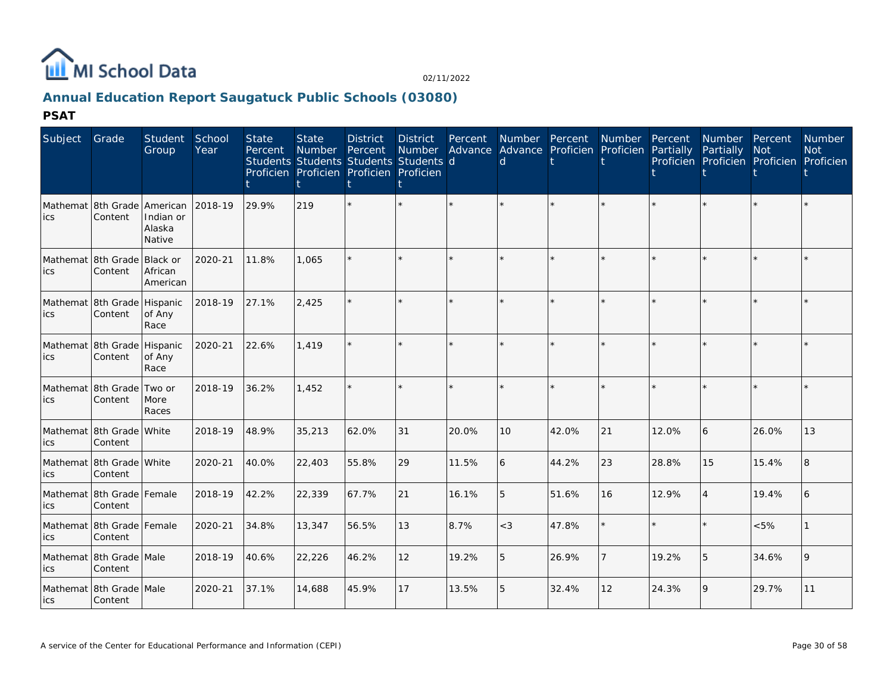MI School Data

02/11/2022

## Annual Education Report Saugatuck Public Schools (03080)

### PSAT

| Subject | Grade | Student Group | School Year | State Percent Students Proficient | State Number Students Proficient | District Percent Students Proficient | District Number Students Proficient | Percent Advanced | Number Advanced | Percent Proficient | Number Proficient | Percent Partially Proficient | Number Partially Proficient | Percent Not Proficient | Number Not Proficient |
|---|---|---|---|---|---|---|---|---|---|---|---|---|---|---|---|
| Mathematics | 8th Grade Content | American Indian or Alaska Native | 2018-19 | 29.9% | 219 | * | * | * | * | * | * | * | * | * | * |
| Mathematics | 8th Grade Content | Black or African American | 2020-21 | 11.8% | 1,065 | * | * | * | * | * | * | * | * | * | * |
| Mathematics | 8th Grade Content | Hispanic of Any Race | 2018-19 | 27.1% | 2,425 | * | * | * | * | * | * | * | * | * | * |
| Mathematics | 8th Grade Content | Hispanic of Any Race | 2020-21 | 22.6% | 1,419 | * | * | * | * | * | * | * | * | * | * |
| Mathematics | 8th Grade Content | Two or More Races | 2018-19 | 36.2% | 1,452 | * | * | * | * | * | * | * | * | * | * |
| Mathematics | 8th Grade Content | White | 2018-19 | 48.9% | 35,213 | 62.0% | 31 | 20.0% | 10 | 42.0% | 21 | 12.0% | 6 | 26.0% | 13 |
| Mathematics | 8th Grade Content | White | 2020-21 | 40.0% | 22,403 | 55.8% | 29 | 11.5% | 6 | 44.2% | 23 | 28.8% | 15 | 15.4% | 8 |
| Mathematics | 8th Grade Content | Female | 2018-19 | 42.2% | 22,339 | 67.7% | 21 | 16.1% | 5 | 51.6% | 16 | 12.9% | 4 | 19.4% | 6 |
| Mathematics | 8th Grade Content | Female | 2020-21 | 34.8% | 13,347 | 56.5% | 13 | 8.7% | <3 | 47.8% | * | * | * | <5% | 1 |
| Mathematics | 8th Grade Content | Male | 2018-19 | 40.6% | 22,226 | 46.2% | 12 | 19.2% | 5 | 26.9% | 7 | 19.2% | 5 | 34.6% | 9 |
| Mathematics | 8th Grade Content | Male | 2020-21 | 37.1% | 14,688 | 45.9% | 17 | 13.5% | 5 | 32.4% | 12 | 24.3% | 9 | 29.7% | 11 |

A service of the Center for Educational Performance and Information (CEPI)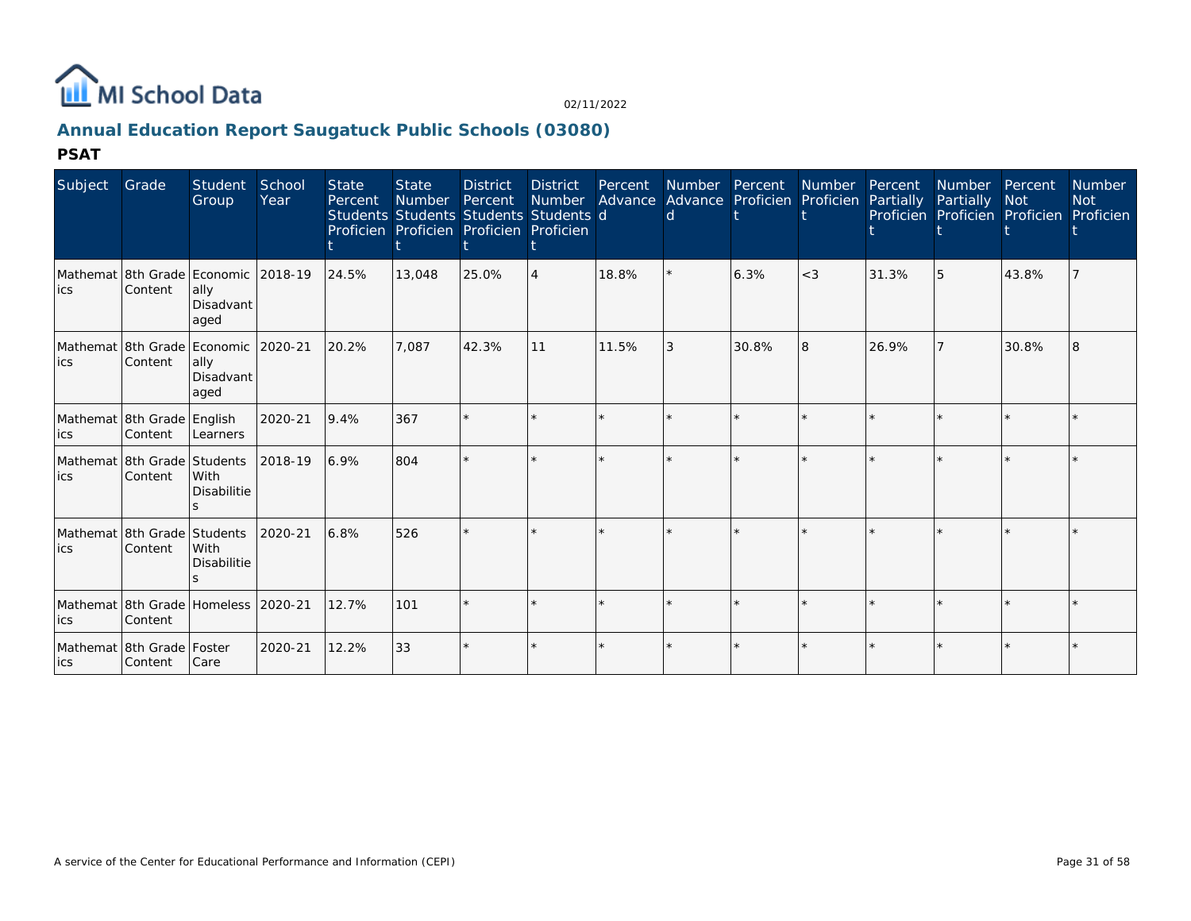# Annual Education Report Saugatuck Public Schools (03080)

02/11/2022

## PSAT

| Subject | Grade | Student Group | School Year | State Percent Students Proficient | State Number Students Proficient | District Percent Students Proficient | District Number Students Proficient | Percent Advanced | Number Advanced | Percent Proficient | Number Proficient | Percent Partially Proficient | Number Partially Proficient | Percent Not Proficient | Number Not Proficient |
|---|---|---|---|---|---|---|---|---|---|---|---|---|---|---|---|
| Mathematics | 8th Grade Content | Economically Disadvantaged | 2018-19 | 24.5% | 13,048 | 25.0% | 4 | 18.8% | * | 6.3% | <3 | 31.3% | 5 | 43.8% | 7 |
| Mathematics | 8th Grade Content | Economically Disadvantaged | 2020-21 | 20.2% | 7,087 | 42.3% | 11 | 11.5% | 3 | 30.8% | 8 | 26.9% | 7 | 30.8% | 8 |
| Mathematics | 8th Grade Content | English Learners | 2020-21 | 9.4% | 367 | * | * | * | * | * | * | * | * | * | * |
| Mathematics | 8th Grade Content | Students With Disabilities | 2018-19 | 6.9% | 804 | * | * | * | * | * | * | * | * | * | * |
| Mathematics | 8th Grade Content | Students With Disabilities | 2020-21 | 6.8% | 526 | * | * | * | * | * | * | * | * | * | * |
| Mathematics | 8th Grade Content | Homeless | 2020-21 | 12.7% | 101 | * | * | * | * | * | * | * | * | * | * |
| Mathematics | 8th Grade Content | Foster Care | 2020-21 | 12.2% | 33 | * | * | * | * | * | * | * | * | * | * |

A service of the Center for Educational Performance and Information (CEPI)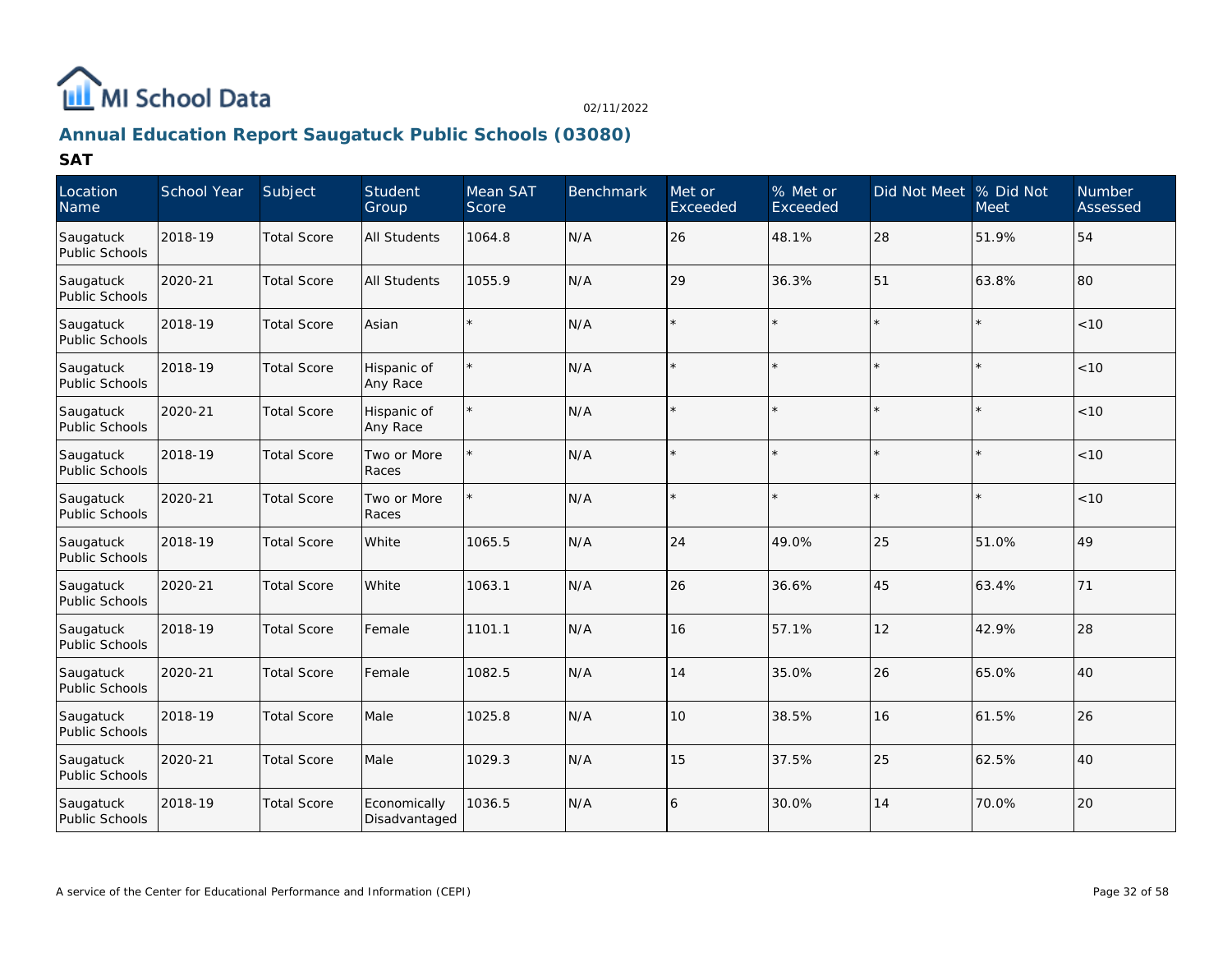# Annual Education Report Saugatuck Public Schools (03080)

## SAT

| Location Name | School Year | Subject | Student Group | Mean SAT Score | Benchmark | Met or Exceeded | % Met or Exceeded | Did Not Meet | % Did Not Meet | Number Assessed |
|---|---|---|---|---|---|---|---|---|---|---|
| Saugatuck Public Schools | 2018-19 | Total Score | All Students | 1064.8 | N/A | 26 | 48.1% | 28 | 51.9% | 54 |
| Saugatuck Public Schools | 2020-21 | Total Score | All Students | 1055.9 | N/A | 29 | 36.3% | 51 | 63.8% | 80 |
| Saugatuck Public Schools | 2018-19 | Total Score | Asian | * | N/A | * | * | * | * | <10 |
| Saugatuck Public Schools | 2018-19 | Total Score | Hispanic of Any Race | * | N/A | * | * | * | * | <10 |
| Saugatuck Public Schools | 2020-21 | Total Score | Hispanic of Any Race | * | N/A | * | * | * | * | <10 |
| Saugatuck Public Schools | 2018-19 | Total Score | Two or More Races | * | N/A | * | * | * | * | <10 |
| Saugatuck Public Schools | 2020-21 | Total Score | Two or More Races | * | N/A | * | * | * | * | <10 |
| Saugatuck Public Schools | 2018-19 | Total Score | White | 1065.5 | N/A | 24 | 49.0% | 25 | 51.0% | 49 |
| Saugatuck Public Schools | 2020-21 | Total Score | White | 1063.1 | N/A | 26 | 36.6% | 45 | 63.4% | 71 |
| Saugatuck Public Schools | 2018-19 | Total Score | Female | 1101.1 | N/A | 16 | 57.1% | 12 | 42.9% | 28 |
| Saugatuck Public Schools | 2020-21 | Total Score | Female | 1082.5 | N/A | 14 | 35.0% | 26 | 65.0% | 40 |
| Saugatuck Public Schools | 2018-19 | Total Score | Male | 1025.8 | N/A | 10 | 38.5% | 16 | 61.5% | 26 |
| Saugatuck Public Schools | 2020-21 | Total Score | Male | 1029.3 | N/A | 15 | 37.5% | 25 | 62.5% | 40 |
| Saugatuck Public Schools | 2018-19 | Total Score | Economically Disadvantaged | 1036.5 | N/A | 6 | 30.0% | 14 | 70.0% | 20 |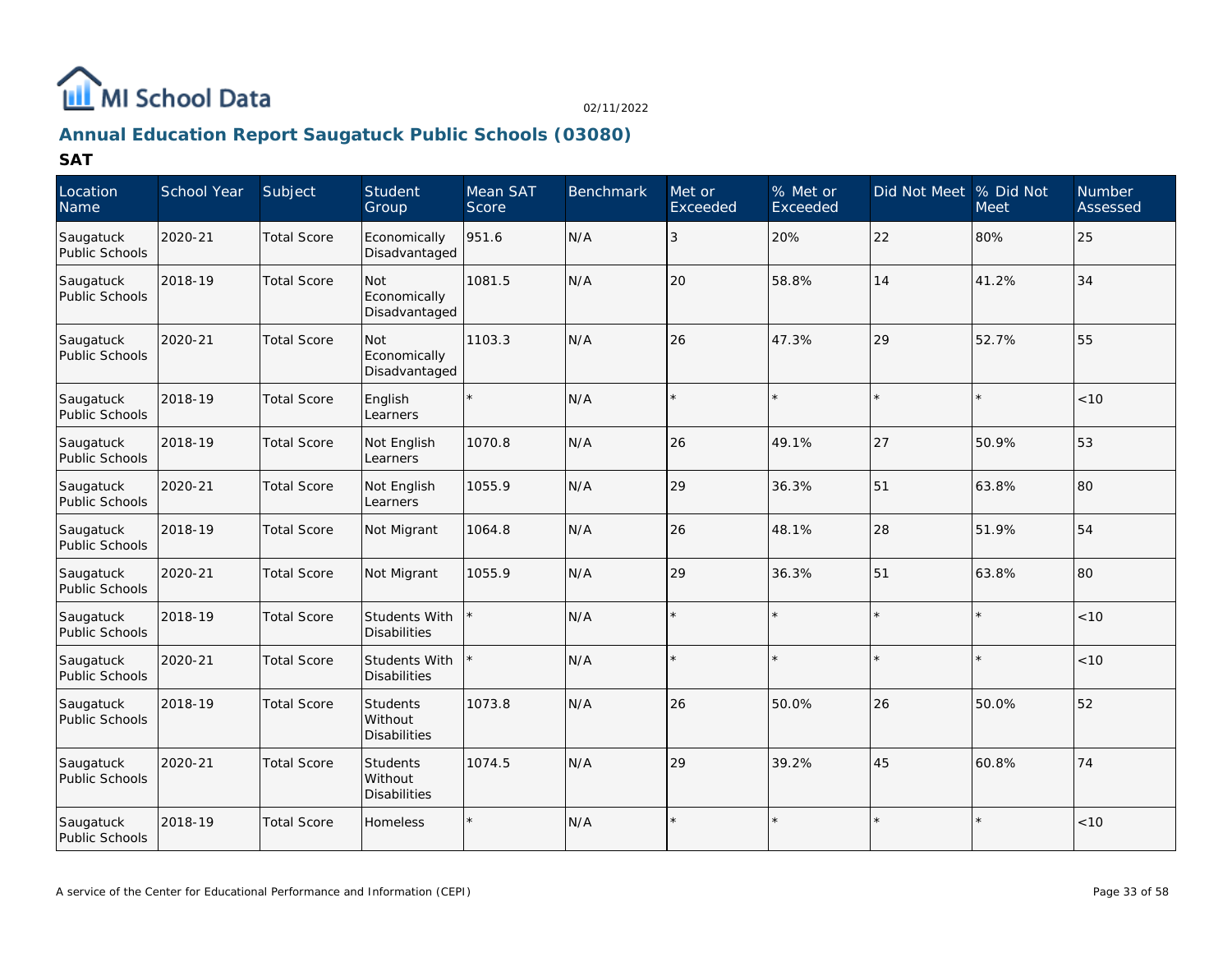# Annual Education Report Saugatuck Public Schools (03080)

## SAT

| Location Name | School Year | Subject | Student Group | Mean SAT Score | Benchmark | Met or Exceeded | % Met or Exceeded | Did Not Meet | % Did Not Meet | Number Assessed |
|---|---|---|---|---|---|---|---|---|---|---|
| Saugatuck Public Schools | 2020-21 | Total Score | Economically Disadvantaged | 951.6 | N/A | 3 | 20% | 22 | 80% | 25 |
| Saugatuck Public Schools | 2018-19 | Total Score | Not Economically Disadvantaged | 1081.5 | N/A | 20 | 58.8% | 14 | 41.2% | 34 |
| Saugatuck Public Schools | 2020-21 | Total Score | Not Economically Disadvantaged | 1103.3 | N/A | 26 | 47.3% | 29 | 52.7% | 55 |
| Saugatuck Public Schools | 2018-19 | Total Score | English Learners | * | N/A | * | * | * | * | <10 |
| Saugatuck Public Schools | 2018-19 | Total Score | Not English Learners | 1070.8 | N/A | 26 | 49.1% | 27 | 50.9% | 53 |
| Saugatuck Public Schools | 2020-21 | Total Score | Not English Learners | 1055.9 | N/A | 29 | 36.3% | 51 | 63.8% | 80 |
| Saugatuck Public Schools | 2018-19 | Total Score | Not Migrant | 1064.8 | N/A | 26 | 48.1% | 28 | 51.9% | 54 |
| Saugatuck Public Schools | 2020-21 | Total Score | Not Migrant | 1055.9 | N/A | 29 | 36.3% | 51 | 63.8% | 80 |
| Saugatuck Public Schools | 2018-19 | Total Score | Students With Disabilities | * | N/A | * | * | * | * | <10 |
| Saugatuck Public Schools | 2020-21 | Total Score | Students With Disabilities | * | N/A | * | * | * | * | <10 |
| Saugatuck Public Schools | 2018-19 | Total Score | Students Without Disabilities | 1073.8 | N/A | 26 | 50.0% | 26 | 50.0% | 52 |
| Saugatuck Public Schools | 2020-21 | Total Score | Students Without Disabilities | 1074.5 | N/A | 29 | 39.2% | 45 | 60.8% | 74 |
| Saugatuck Public Schools | 2018-19 | Total Score | Homeless | * | N/A | * | * | * | * | <10 |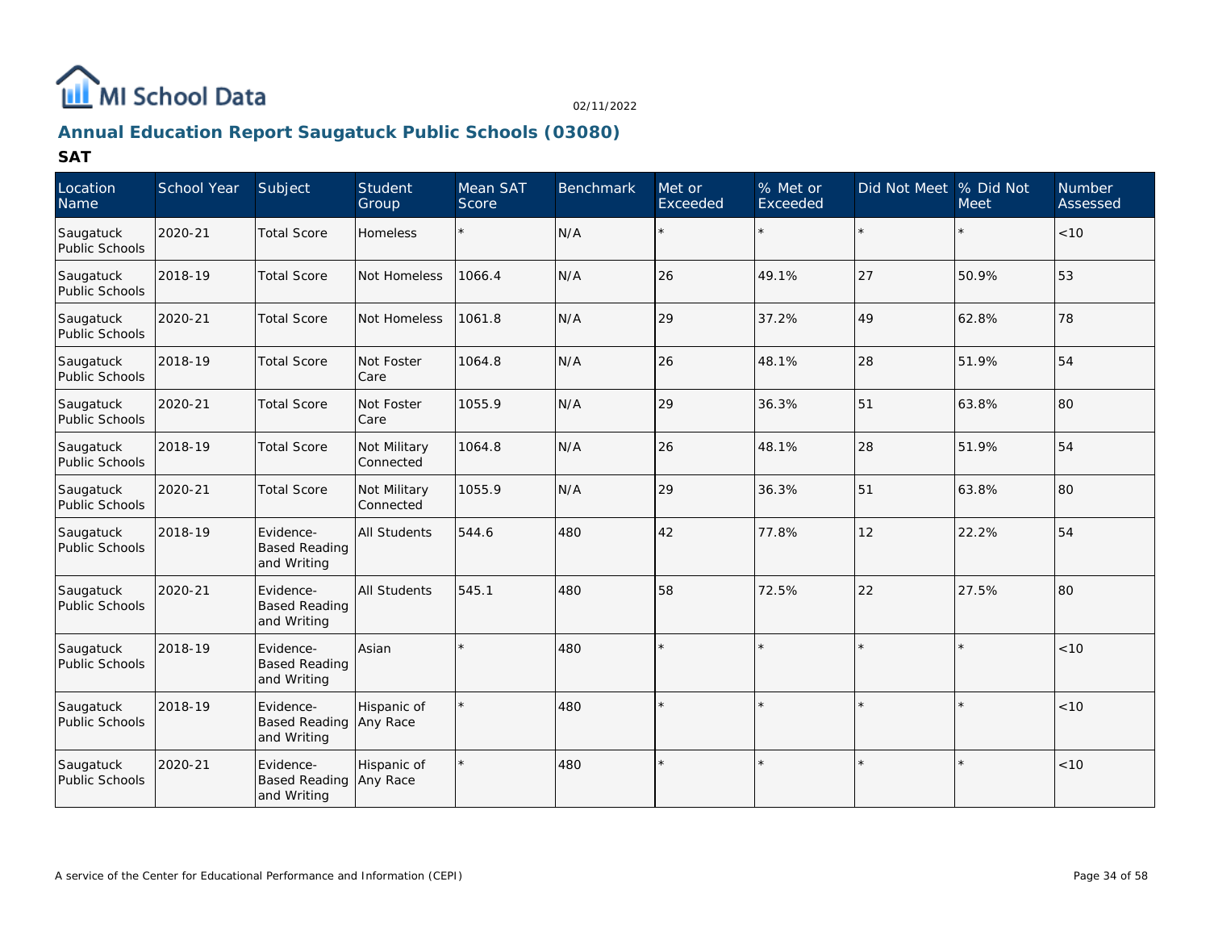MI School Data

02/11/2022

## Annual Education Report Saugatuck Public Schools (03080)

### SAT

| Location Name | School Year | Subject | Student Group | Mean SAT Score | Benchmark | Met or Exceeded | % Met or Exceeded | Did Not Meet | % Did Not Meet | Number Assessed |
|---|---|---|---|---|---|---|---|---|---|---|
| Saugatuck Public Schools | 2020-21 | Total Score | Homeless | * | N/A | * | * | * | * | <10 |
| Saugatuck Public Schools | 2018-19 | Total Score | Not Homeless | 1066.4 | N/A | 26 | 49.1% | 27 | 50.9% | 53 |
| Saugatuck Public Schools | 2020-21 | Total Score | Not Homeless | 1061.8 | N/A | 29 | 37.2% | 49 | 62.8% | 78 |
| Saugatuck Public Schools | 2018-19 | Total Score | Not Foster Care | 1064.8 | N/A | 26 | 48.1% | 28 | 51.9% | 54 |
| Saugatuck Public Schools | 2020-21 | Total Score | Not Foster Care | 1055.9 | N/A | 29 | 36.3% | 51 | 63.8% | 80 |
| Saugatuck Public Schools | 2018-19 | Total Score | Not Military Connected | 1064.8 | N/A | 26 | 48.1% | 28 | 51.9% | 54 |
| Saugatuck Public Schools | 2020-21 | Total Score | Not Military Connected | 1055.9 | N/A | 29 | 36.3% | 51 | 63.8% | 80 |
| Saugatuck Public Schools | 2018-19 | Evidence-Based Reading and Writing | All Students | 544.6 | 480 | 42 | 77.8% | 12 | 22.2% | 54 |
| Saugatuck Public Schools | 2020-21 | Evidence-Based Reading and Writing | All Students | 545.1 | 480 | 58 | 72.5% | 22 | 27.5% | 80 |
| Saugatuck Public Schools | 2018-19 | Evidence-Based Reading and Writing | Asian | * | 480 | * | * | * | * | <10 |
| Saugatuck Public Schools | 2018-19 | Evidence-Based Reading and Writing | Hispanic of Any Race | * | 480 | * | * | * | * | <10 |
| Saugatuck Public Schools | 2020-21 | Evidence-Based Reading and Writing | Hispanic of Any Race | * | 480 | * | * | * | * | <10 |

A service of the Center for Educational Performance and Information (CEPI)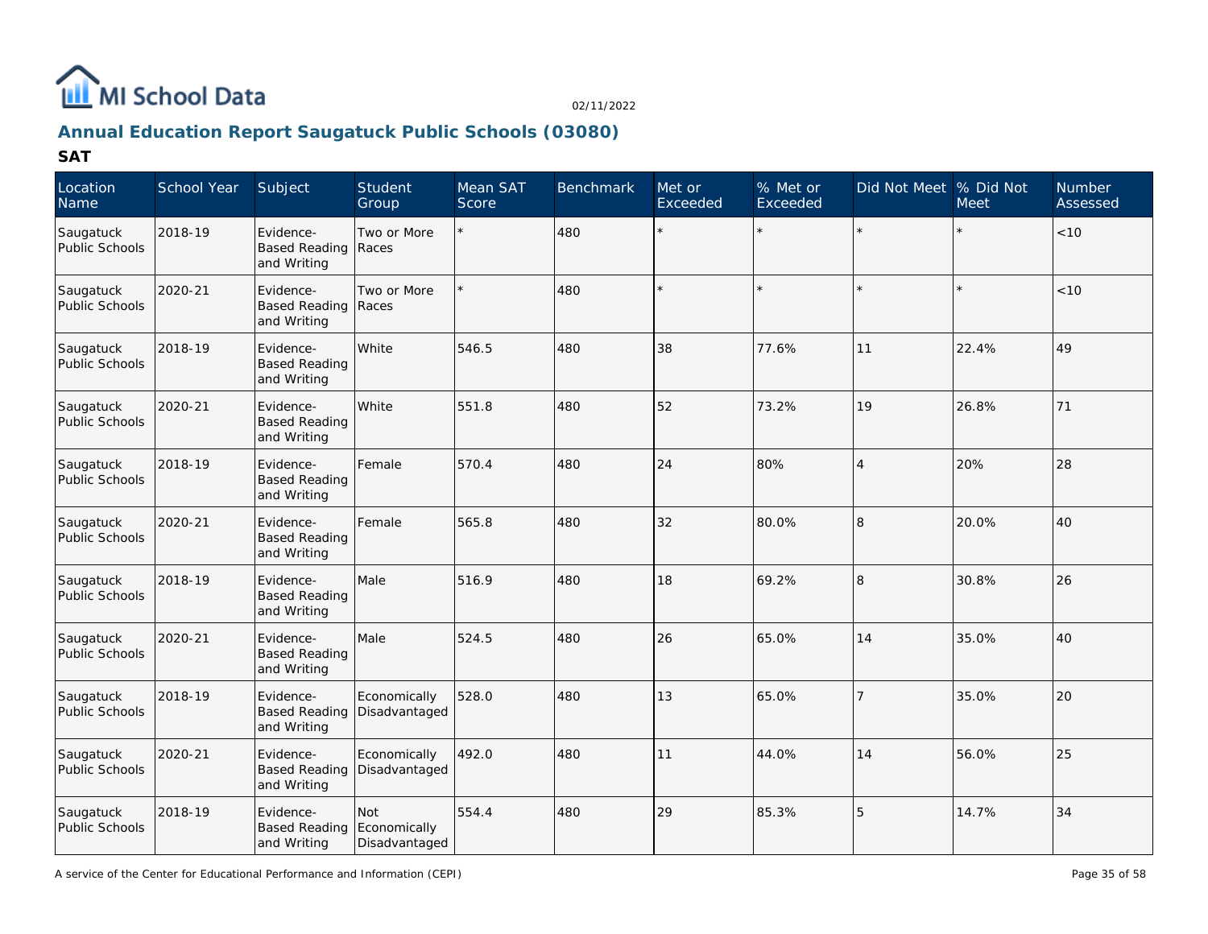# Annual Education Report Saugatuck Public Schools (03080)

## SAT

| Location Name | School Year | Subject | Student Group | Mean SAT Score | Benchmark | Met or Exceeded | % Met or Exceeded | Did Not Meet | % Did Not Meet | Number Assessed |
|---|---|---|---|---|---|---|---|---|---|---|
| Saugatuck Public Schools | 2018-19 | Evidence-Based Reading and Writing | Two or More Races | * | 480 | * | * | * | * | <10 |
| Saugatuck Public Schools | 2020-21 | Evidence-Based Reading and Writing | Two or More Races | * | 480 | * | * | * | * | <10 |
| Saugatuck Public Schools | 2018-19 | Evidence-Based Reading and Writing | White | 546.5 | 480 | 38 | 77.6% | 11 | 22.4% | 49 |
| Saugatuck Public Schools | 2020-21 | Evidence-Based Reading and Writing | White | 551.8 | 480 | 52 | 73.2% | 19 | 26.8% | 71 |
| Saugatuck Public Schools | 2018-19 | Evidence-Based Reading and Writing | Female | 570.4 | 480 | 24 | 80% | 4 | 20% | 28 |
| Saugatuck Public Schools | 2020-21 | Evidence-Based Reading and Writing | Female | 565.8 | 480 | 32 | 80.0% | 8 | 20.0% | 40 |
| Saugatuck Public Schools | 2018-19 | Evidence-Based Reading and Writing | Male | 516.9 | 480 | 18 | 69.2% | 8 | 30.8% | 26 |
| Saugatuck Public Schools | 2020-21 | Evidence-Based Reading and Writing | Male | 524.5 | 480 | 26 | 65.0% | 14 | 35.0% | 40 |
| Saugatuck Public Schools | 2018-19 | Evidence-Based Reading and Writing | Economically Disadvantaged | 528.0 | 480 | 13 | 65.0% | 7 | 35.0% | 20 |
| Saugatuck Public Schools | 2020-21 | Evidence-Based Reading and Writing | Economically Disadvantaged | 492.0 | 480 | 11 | 44.0% | 14 | 56.0% | 25 |
| Saugatuck Public Schools | 2018-19 | Evidence-Based Reading and Writing | Not Economically Disadvantaged | 554.4 | 480 | 29 | 85.3% | 5 | 14.7% | 34 |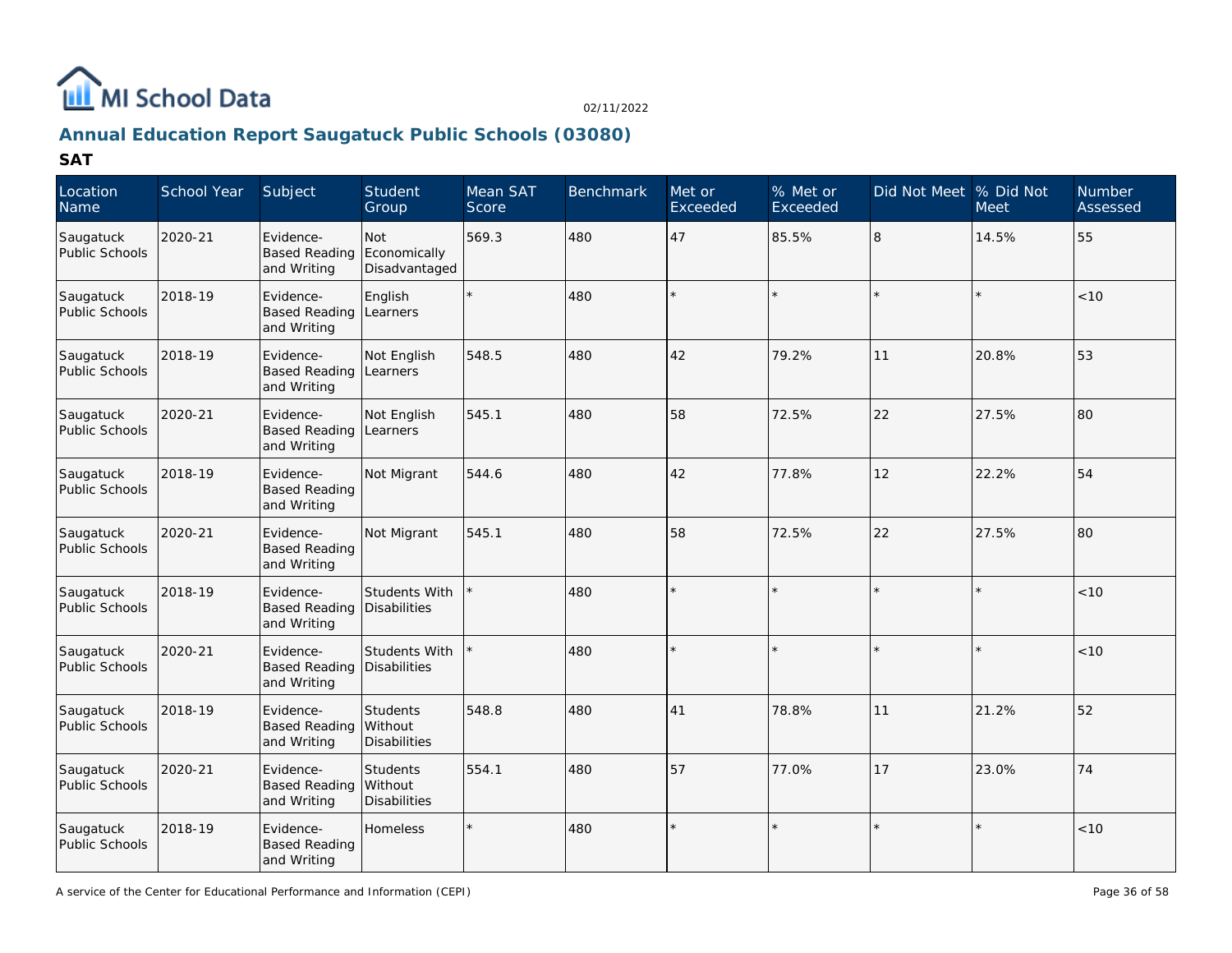# Annual Education Report Saugatuck Public Schools (03080)

## SAT

| Location Name | School Year | Subject | Student Group | Mean SAT Score | Benchmark | Met or Exceeded | % Met or Exceeded | Did Not Meet | % Did Not Meet | Number Assessed |
|---|---|---|---|---|---|---|---|---|---|---|
| Saugatuck Public Schools | 2020-21 | Evidence-Based Reading and Writing | Not Economically Disadvantaged | 569.3 | 480 | 47 | 85.5% | 8 | 14.5% | 55 |
| Saugatuck Public Schools | 2018-19 | Evidence-Based Reading and Writing | English Learners | * | 480 | * | * | * | * | <10 |
| Saugatuck Public Schools | 2018-19 | Evidence-Based Reading and Writing | Not English Learners | 548.5 | 480 | 42 | 79.2% | 11 | 20.8% | 53 |
| Saugatuck Public Schools | 2020-21 | Evidence-Based Reading and Writing | Not English Learners | 545.1 | 480 | 58 | 72.5% | 22 | 27.5% | 80 |
| Saugatuck Public Schools | 2018-19 | Evidence-Based Reading and Writing | Not Migrant | 544.6 | 480 | 42 | 77.8% | 12 | 22.2% | 54 |
| Saugatuck Public Schools | 2020-21 | Evidence-Based Reading and Writing | Not Migrant | 545.1 | 480 | 58 | 72.5% | 22 | 27.5% | 80 |
| Saugatuck Public Schools | 2018-19 | Evidence-Based Reading and Writing | Students With Disabilities | * | 480 | * | * | * | * | <10 |
| Saugatuck Public Schools | 2020-21 | Evidence-Based Reading and Writing | Students With Disabilities | * | 480 | * | * | * | * | <10 |
| Saugatuck Public Schools | 2018-19 | Evidence-Based Reading and Writing | Students Without Disabilities | 548.8 | 480 | 41 | 78.8% | 11 | 21.2% | 52 |
| Saugatuck Public Schools | 2020-21 | Evidence-Based Reading and Writing | Students Without Disabilities | 554.1 | 480 | 57 | 77.0% | 17 | 23.0% | 74 |
| Saugatuck Public Schools | 2018-19 | Evidence-Based Reading and Writing | Homeless | * | 480 | * | * | * | * | <10 |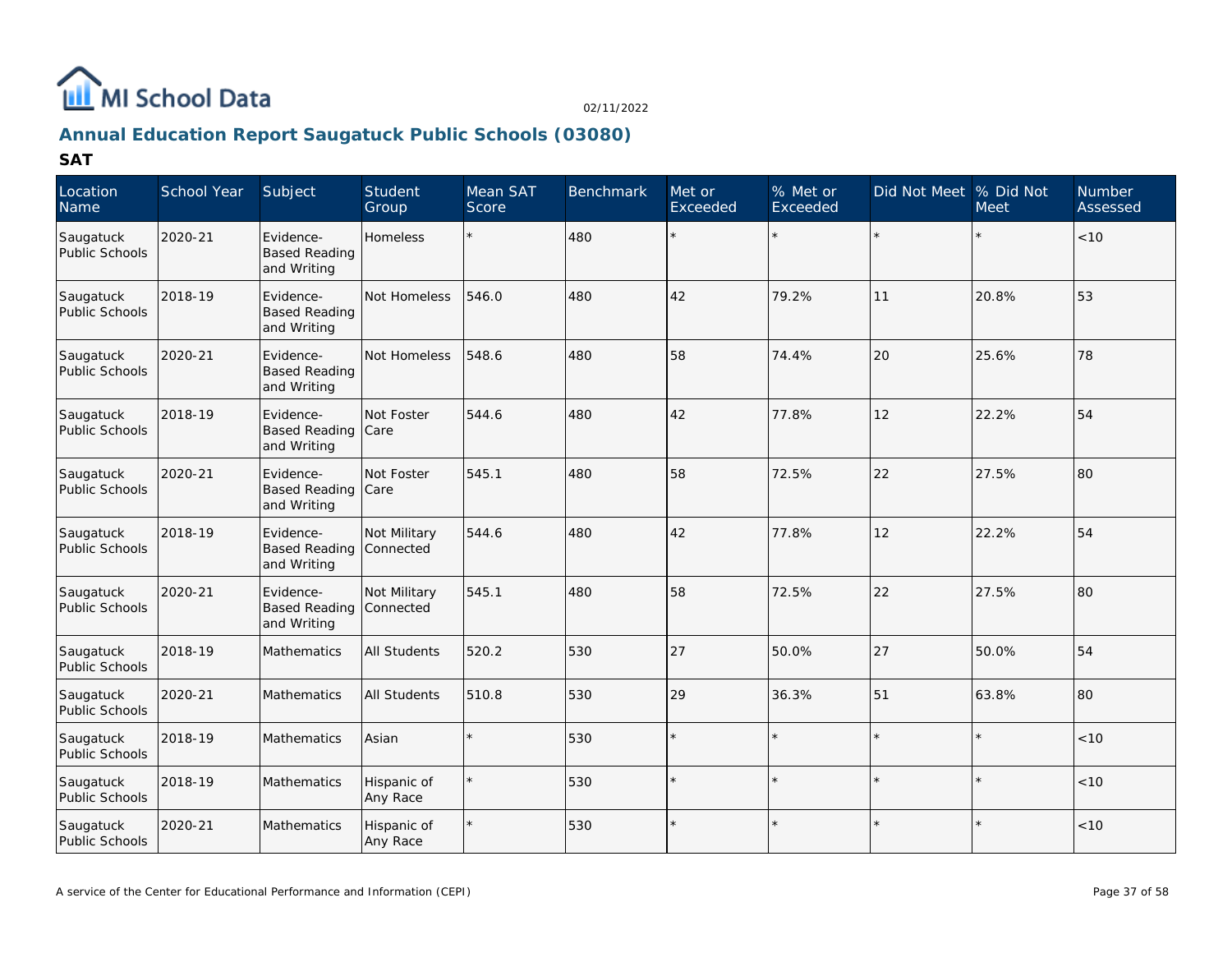MI School Data

02/11/2022

## Annual Education Report Saugatuck Public Schools (03080)

### SAT

| Location Name | School Year | Subject | Student Group | Mean SAT Score | Benchmark | Met or Exceeded | % Met or Exceeded | Did Not Meet | % Did Not Meet | Number Assessed |
|---|---|---|---|---|---|---|---|---|---|---|
| Saugatuck Public Schools | 2020-21 | Evidence-Based Reading and Writing | Homeless | * | 480 | * | * | * | * | <10 |
| Saugatuck Public Schools | 2018-19 | Evidence-Based Reading and Writing | Not Homeless | 546.0 | 480 | 42 | 79.2% | 11 | 20.8% | 53 |
| Saugatuck Public Schools | 2020-21 | Evidence-Based Reading and Writing | Not Homeless | 548.6 | 480 | 58 | 74.4% | 20 | 25.6% | 78 |
| Saugatuck Public Schools | 2018-19 | Evidence-Based Reading and Writing | Not Foster Care | 544.6 | 480 | 42 | 77.8% | 12 | 22.2% | 54 |
| Saugatuck Public Schools | 2020-21 | Evidence-Based Reading and Writing | Not Foster Care | 545.1 | 480 | 58 | 72.5% | 22 | 27.5% | 80 |
| Saugatuck Public Schools | 2018-19 | Evidence-Based Reading and Writing | Not Military Connected | 544.6 | 480 | 42 | 77.8% | 12 | 22.2% | 54 |
| Saugatuck Public Schools | 2020-21 | Evidence-Based Reading and Writing | Not Military Connected | 545.1 | 480 | 58 | 72.5% | 22 | 27.5% | 80 |
| Saugatuck Public Schools | 2018-19 | Mathematics | All Students | 520.2 | 530 | 27 | 50.0% | 27 | 50.0% | 54 |
| Saugatuck Public Schools | 2020-21 | Mathematics | All Students | 510.8 | 530 | 29 | 36.3% | 51 | 63.8% | 80 |
| Saugatuck Public Schools | 2018-19 | Mathematics | Asian | * | 530 | * | * | * | * | <10 |
| Saugatuck Public Schools | 2018-19 | Mathematics | Hispanic of Any Race | * | 530 | * | * | * | * | <10 |
| Saugatuck Public Schools | 2020-21 | Mathematics | Hispanic of Any Race | * | 530 | * | * | * | * | <10 |

A service of the Center for Educational Performance and Information (CEPI)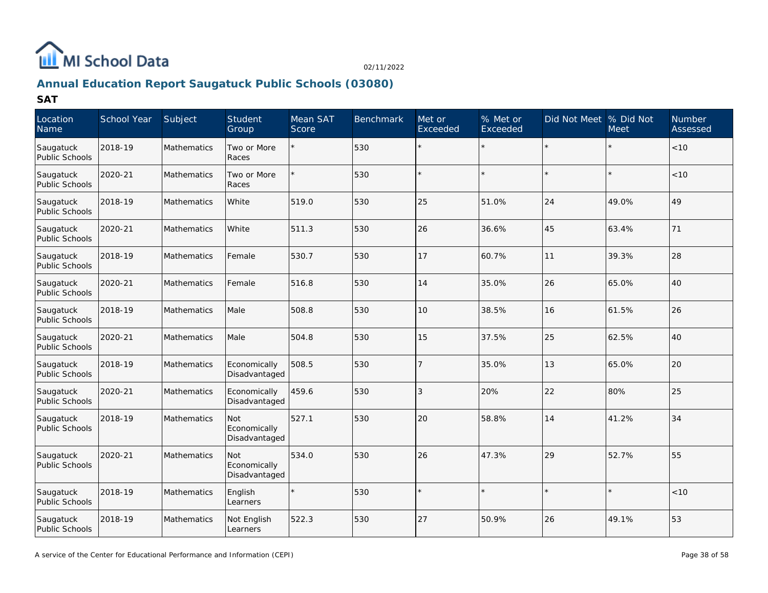MI School Data

02/11/2022

## Annual Education Report Saugatuck Public Schools (03080)

### SAT

| Location Name | School Year | Subject | Student Group | Mean SAT Score | Benchmark | Met or Exceeded | % Met or Exceeded | Did Not Meet | % Did Not Meet | Number Assessed |
|---|---|---|---|---|---|---|---|---|---|---|
| Saugatuck Public Schools | 2018-19 | Mathematics | Two or More Races | * | 530 | * | * | * | * | <10 |
| Saugatuck Public Schools | 2020-21 | Mathematics | Two or More Races | * | 530 | * | * | * | * | <10 |
| Saugatuck Public Schools | 2018-19 | Mathematics | White | 519.0 | 530 | 25 | 51.0% | 24 | 49.0% | 49 |
| Saugatuck Public Schools | 2020-21 | Mathematics | White | 511.3 | 530 | 26 | 36.6% | 45 | 63.4% | 71 |
| Saugatuck Public Schools | 2018-19 | Mathematics | Female | 530.7 | 530 | 17 | 60.7% | 11 | 39.3% | 28 |
| Saugatuck Public Schools | 2020-21 | Mathematics | Female | 516.8 | 530 | 14 | 35.0% | 26 | 65.0% | 40 |
| Saugatuck Public Schools | 2018-19 | Mathematics | Male | 508.8 | 530 | 10 | 38.5% | 16 | 61.5% | 26 |
| Saugatuck Public Schools | 2020-21 | Mathematics | Male | 504.8 | 530 | 15 | 37.5% | 25 | 62.5% | 40 |
| Saugatuck Public Schools | 2018-19 | Mathematics | Economically Disadvantaged | 508.5 | 530 | 7 | 35.0% | 13 | 65.0% | 20 |
| Saugatuck Public Schools | 2020-21 | Mathematics | Economically Disadvantaged | 459.6 | 530 | 3 | 20% | 22 | 80% | 25 |
| Saugatuck Public Schools | 2018-19 | Mathematics | Not Economically Disadvantaged | 527.1 | 530 | 20 | 58.8% | 14 | 41.2% | 34 |
| Saugatuck Public Schools | 2020-21 | Mathematics | Not Economically Disadvantaged | 534.0 | 530 | 26 | 47.3% | 29 | 52.7% | 55 |
| Saugatuck Public Schools | 2018-19 | Mathematics | English Learners | * | 530 | * | * | * | * | <10 |
| Saugatuck Public Schools | 2018-19 | Mathematics | Not English Learners | 522.3 | 530 | 27 | 50.9% | 26 | 49.1% | 53 |

A service of the Center for Educational Performance and Information (CEPI)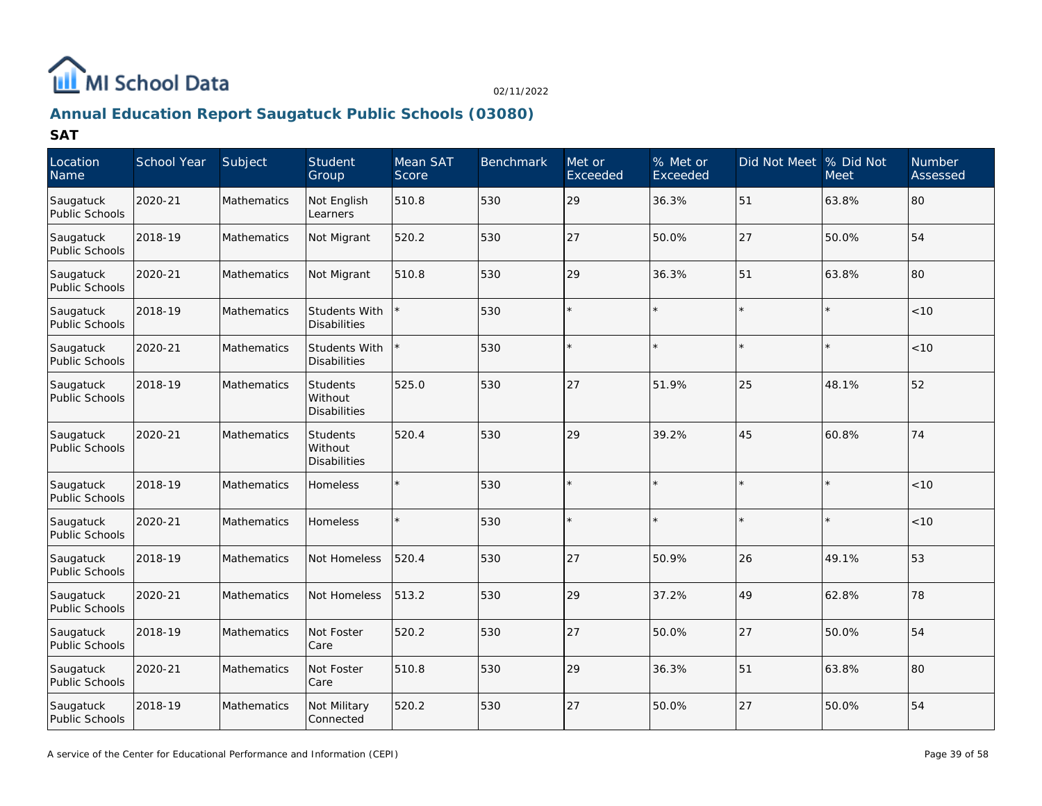# Annual Education Report Saugatuck Public Schools (03080)

## SAT

| Location Name | School Year | Subject | Student Group | Mean SAT Score | Benchmark | Met or Exceeded | % Met or Exceeded | Did Not Meet | % Did Not Meet | Number Assessed |
|---|---|---|---|---|---|---|---|---|---|---|
| Saugatuck Public Schools | 2020-21 | Mathematics | Not English Learners | 510.8 | 530 | 29 | 36.3% | 51 | 63.8% | 80 |
| Saugatuck Public Schools | 2018-19 | Mathematics | Not Migrant | 520.2 | 530 | 27 | 50.0% | 27 | 50.0% | 54 |
| Saugatuck Public Schools | 2020-21 | Mathematics | Not Migrant | 510.8 | 530 | 29 | 36.3% | 51 | 63.8% | 80 |
| Saugatuck Public Schools | 2018-19 | Mathematics | Students With Disabilities | * | 530 | * | * | * | * | <10 |
| Saugatuck Public Schools | 2020-21 | Mathematics | Students With Disabilities | * | 530 | * | * | * | * | <10 |
| Saugatuck Public Schools | 2018-19 | Mathematics | Students Without Disabilities | 525.0 | 530 | 27 | 51.9% | 25 | 48.1% | 52 |
| Saugatuck Public Schools | 2020-21 | Mathematics | Students Without Disabilities | 520.4 | 530 | 29 | 39.2% | 45 | 60.8% | 74 |
| Saugatuck Public Schools | 2018-19 | Mathematics | Homeless | * | 530 | * | * | * | * | <10 |
| Saugatuck Public Schools | 2020-21 | Mathematics | Homeless | * | 530 | * | * | * | * | <10 |
| Saugatuck Public Schools | 2018-19 | Mathematics | Not Homeless | 520.4 | 530 | 27 | 50.9% | 26 | 49.1% | 53 |
| Saugatuck Public Schools | 2020-21 | Mathematics | Not Homeless | 513.2 | 530 | 29 | 37.2% | 49 | 62.8% | 78 |
| Saugatuck Public Schools | 2018-19 | Mathematics | Not Foster Care | 520.2 | 530 | 27 | 50.0% | 27 | 50.0% | 54 |
| Saugatuck Public Schools | 2020-21 | Mathematics | Not Foster Care | 510.8 | 530 | 29 | 36.3% | 51 | 63.8% | 80 |
| Saugatuck Public Schools | 2018-19 | Mathematics | Not Military Connected | 520.2 | 530 | 27 | 50.0% | 27 | 50.0% | 54 |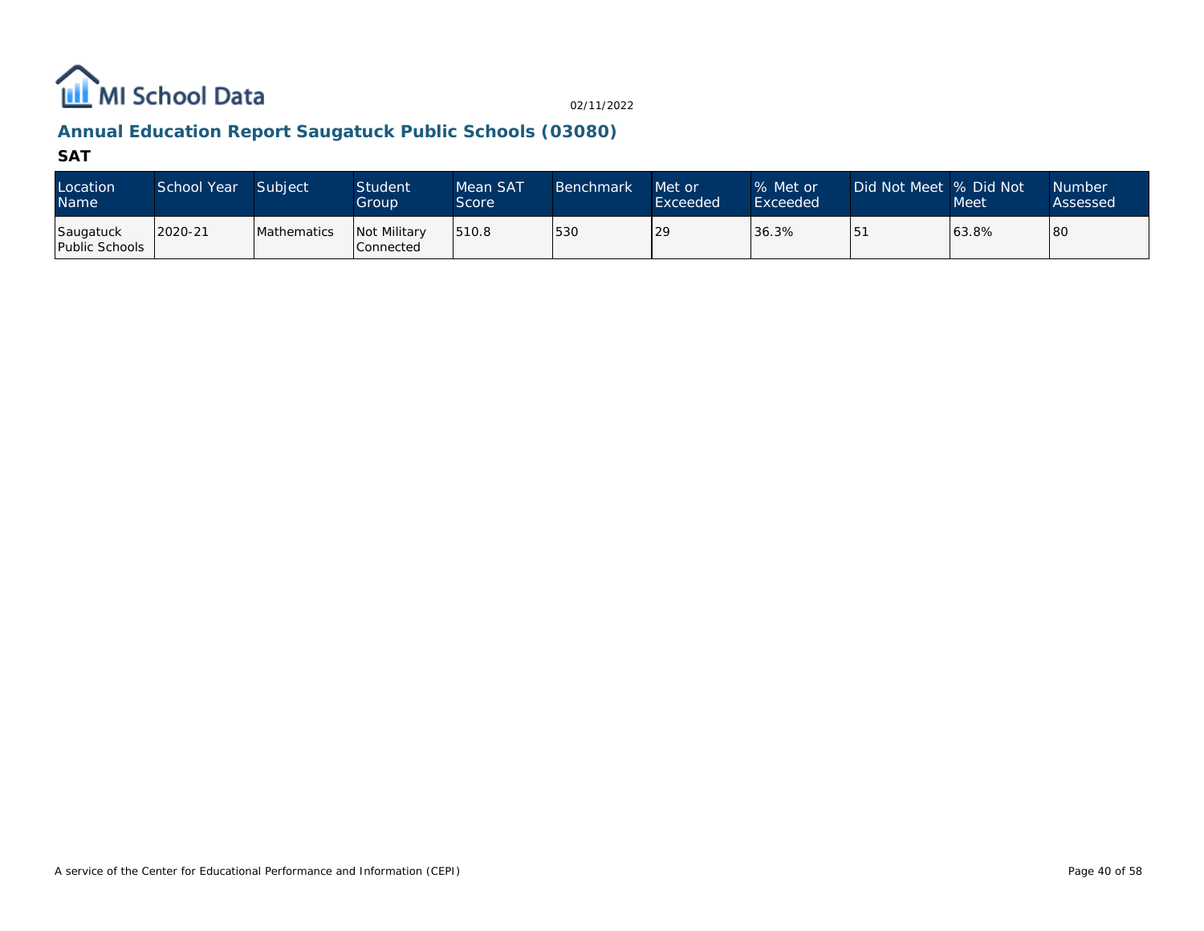MI School Data

02/11/2022

## Annual Education Report Saugatuck Public Schools (03080)

### SAT

| Location Name | School Year | Subject | Student Group | Mean SAT Score | Benchmark | Met or Exceeded | % Met or Exceeded | Did Not Meet | % Did Not Meet | Number Assessed |
|---|---|---|---|---|---|---|---|---|---|---|
| Saugatuck Public Schools | 2020-21 | Mathematics | Not Military Connected | 510.8 | 530 | 29 | 36.3% | 51 | 63.8% | 80 |

A service of the Center for Educational Performance and Information (CEPI)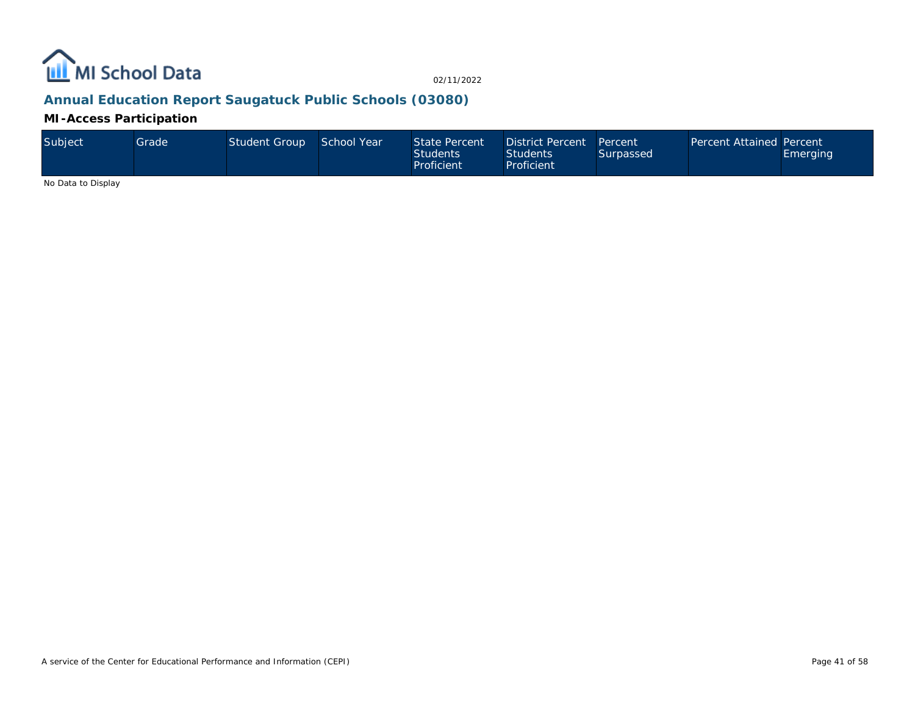## Annual Education Report Saugatuck Public Schools (03080)

### MI-Access Participation

| Subject | Grade | Student Group | School Year | State Percent Students Proficient | District Percent Students Proficient | Percent Surpassed | Percent Attained | Percent Emerging |
|---|---|---|---|---|---|---|---|---|

No Data to Display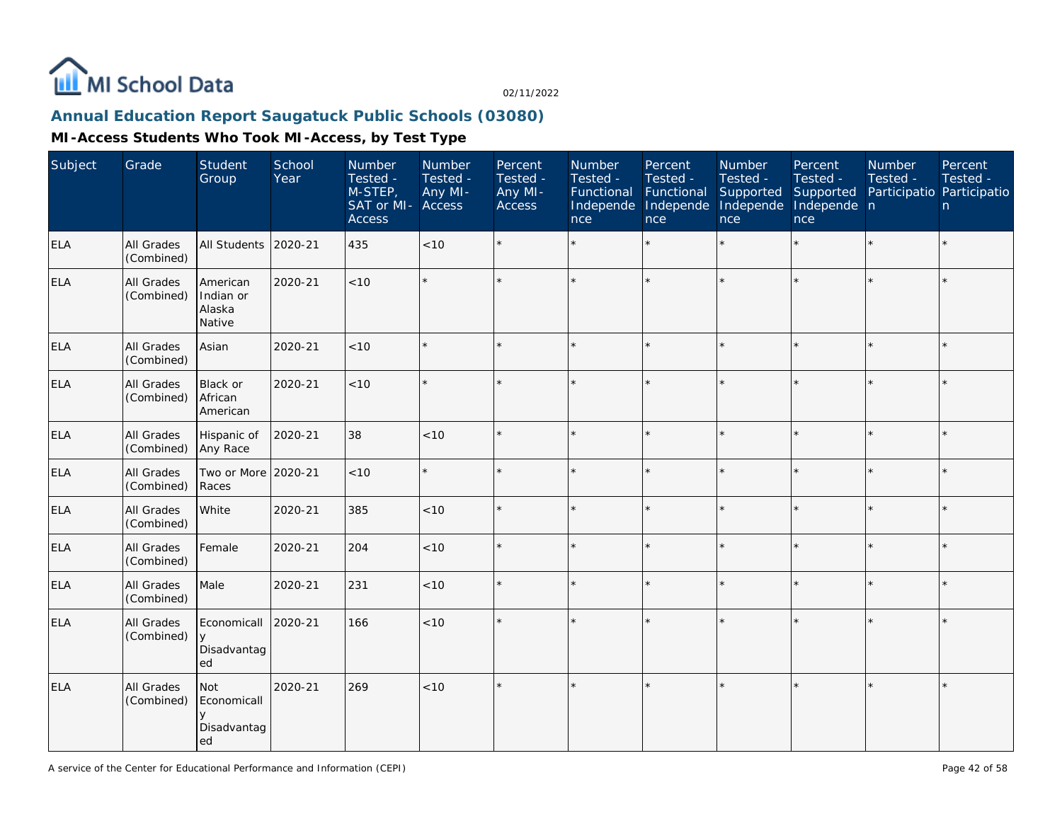MI School Data

02/11/2022

## Annual Education Report Saugatuck Public Schools (03080)

### MI-Access Students Who Took MI-Access, by Test Type

| Subject | Grade | Student Group | School Year | Number Tested - M-STEP, SAT or MI-Access | Number Tested - Any MI-Access | Percent Tested - Any MI-Access | Number Tested - Functional Independence | Percent Tested - Functional Independence | Number Tested - Supported Independence | Percent Tested - Supported Independence | Number Tested - Participation | Percent Tested - Participation |
|---|---|---|---|---|---|---|---|---|---|---|---|---|
| ELA | All Grades (Combined) | All Students | 2020-21 | 435 | <10 | * | * | * | * | * | * | * |
| ELA | All Grades (Combined) | American Indian or Alaska Native | 2020-21 | <10 | * | * | * | * | * | * | * | * |
| ELA | All Grades (Combined) | Asian | 2020-21 | <10 | * | * | * | * | * | * | * | * |
| ELA | All Grades (Combined) | Black or African American | 2020-21 | <10 | * | * | * | * | * | * | * | * |
| ELA | All Grades (Combined) | Hispanic of Any Race | 2020-21 | 38 | <10 | * | * | * | * | * | * | * |
| ELA | All Grades (Combined) | Two or More Races | 2020-21 | <10 | * | * | * | * | * | * | * | * |
| ELA | All Grades (Combined) | White | 2020-21 | 385 | <10 | * | * | * | * | * | * | * |
| ELA | All Grades (Combined) | Female | 2020-21 | 204 | <10 | * | * | * | * | * | * | * |
| ELA | All Grades (Combined) | Male | 2020-21 | 231 | <10 | * | * | * | * | * | * | * |
| ELA | All Grades (Combined) | Economically Disadvantaged | 2020-21 | 166 | <10 | * | * | * | * | * | * | * |
| ELA | All Grades (Combined) | Not Economically Disadvantaged | 2020-21 | 269 | <10 | * | * | * | * | * | * | * |

A service of the Center for Educational Performance and Information (CEPI)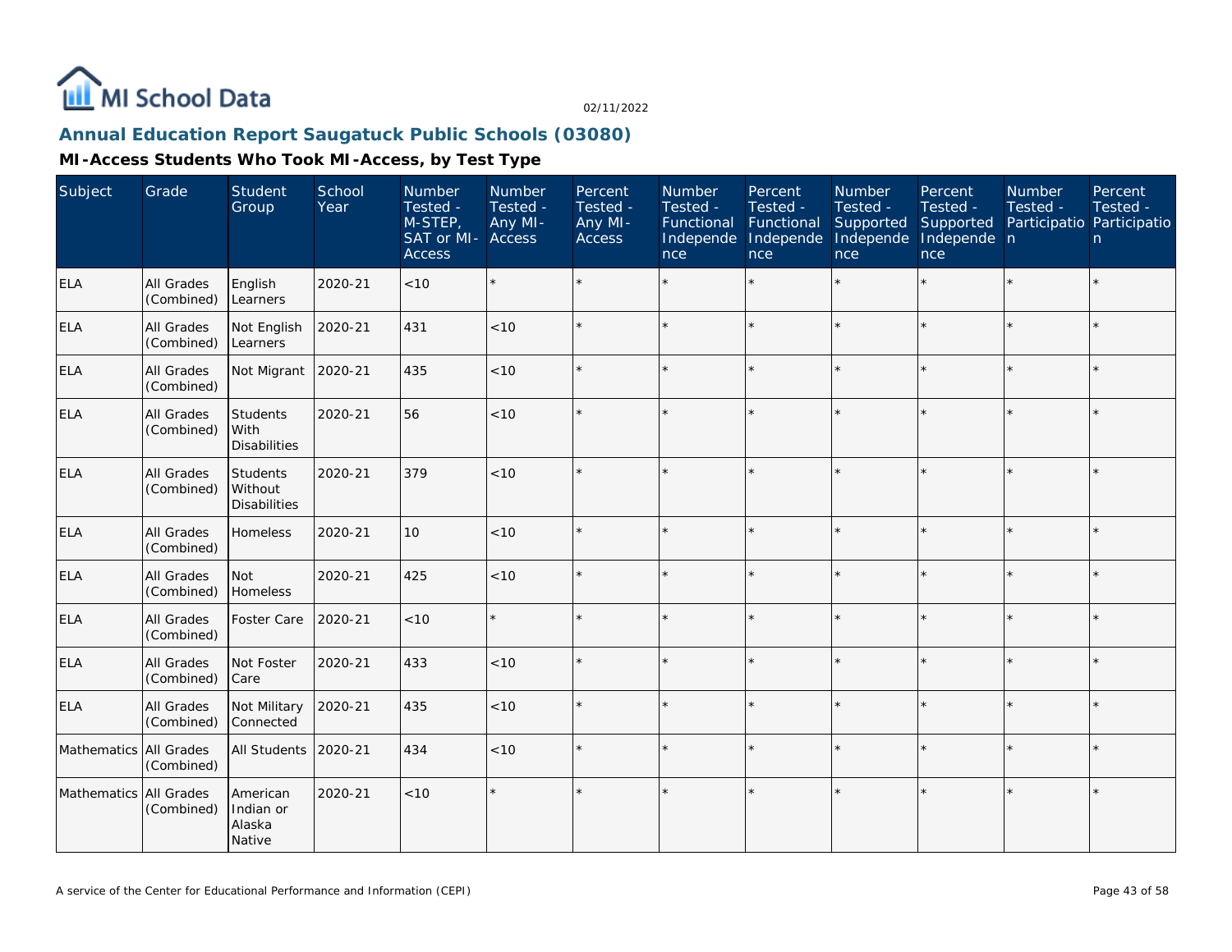MI School Data

02/11/2022

## Annual Education Report Saugatuck Public Schools (03080)

### MI-Access Students Who Took MI-Access, by Test Type

| Subject | Grade | Student Group | School Year | Number Tested - M-STEP, SAT or MI-Access | Number Tested - Any MI-Access | Percent Tested - Any MI-Access | Number Tested - Functional Independence | Percent Tested - Functional Independence | Number Tested - Supported Independence | Percent Tested - Supported Independence | Number Tested - Participation | Percent Tested - Participation |
|---|---|---|---|---|---|---|---|---|---|---|---|---|
| ELA | All Grades (Combined) | English Learners | 2020-21 | <10 | * | * | * | * | * | * | * | * |
| ELA | All Grades (Combined) | Not English Learners | 2020-21 | 431 | <10 | * | * | * | * | * | * | * |
| ELA | All Grades (Combined) | Not Migrant | 2020-21 | 435 | <10 | * | * | * | * | * | * | * |
| ELA | All Grades (Combined) | Students With Disabilities | 2020-21 | 56 | <10 | * | * | * | * | * | * | * |
| ELA | All Grades (Combined) | Students Without Disabilities | 2020-21 | 379 | <10 | * | * | * | * | * | * | * |
| ELA | All Grades (Combined) | Homeless | 2020-21 | 10 | <10 | * | * | * | * | * | * | * |
| ELA | All Grades (Combined) | Not Homeless | 2020-21 | 425 | <10 | * | * | * | * | * | * | * |
| ELA | All Grades (Combined) | Foster Care | 2020-21 | <10 | * | * | * | * | * | * | * | * |
| ELA | All Grades (Combined) | Not Foster Care | 2020-21 | 433 | <10 | * | * | * | * | * | * | * |
| ELA | All Grades (Combined) | Not Military Connected | 2020-21 | 435 | <10 | * | * | * | * | * | * | * |
| Mathematics | All Grades (Combined) | All Students | 2020-21 | 434 | <10 | * | * | * | * | * | * | * |
| Mathematics | All Grades (Combined) | American Indian or Alaska Native | 2020-21 | <10 | * | * | * | * | * | * | * | * |

A service of the Center for Educational Performance and Information (CEPI)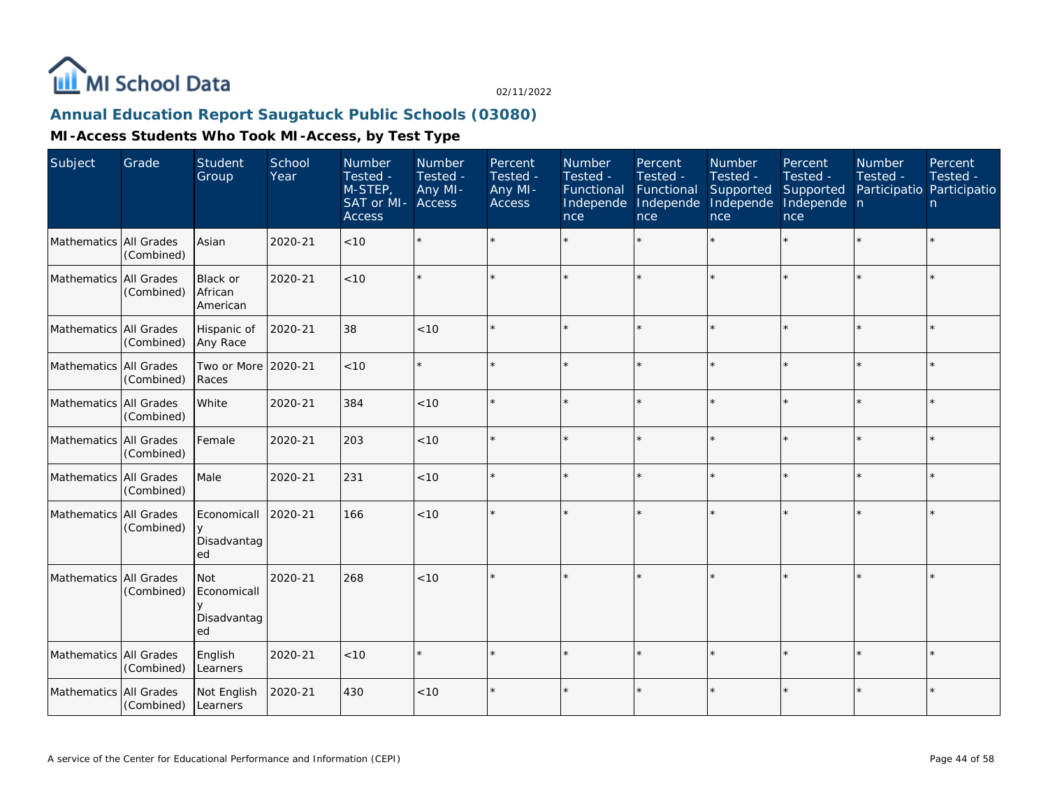# Annual Education Report Saugatuck Public Schools (03080)

## MI-Access Students Who Took MI-Access, by Test Type

| Subject | Grade | Student Group | School Year | Number Tested - M-STEP, SAT or MI-Access | Number Tested - Any MI-Access | Percent Tested - Any MI-Access | Number Tested - Functional Independence | Percent Tested - Functional Independence | Number Tested - Supported Independence | Percent Tested - Supported Independence | Number Tested - Participation | Percent Tested - Participation |
|---|---|---|---|---|---|---|---|---|---|---|---|---|
| Mathematics | All Grades (Combined) | Asian | 2020-21 | <10 | * | * | * | * | * | * | * | * |
| Mathematics | All Grades (Combined) | Black or African American | 2020-21 | <10 | * | * | * | * | * | * | * | * |
| Mathematics | All Grades (Combined) | Hispanic of Any Race | 2020-21 | 38 | <10 | * | * | * | * | * | * | * |
| Mathematics | All Grades (Combined) | Two or More Races | 2020-21 | <10 | * | * | * | * | * | * | * | * |
| Mathematics | All Grades (Combined) | White | 2020-21 | 384 | <10 | * | * | * | * | * | * | * |
| Mathematics | All Grades (Combined) | Female | 2020-21 | 203 | <10 | * | * | * | * | * | * | * |
| Mathematics | All Grades (Combined) | Male | 2020-21 | 231 | <10 | * | * | * | * | * | * | * |
| Mathematics | All Grades (Combined) | Economically Disadvantaged | 2020-21 | 166 | <10 | * | * | * | * | * | * | * |
| Mathematics | All Grades (Combined) | Not Economically Disadvantaged | 2020-21 | 268 | <10 | * | * | * | * | * | * | * |
| Mathematics | All Grades (Combined) | English Learners | 2020-21 | <10 | * | * | * | * | * | * | * | * |
| Mathematics | All Grades (Combined) | Not English Learners | 2020-21 | 430 | <10 | * | * | * | * | * | * | * |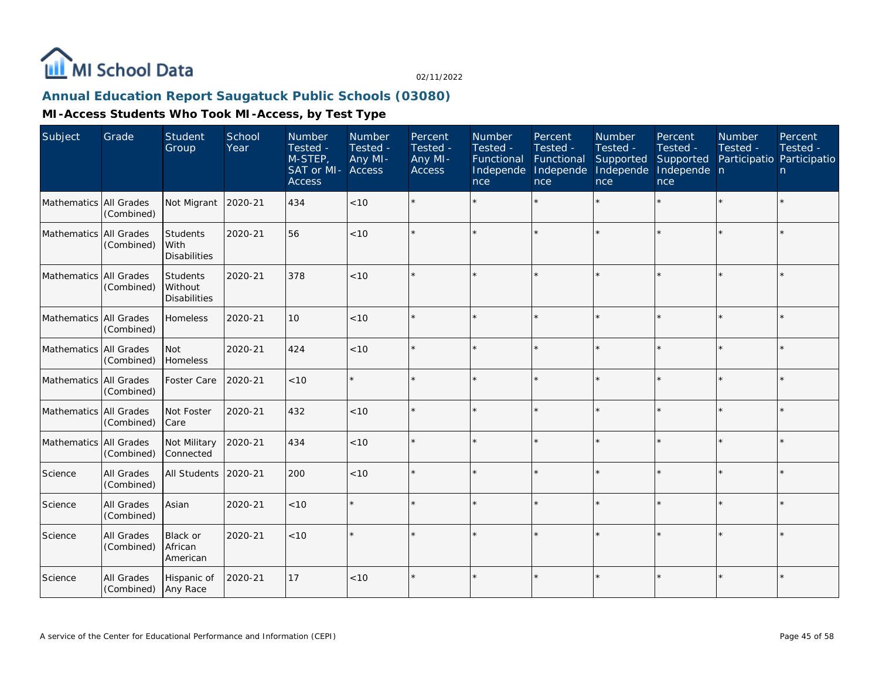MI School Data

02/11/2022

## Annual Education Report Saugatuck Public Schools (03080)

### MI-Access Students Who Took MI-Access, by Test Type

| Subject | Grade | Student Group | School Year | Number Tested - M-STEP, SAT or MI-Access | Number Tested - Any MI-Access | Percent Tested - Any MI-Access | Number Tested - Functional Independence | Percent Tested - Functional Independence | Number Tested - Supported Independence | Percent Tested - Supported Independence | Number Tested - Participation | Percent Tested - Participation |
|---|---|---|---|---|---|---|---|---|---|---|---|---|
| Mathematics | All Grades (Combined) | Not Migrant | 2020-21 | 434 | <10 | * | * | * | * | * | * | * |
| Mathematics | All Grades (Combined) | Students With Disabilities | 2020-21 | 56 | <10 | * | * | * | * | * | * | * |
| Mathematics | All Grades (Combined) | Students Without Disabilities | 2020-21 | 378 | <10 | * | * | * | * | * | * | * |
| Mathematics | All Grades (Combined) | Homeless | 2020-21 | 10 | <10 | * | * | * | * | * | * | * |
| Mathematics | All Grades (Combined) | Not Homeless | 2020-21 | 424 | <10 | * | * | * | * | * | * | * |
| Mathematics | All Grades (Combined) | Foster Care | 2020-21 | <10 | * | * | * | * | * | * | * | * |
| Mathematics | All Grades (Combined) | Not Foster Care | 2020-21 | 432 | <10 | * | * | * | * | * | * | * |
| Mathematics | All Grades (Combined) | Not Military Connected | 2020-21 | 434 | <10 | * | * | * | * | * | * | * |
| Science | All Grades (Combined) | All Students | 2020-21 | 200 | <10 | * | * | * | * | * | * | * |
| Science | All Grades (Combined) | Asian | 2020-21 | <10 | * | * | * | * | * | * | * | * |
| Science | All Grades (Combined) | Black or African American | 2020-21 | <10 | * | * | * | * | * | * | * | * |
| Science | All Grades (Combined) | Hispanic of Any Race | 2020-21 | 17 | <10 | * | * | * | * | * | * | * |

A service of the Center for Educational Performance and Information (CEPI)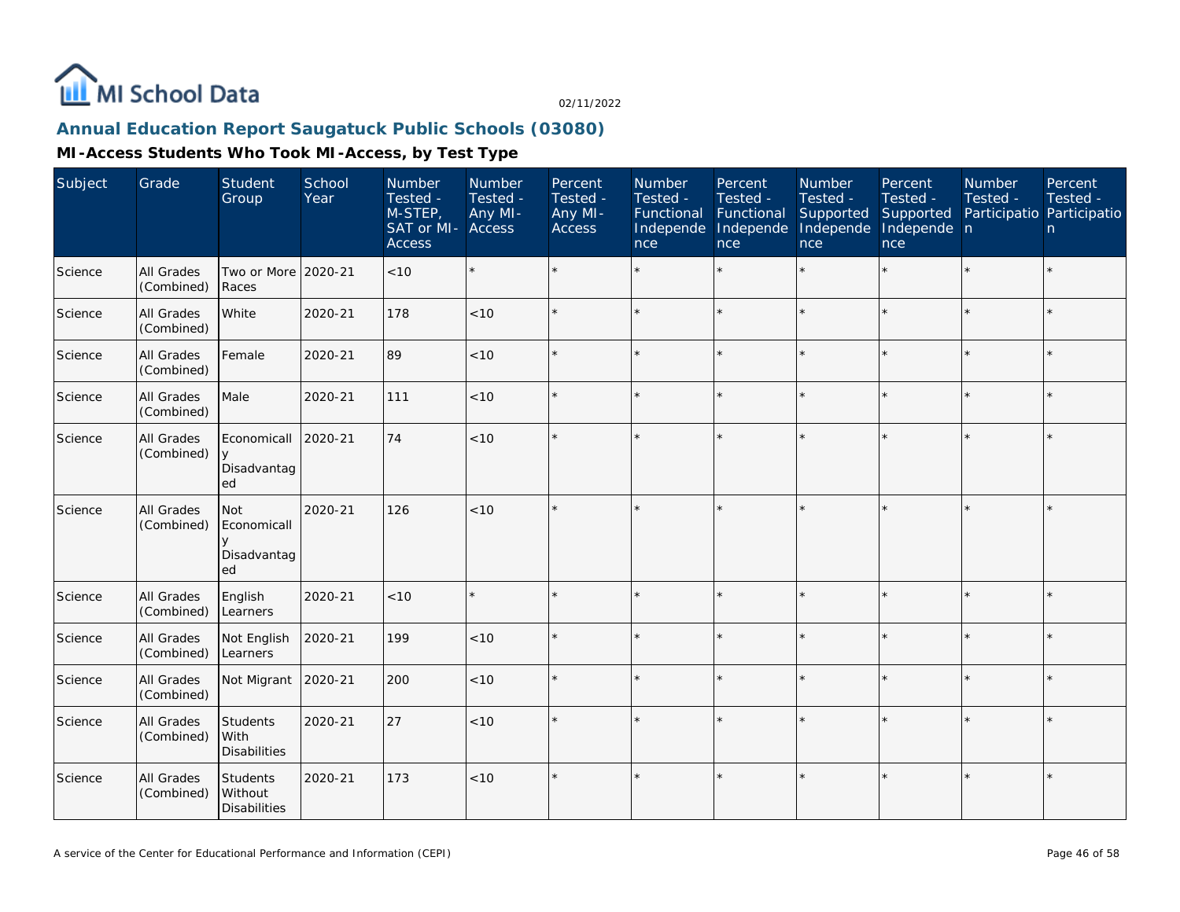## Annual Education Report Saugatuck Public Schools (03080)

### MI-Access Students Who Took MI-Access, by Test Type

| Subject | Grade | Student Group | School Year | Number Tested - M-STEP, SAT or MI-Access | Number Tested - Any MI-Access | Percent Tested - Any MI-Access | Number Tested - Functional Independence | Percent Tested - Functional Independence | Number Tested - Supported Independence | Percent Tested - Supported Independence | Number Tested - Participation | Percent Tested - Participation |
|---|---|---|---|---|---|---|---|---|---|---|---|---|
| Science | All Grades (Combined) | Two or More Races | 2020-21 | <10 | * | * | * | * | * | * | * | * |
| Science | All Grades (Combined) | White | 2020-21 | 178 | <10 | * | * | * | * | * | * | * |
| Science | All Grades (Combined) | Female | 2020-21 | 89 | <10 | * | * | * | * | * | * | * |
| Science | All Grades (Combined) | Male | 2020-21 | 111 | <10 | * | * | * | * | * | * | * |
| Science | All Grades (Combined) | Economically Disadvantaged | 2020-21 | 74 | <10 | * | * | * | * | * | * | * |
| Science | All Grades (Combined) | Not Economically Disadvantaged | 2020-21 | 126 | <10 | * | * | * | * | * | * | * |
| Science | All Grades (Combined) | English Learners | 2020-21 | <10 | * | * | * | * | * | * | * | * |
| Science | All Grades (Combined) | Not English Learners | 2020-21 | 199 | <10 | * | * | * | * | * | * | * |
| Science | All Grades (Combined) | Not Migrant | 2020-21 | 200 | <10 | * | * | * | * | * | * | * |
| Science | All Grades (Combined) | Students With Disabilities | 2020-21 | 27 | <10 | * | * | * | * | * | * | * |
| Science | All Grades (Combined) | Students Without Disabilities | 2020-21 | 173 | <10 | * | * | * | * | * | * | * |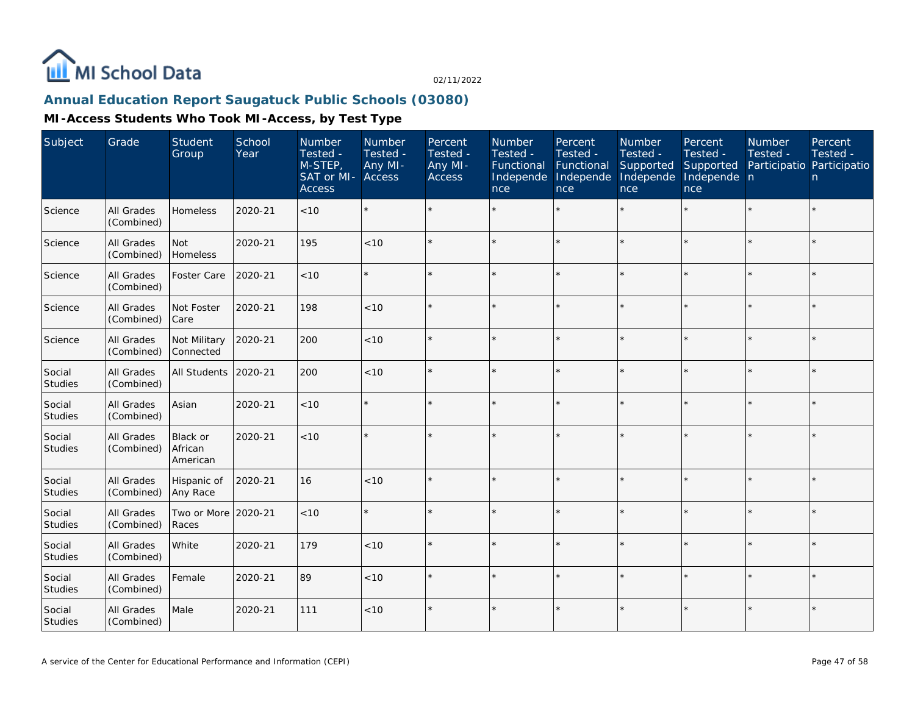## Annual Education Report Saugatuck Public Schools (03080)

### MI-Access Students Who Took MI-Access, by Test Type

| Subject | Grade | Student Group | School Year | Number Tested - M-STEP, SAT or MI-Access | Number Tested - Any MI-Access | Percent Tested - Any MI-Access | Number Tested - Functional Independence | Percent Tested - Functional Independence | Number Tested - Supported Independence | Percent Tested - Supported Independence | Number Tested - Participation | Percent Tested - Participation |
|---|---|---|---|---|---|---|---|---|---|---|---|---|
| Science | All Grades (Combined) | Homeless | 2020-21 | <10 | * | * | * | * | * | * | * | * |
| Science | All Grades (Combined) | Not Homeless | 2020-21 | 195 | <10 | * | * | * | * | * | * | * |
| Science | All Grades (Combined) | Foster Care | 2020-21 | <10 | * | * | * | * | * | * | * | * |
| Science | All Grades (Combined) | Not Foster Care | 2020-21 | 198 | <10 | * | * | * | * | * | * | * |
| Science | All Grades (Combined) | Not Military Connected | 2020-21 | 200 | <10 | * | * | * | * | * | * | * |
| Social Studies | All Grades (Combined) | All Students | 2020-21 | 200 | <10 | * | * | * | * | * | * | * |
| Social Studies | All Grades (Combined) | Asian | 2020-21 | <10 | * | * | * | * | * | * | * | * |
| Social Studies | All Grades (Combined) | Black or African American | 2020-21 | <10 | * | * | * | * | * | * | * | * |
| Social Studies | All Grades (Combined) | Hispanic of Any Race | 2020-21 | 16 | <10 | * | * | * | * | * | * | * |
| Social Studies | All Grades (Combined) | Two or More Races | 2020-21 | <10 | * | * | * | * | * | * | * | * |
| Social Studies | All Grades (Combined) | White | 2020-21 | 179 | <10 | * | * | * | * | * | * | * |
| Social Studies | All Grades (Combined) | Female | 2020-21 | 89 | <10 | * | * | * | * | * | * | * |
| Social Studies | All Grades (Combined) | Male | 2020-21 | 111 | <10 | * | * | * | * | * | * | * |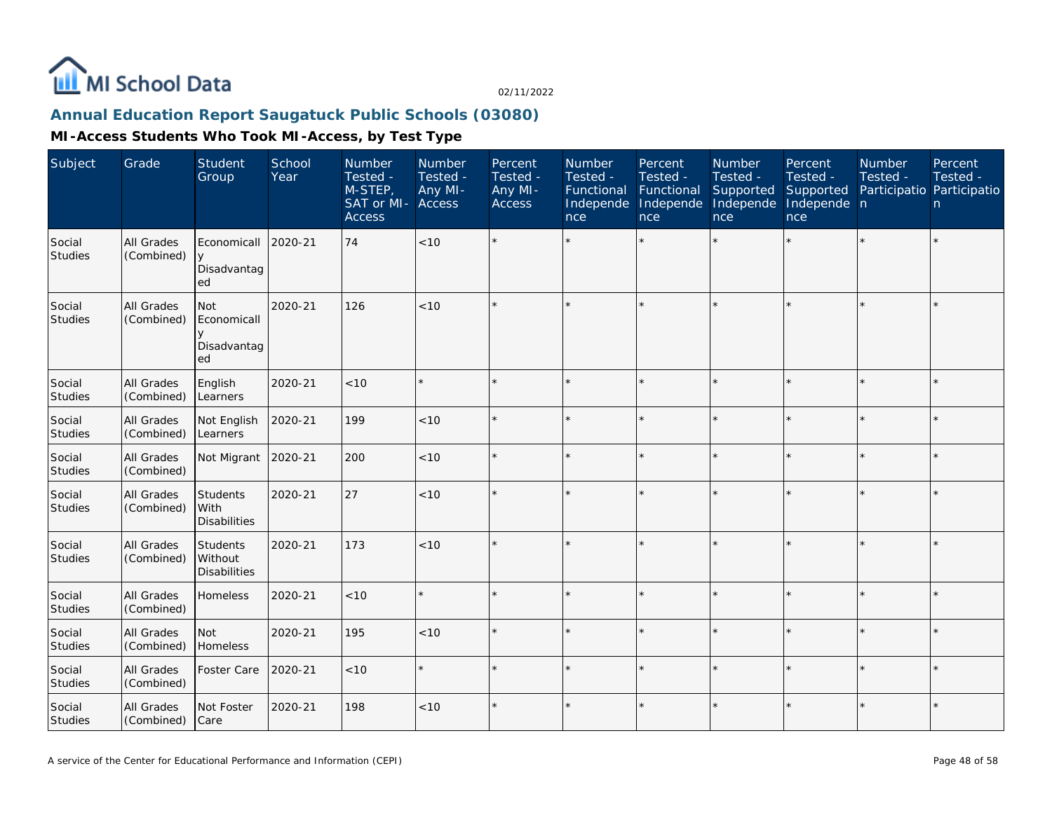# Annual Education Report Saugatuck Public Schools (03080)

## MI-Access Students Who Took MI-Access, by Test Type

| Subject | Grade | Student Group | School Year | Number Tested - M-STEP, SAT or MI-Access | Number Tested - Any MI-Access | Percent Tested - Any MI-Access | Number Tested - Functional Independence | Percent Tested - Functional Independence | Number Tested - Supported Independence | Percent Tested - Supported Independence | Number Tested - Participation | Percent Tested - Participation |
|---|---|---|---|---|---|---|---|---|---|---|---|---|
| Social Studies | All Grades (Combined) | Economically Disadvantaged | 2020-21 | 74 | <10 | * | * | * | * | * | * | * |
| Social Studies | All Grades (Combined) | Not Economically Disadvantaged | 2020-21 | 126 | <10 | * | * | * | * | * | * | * |
| Social Studies | All Grades (Combined) | English Learners | 2020-21 | <10 | * | * | * | * | * | * | * | * |
| Social Studies | All Grades (Combined) | Not English Learners | 2020-21 | 199 | <10 | * | * | * | * | * | * | * |
| Social Studies | All Grades (Combined) | Not Migrant | 2020-21 | 200 | <10 | * | * | * | * | * | * | * |
| Social Studies | All Grades (Combined) | Students With Disabilities | 2020-21 | 27 | <10 | * | * | * | * | * | * | * |
| Social Studies | All Grades (Combined) | Students Without Disabilities | 2020-21 | 173 | <10 | * | * | * | * | * | * | * |
| Social Studies | All Grades (Combined) | Homeless | 2020-21 | <10 | * | * | * | * | * | * | * | * |
| Social Studies | All Grades (Combined) | Not Homeless | 2020-21 | 195 | <10 | * | * | * | * | * | * | * |
| Social Studies | All Grades (Combined) | Foster Care | 2020-21 | <10 | * | * | * | * | * | * | * | * |
| Social Studies | All Grades (Combined) | Not Foster Care | 2020-21 | 198 | <10 | * | * | * | * | * | * | * |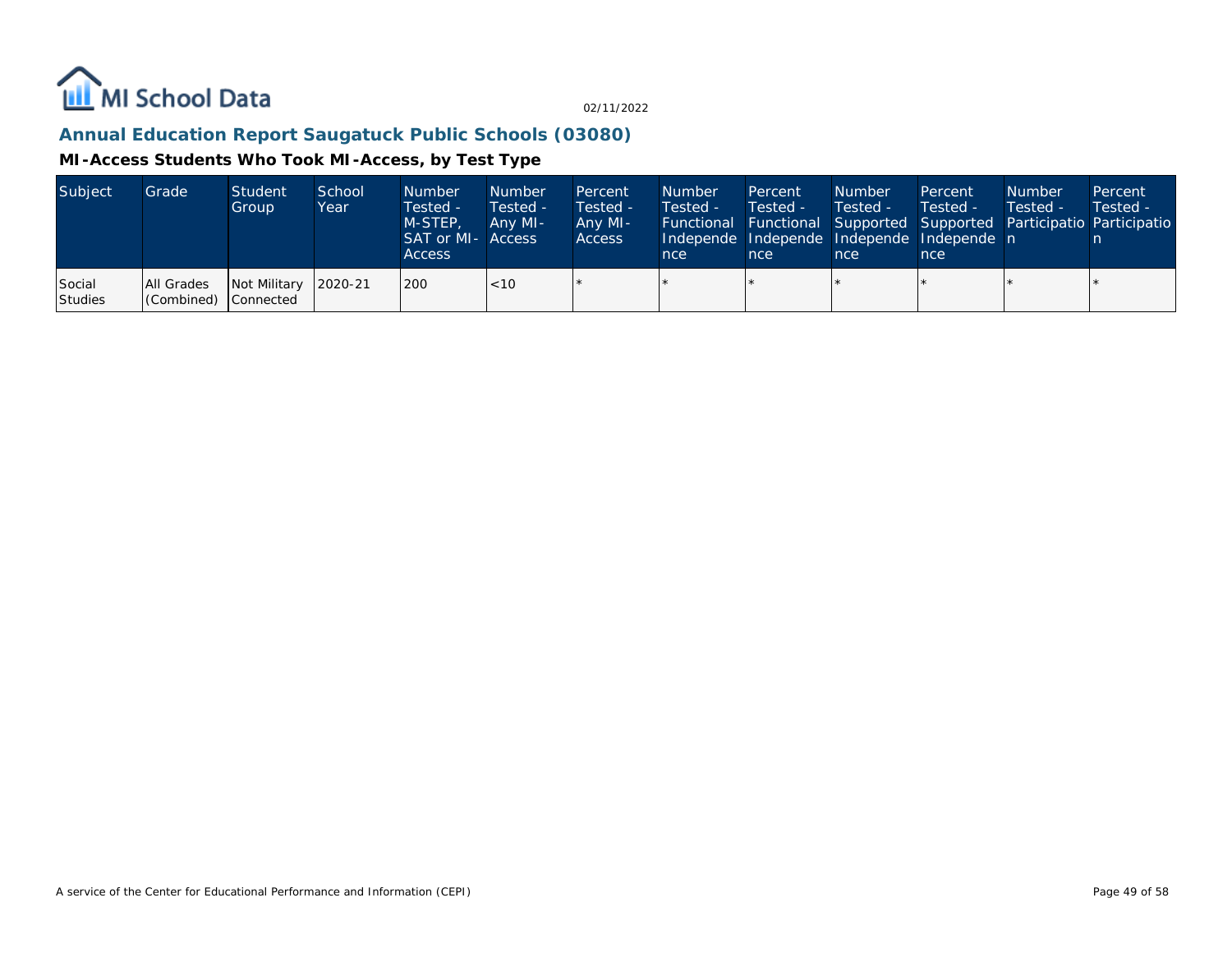## Annual Education Report Saugatuck Public Schools (03080)

### MI-Access Students Who Took MI-Access, by Test Type

| Subject | Grade | Student Group | School Year | Number Tested - M-STEP, SAT or MI-Access | Number Tested - Any MI-Access | Percent Tested - Any MI-Access | Number Tested - Functional Independence | Percent Tested - Functional Independence | Number Tested - Supported Independence | Percent Tested - Supported Independence | Number Tested - Participation | Percent Tested - Participation |
|---|---|---|---|---|---|---|---|---|---|---|---|---|
| Social Studies | All Grades (Combined) | Not Military Connected | 2020-21 | 200 | <10 | * | * | * | * | * | * | * |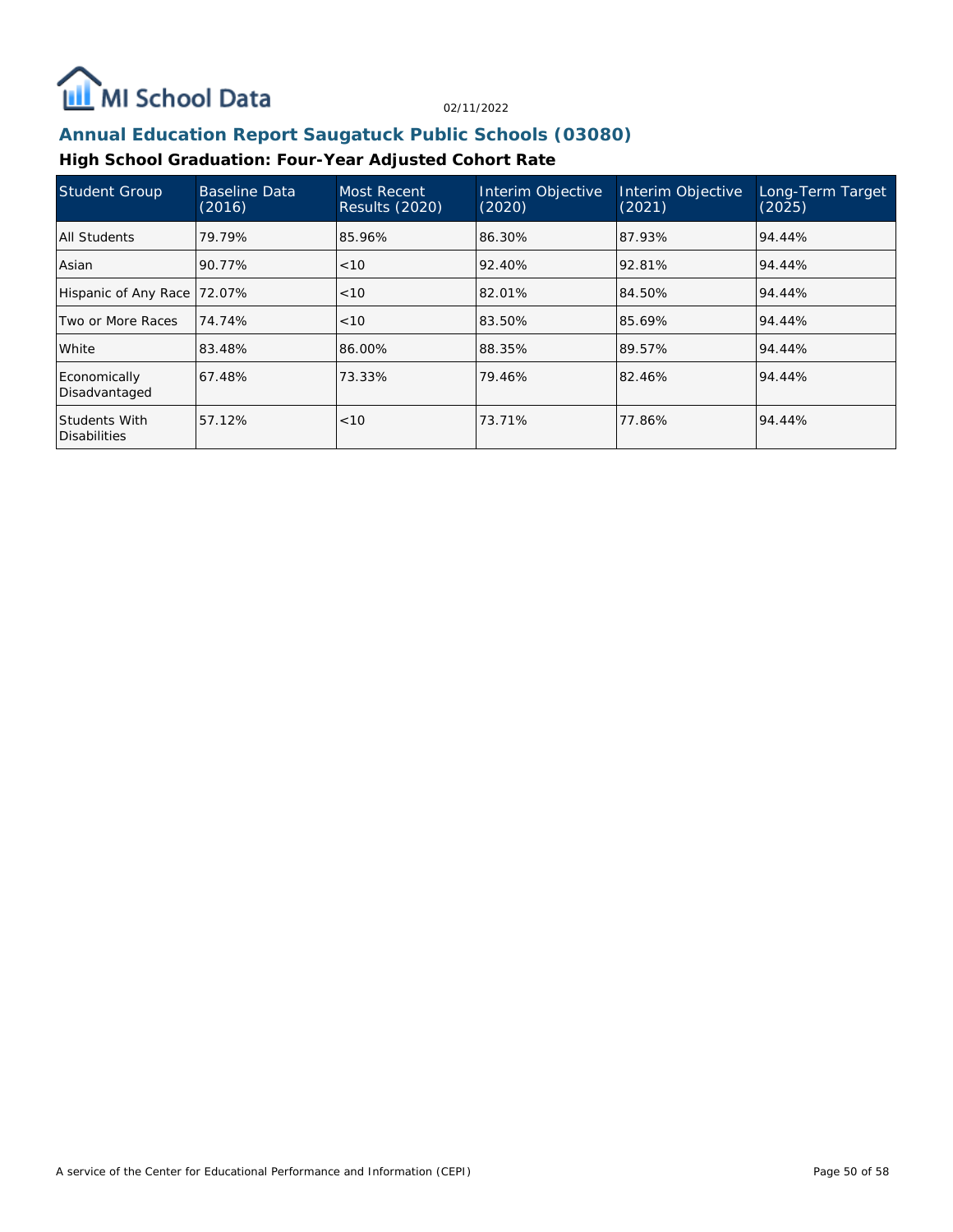MI School Data

02/11/2022

## Annual Education Report Saugatuck Public Schools (03080)

### High School Graduation: Four-Year Adjusted Cohort Rate

| Student Group | Baseline Data (2016) | Most Recent Results (2020) | Interim Objective (2020) | Interim Objective (2021) | Long-Term Target (2025) |
|---|---|---|---|---|---|
| All Students | 79.79% | 85.96% | 86.30% | 87.93% | 94.44% |
| Asian | 90.77% | <10 | 92.40% | 92.81% | 94.44% |
| Hispanic of Any Race | 72.07% | <10 | 82.01% | 84.50% | 94.44% |
| Two or More Races | 74.74% | <10 | 83.50% | 85.69% | 94.44% |
| White | 83.48% | 86.00% | 88.35% | 89.57% | 94.44% |
| Economically Disadvantaged | 67.48% | 73.33% | 79.46% | 82.46% | 94.44% |
| Students With Disabilities | 57.12% | <10 | 73.71% | 77.86% | 94.44% |

A service of the Center for Educational Performance and Information (CEPI)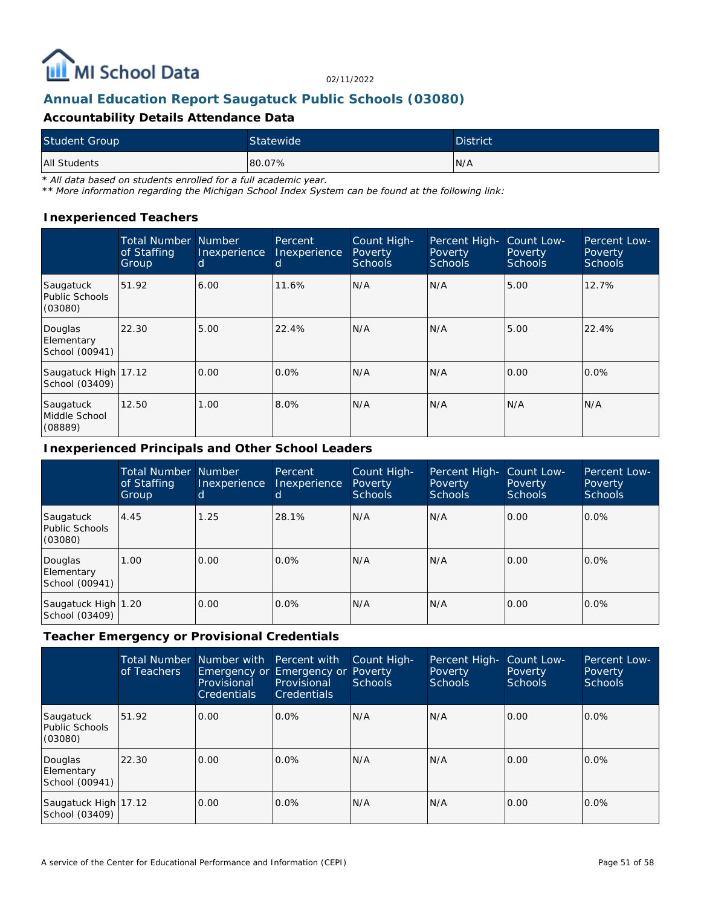MI School Data

02/11/2022

## Annual Education Report Saugatuck Public Schools (03080)

### Accountability Details Attendance Data

| Student Group | Statewide | District |
|---|---|---|
| All Students | 80.07% | N/A |

*\* All data based on students enrolled for a full academic year.*
*\*\* More information regarding the Michigan School Index System can be found at the following link:*

### Inexperienced Teachers

| | Total Number of Staffing Group | Number Inexperienced | Percent Inexperienced | Count High-Poverty Schools | Percent High-Poverty Schools | Count Low-Poverty Schools | Percent Low-Poverty Schools |
|---|---|---|---|---|---|---|---|
| Saugatuck Public Schools (03080) | 51.92 | 6.00 | 11.6% | N/A | N/A | 5.00 | 12.7% |
| Douglas Elementary School (00941) | 22.30 | 5.00 | 22.4% | N/A | N/A | 5.00 | 22.4% |
| Saugatuck High School (03409) | 17.12 | 0.00 | 0.0% | N/A | N/A | 0.00 | 0.0% |
| Saugatuck Middle School (08889) | 12.50 | 1.00 | 8.0% | N/A | N/A | N/A | N/A |

### Inexperienced Principals and Other School Leaders

| | Total Number of Staffing Group | Number Inexperienced | Percent Inexperienced | Count High-Poverty Schools | Percent High-Poverty Schools | Count Low-Poverty Schools | Percent Low-Poverty Schools |
|---|---|---|---|---|---|---|---|
| Saugatuck Public Schools (03080) | 4.45 | 1.25 | 28.1% | N/A | N/A | 0.00 | 0.0% |
| Douglas Elementary School (00941) | 1.00 | 0.00 | 0.0% | N/A | N/A | 0.00 | 0.0% |
| Saugatuck High School (03409) | 1.20 | 0.00 | 0.0% | N/A | N/A | 0.00 | 0.0% |

### Teacher Emergency or Provisional Credentials

| | Total Number of Teachers | Number with Emergency or Provisional Credentials | Percent with Emergency or Provisional Credentials | Count High-Poverty Schools | Percent High-Poverty Schools | Count Low-Poverty Schools | Percent Low-Poverty Schools |
|---|---|---|---|---|---|---|---|
| Saugatuck Public Schools (03080) | 51.92 | 0.00 | 0.0% | N/A | N/A | 0.00 | 0.0% |
| Douglas Elementary School (00941) | 22.30 | 0.00 | 0.0% | N/A | N/A | 0.00 | 0.0% |
| Saugatuck High School (03409) | 17.12 | 0.00 | 0.0% | N/A | N/A | 0.00 | 0.0% |

A service of the Center for Educational Performance and Information (CEPI)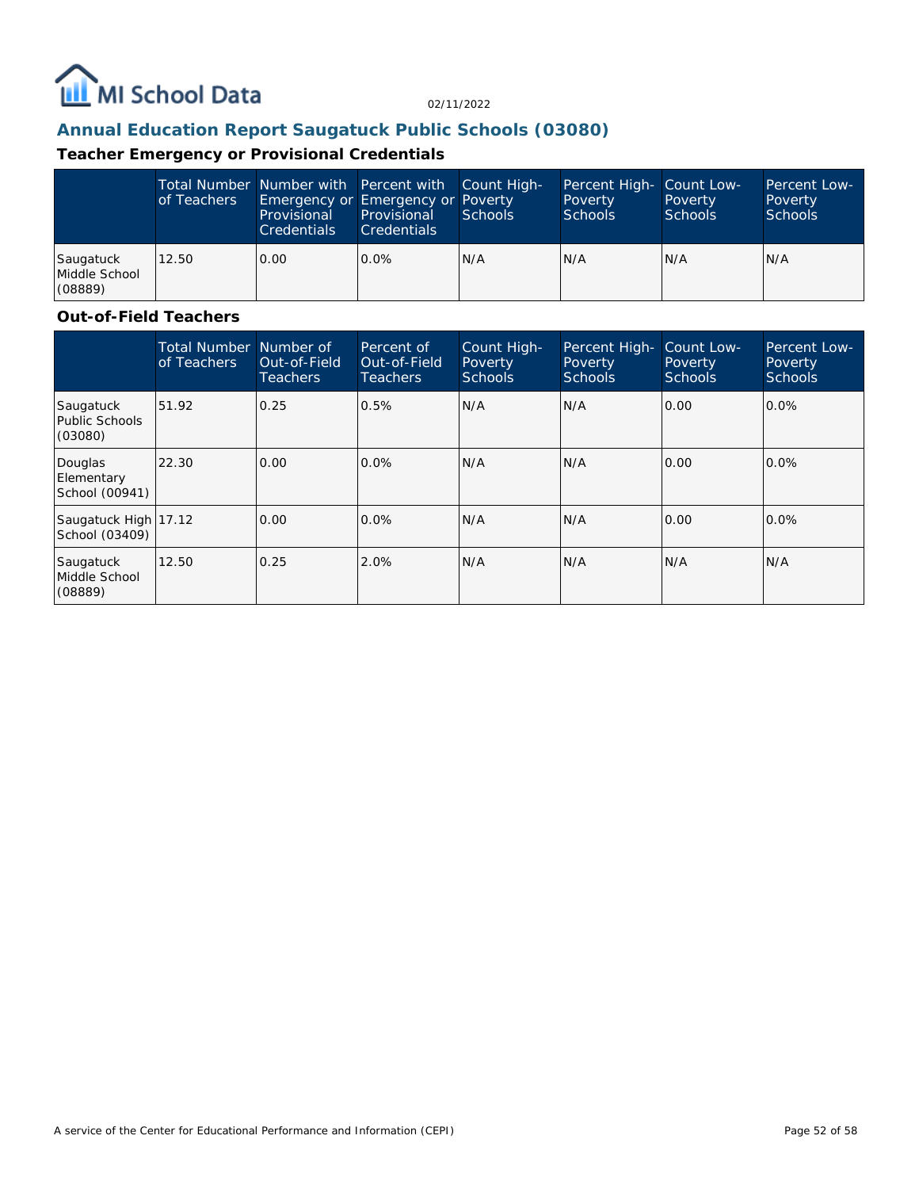## Annual Education Report Saugatuck Public Schools (03080)

### Teacher Emergency or Provisional Credentials

| | Total Number of Teachers | Number with Emergency or Provisional Credentials | Percent with Emergency or Provisional Credentials | Count High-Poverty Schools | Percent High-Poverty Schools | Count Low-Poverty Schools | Percent Low-Poverty Schools |
|---|---|---|---|---|---|---|---|
| Saugatuck Middle School (08889) | 12.50 | 0.00 | 0.0% | N/A | N/A | N/A | N/A |

### Out-of-Field Teachers

| | Total Number of Teachers | Number of Out-of-Field Teachers | Percent of Out-of-Field Teachers | Count High-Poverty Schools | Percent High-Poverty Schools | Count Low-Poverty Schools | Percent Low-Poverty Schools |
|---|---|---|---|---|---|---|---|
| Saugatuck Public Schools (03080) | 51.92 | 0.25 | 0.5% | N/A | N/A | 0.00 | 0.0% |
| Douglas Elementary School (00941) | 22.30 | 0.00 | 0.0% | N/A | N/A | 0.00 | 0.0% |
| Saugatuck High School (03409) | 17.12 | 0.00 | 0.0% | N/A | N/A | 0.00 | 0.0% |
| Saugatuck Middle School (08889) | 12.50 | 0.25 | 2.0% | N/A | N/A | N/A | N/A |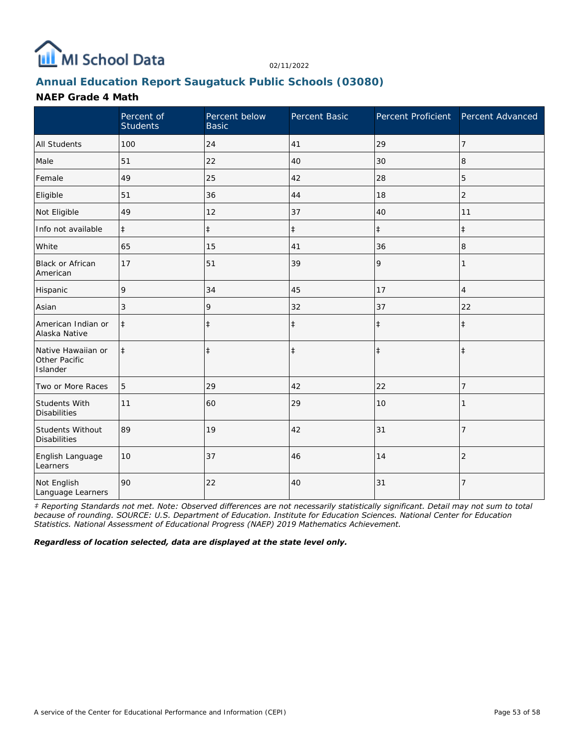MI School Data

02/11/2022

## Annual Education Report Saugatuck Public Schools (03080)

### NAEP Grade 4 Math

| | Percent of Students | Percent below Basic | Percent Basic | Percent Proficient | Percent Advanced |
|---|---|---|---|---|---|
| All Students | 100 | 24 | 41 | 29 | 7 |
| Male | 51 | 22 | 40 | 30 | 8 |
| Female | 49 | 25 | 42 | 28 | 5 |
| Eligible | 51 | 36 | 44 | 18 | 2 |
| Not Eligible | 49 | 12 | 37 | 40 | 11 |
| Info not available | ‡ | ‡ | ‡ | ‡ | ‡ |
| White | 65 | 15 | 41 | 36 | 8 |
| Black or African American | 17 | 51 | 39 | 9 | 1 |
| Hispanic | 9 | 34 | 45 | 17 | 4 |
| Asian | 3 | 9 | 32 | 37 | 22 |
| American Indian or Alaska Native | ‡ | ‡ | ‡ | ‡ | ‡ |
| Native Hawaiian or Other Pacific Islander | ‡ | ‡ | ‡ | ‡ | ‡ |
| Two or More Races | 5 | 29 | 42 | 22 | 7 |
| Students With Disabilities | 11 | 60 | 29 | 10 | 1 |
| Students Without Disabilities | 89 | 19 | 42 | 31 | 7 |
| English Language Learners | 10 | 37 | 46 | 14 | 2 |
| Not English Language Learners | 90 | 22 | 40 | 31 | 7 |

*‡ Reporting Standards not met. Note: Observed differences are not necessarily statistically significant. Detail may not sum to total because of rounding. SOURCE: U.S. Department of Education. Institute for Education Sciences. National Center for Education Statistics. National Assessment of Educational Progress (NAEP) 2019 Mathematics Achievement.*

***Regardless of location selected, data are displayed at the state level only.***

A service of the Center for Educational Performance and Information (CEPI)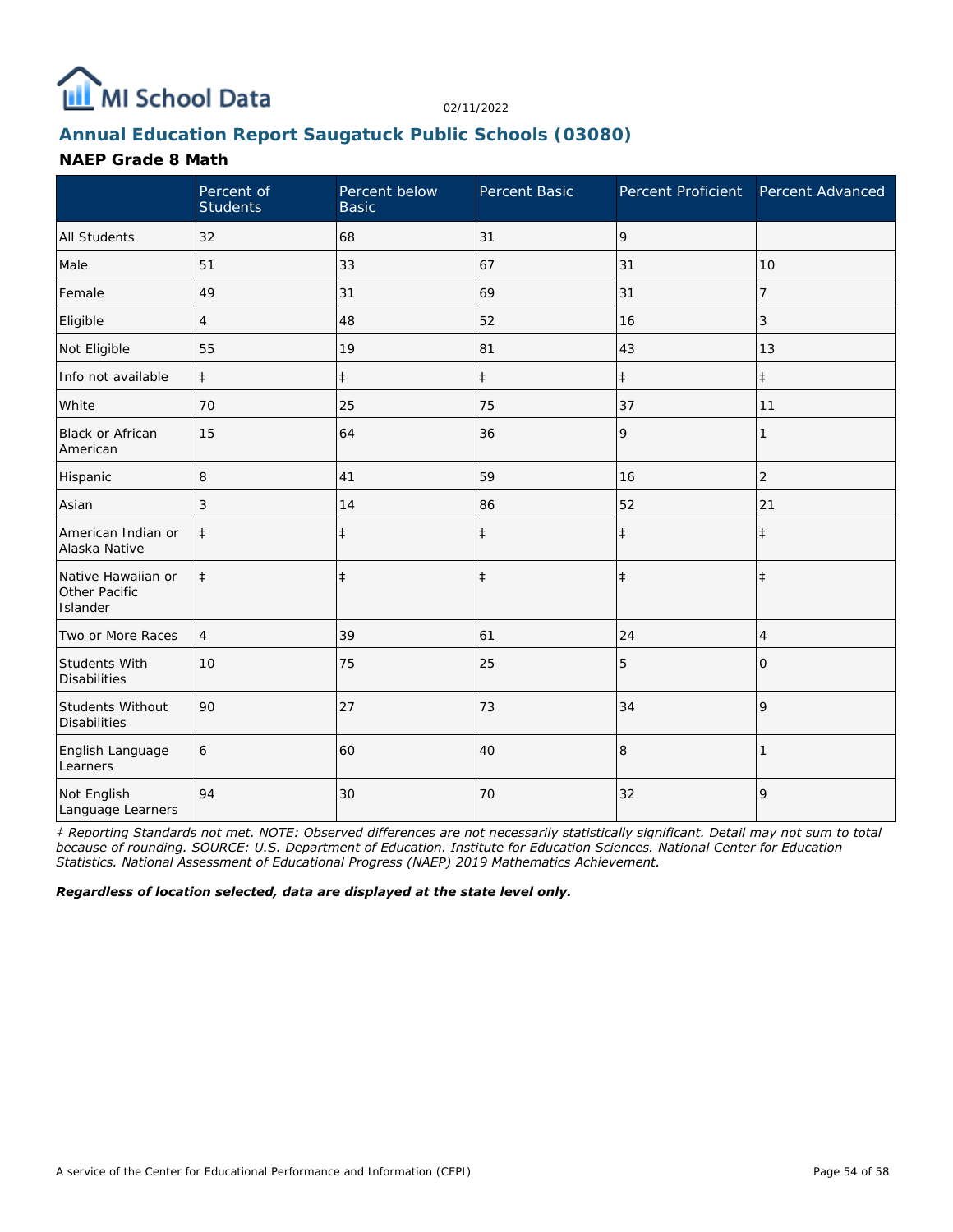MI School Data

02/11/2022

## Annual Education Report Saugatuck Public Schools (03080)

### NAEP Grade 8 Math

| | Percent of Students | Percent below Basic | Percent Basic | Percent Proficient | Percent Advanced |
|---|---|---|---|---|---|
| All Students | 32 | 68 | 31 | 9 | |
| Male | 51 | 33 | 67 | 31 | 10 |
| Female | 49 | 31 | 69 | 31 | 7 |
| Eligible | 4 | 48 | 52 | 16 | 3 |
| Not Eligible | 55 | 19 | 81 | 43 | 13 |
| Info not available | ‡ | ‡ | ‡ | ‡ | ‡ |
| White | 70 | 25 | 75 | 37 | 11 |
| Black or African American | 15 | 64 | 36 | 9 | 1 |
| Hispanic | 8 | 41 | 59 | 16 | 2 |
| Asian | 3 | 14 | 86 | 52 | 21 |
| American Indian or Alaska Native | ‡ | ‡ | ‡ | ‡ | ‡ |
| Native Hawaiian or Other Pacific Islander | ‡ | ‡ | ‡ | ‡ | ‡ |
| Two or More Races | 4 | 39 | 61 | 24 | 4 |
| Students With Disabilities | 10 | 75 | 25 | 5 | 0 |
| Students Without Disabilities | 90 | 27 | 73 | 34 | 9 |
| English Language Learners | 6 | 60 | 40 | 8 | 1 |
| Not English Language Learners | 94 | 30 | 70 | 32 | 9 |

*‡ Reporting Standards not met. NOTE: Observed differences are not necessarily statistically significant. Detail may not sum to total because of rounding. SOURCE: U.S. Department of Education. Institute for Education Sciences. National Center for Education Statistics. National Assessment of Educational Progress (NAEP) 2019 Mathematics Achievement.*

***Regardless of location selected, data are displayed at the state level only.***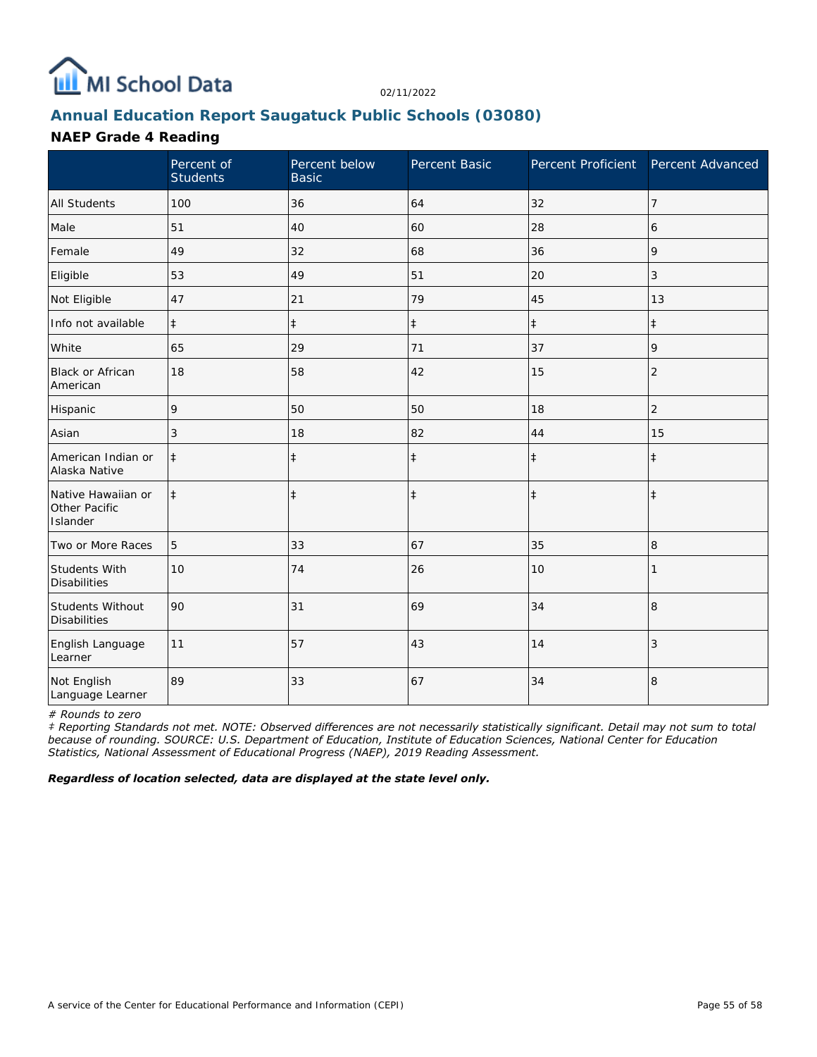MI School Data

02/11/2022

## Annual Education Report Saugatuck Public Schools (03080)

### NAEP Grade 4 Reading

| | Percent of Students | Percent below Basic | Percent Basic | Percent Proficient | Percent Advanced |
|---|---|---|---|---|---|
| All Students | 100 | 36 | 64 | 32 | 7 |
| Male | 51 | 40 | 60 | 28 | 6 |
| Female | 49 | 32 | 68 | 36 | 9 |
| Eligible | 53 | 49 | 51 | 20 | 3 |
| Not Eligible | 47 | 21 | 79 | 45 | 13 |
| Info not available | ‡ | ‡ | ‡ | ‡ | ‡ |
| White | 65 | 29 | 71 | 37 | 9 |
| Black or African American | 18 | 58 | 42 | 15 | 2 |
| Hispanic | 9 | 50 | 50 | 18 | 2 |
| Asian | 3 | 18 | 82 | 44 | 15 |
| American Indian or Alaska Native | ‡ | ‡ | ‡ | ‡ | ‡ |
| Native Hawaiian or Other Pacific Islander | ‡ | ‡ | ‡ | ‡ | ‡ |
| Two or More Races | 5 | 33 | 67 | 35 | 8 |
| Students With Disabilities | 10 | 74 | 26 | 10 | 1 |
| Students Without Disabilities | 90 | 31 | 69 | 34 | 8 |
| English Language Learner | 11 | 57 | 43 | 14 | 3 |
| Not English Language Learner | 89 | 33 | 67 | 34 | 8 |

*# Rounds to zero*

*‡ Reporting Standards not met. NOTE: Observed differences are not necessarily statistically significant. Detail may not sum to total because of rounding. SOURCE: U.S. Department of Education, Institute of Education Sciences, National Center for Education Statistics, National Assessment of Educational Progress (NAEP), 2019 Reading Assessment.*

***Regardless of location selected, data are displayed at the state level only.***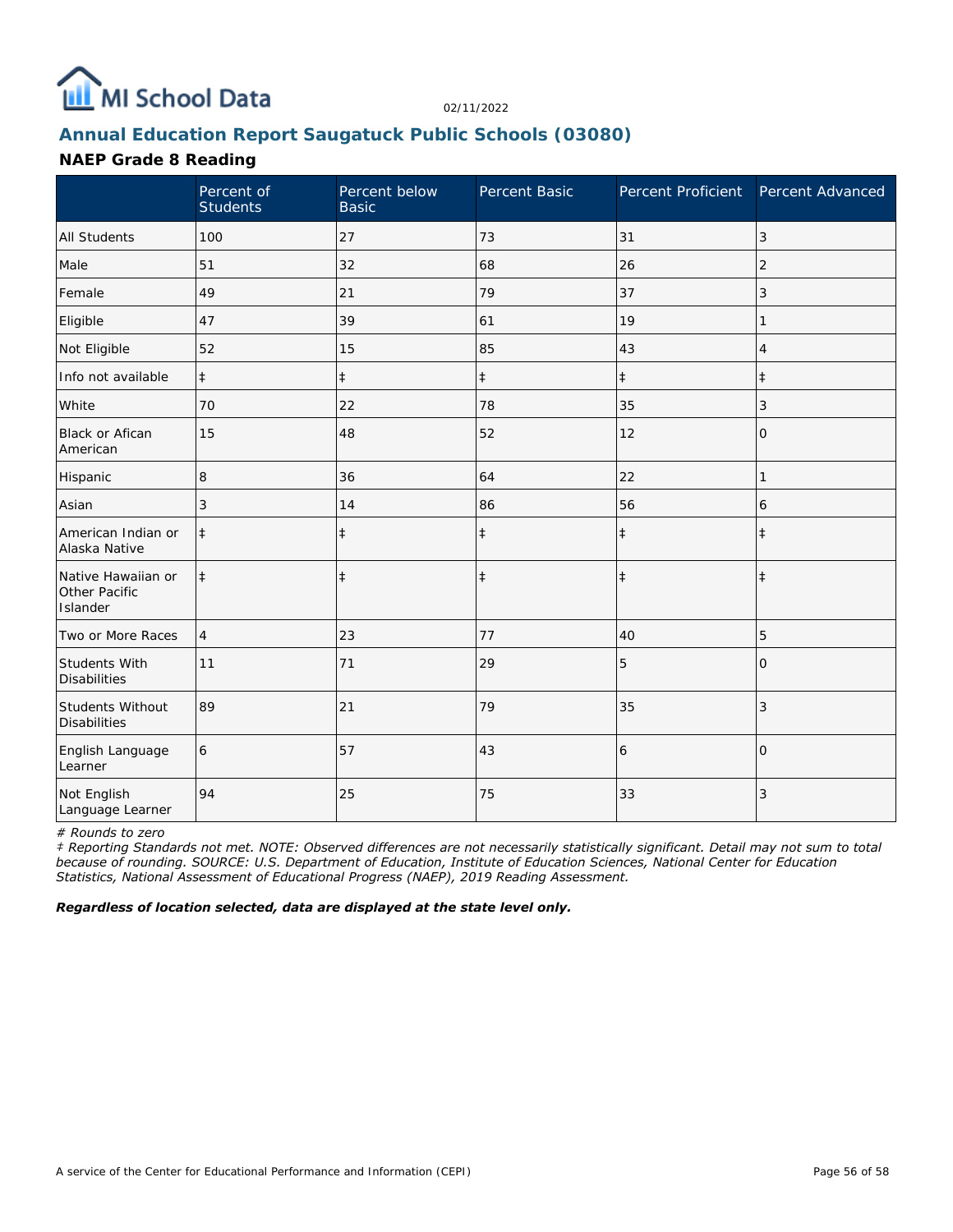MI School Data

02/11/2022

## Annual Education Report Saugatuck Public Schools (03080)

### NAEP Grade 8 Reading

| | Percent of Students | Percent below Basic | Percent Basic | Percent Proficient | Percent Advanced |
|---|---|---|---|---|---|
| All Students | 100 | 27 | 73 | 31 | 3 |
| Male | 51 | 32 | 68 | 26 | 2 |
| Female | 49 | 21 | 79 | 37 | 3 |
| Eligible | 47 | 39 | 61 | 19 | 1 |
| Not Eligible | 52 | 15 | 85 | 43 | 4 |
| Info not available | ‡ | ‡ | ‡ | ‡ | ‡ |
| White | 70 | 22 | 78 | 35 | 3 |
| Black or Afican American | 15 | 48 | 52 | 12 | 0 |
| Hispanic | 8 | 36 | 64 | 22 | 1 |
| Asian | 3 | 14 | 86 | 56 | 6 |
| American Indian or Alaska Native | ‡ | ‡ | ‡ | ‡ | ‡ |
| Native Hawaiian or Other Pacific Islander | ‡ | ‡ | ‡ | ‡ | ‡ |
| Two or More Races | 4 | 23 | 77 | 40 | 5 |
| Students With Disabilities | 11 | 71 | 29 | 5 | 0 |
| Students Without Disabilities | 89 | 21 | 79 | 35 | 3 |
| English Language Learner | 6 | 57 | 43 | 6 | 0 |
| Not English Language Learner | 94 | 25 | 75 | 33 | 3 |

*# Rounds to zero*

*‡ Reporting Standards not met. NOTE: Observed differences are not necessarily statistically significant. Detail may not sum to total because of rounding. SOURCE: U.S. Department of Education, Institute of Education Sciences, National Center for Education Statistics, National Assessment of Educational Progress (NAEP), 2019 Reading Assessment.*

***Regardless of location selected, data are displayed at the state level only.***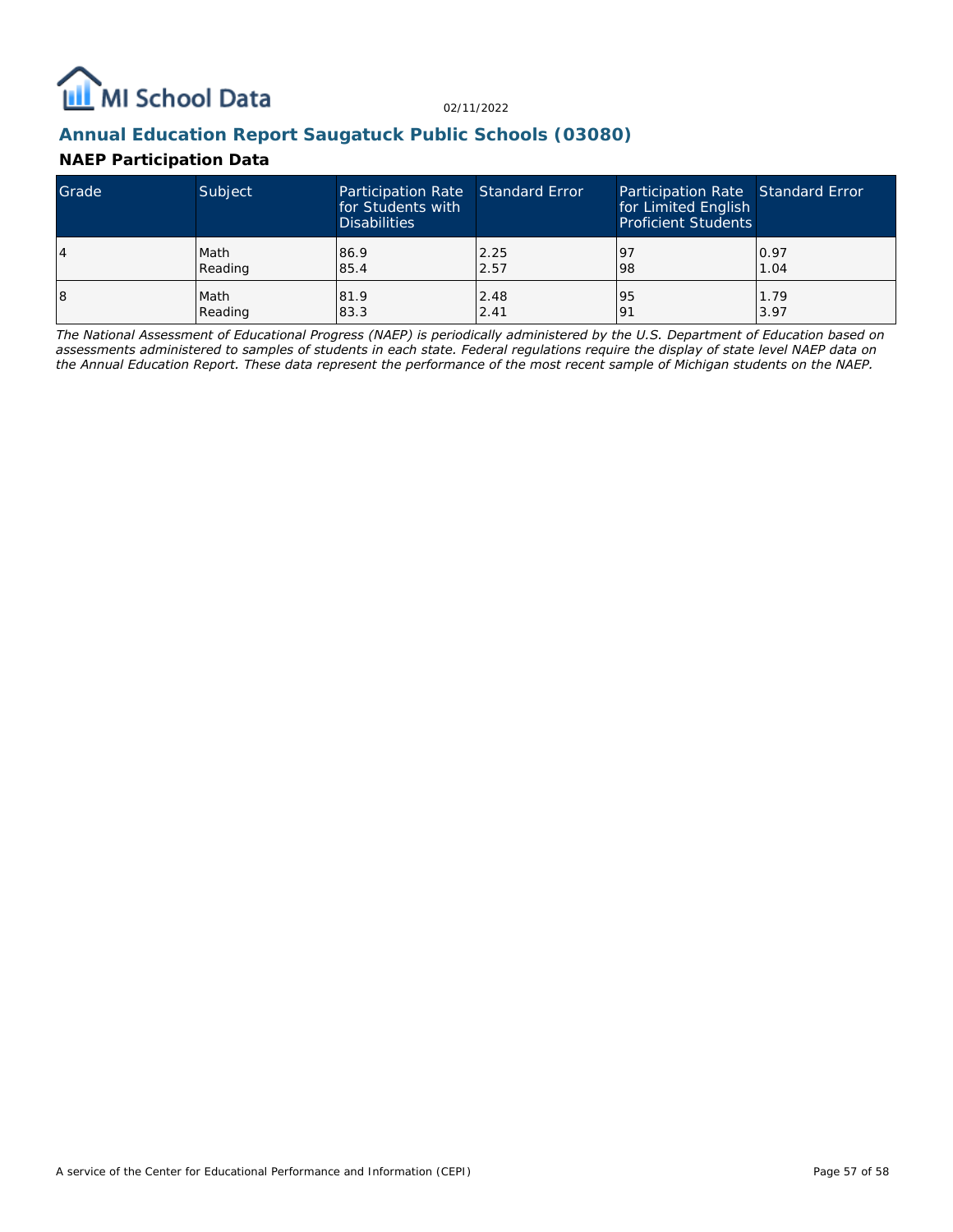02/11/2022

## Annual Education Report Saugatuck Public Schools (03080)

### NAEP Participation Data

| Grade | Subject | Participation Rate for Students with Disabilities | Standard Error | Participation Rate for Limited English Proficient Students | Standard Error |
|---|---|---|---|---|---|
| 4 | Math<br>Reading | 86.9<br>85.4 | 2.25<br>2.57 | 97<br>98 | 0.97<br>1.04 |
| 8 | Math<br>Reading | 81.9<br>83.3 | 2.48<br>2.41 | 95<br>91 | 1.79<br>3.97 |

*The National Assessment of Educational Progress (NAEP) is periodically administered by the U.S. Department of Education based on assessments administered to samples of students in each state. Federal regulations require the display of state level NAEP data on the Annual Education Report. These data represent the performance of the most recent sample of Michigan students on the NAEP.*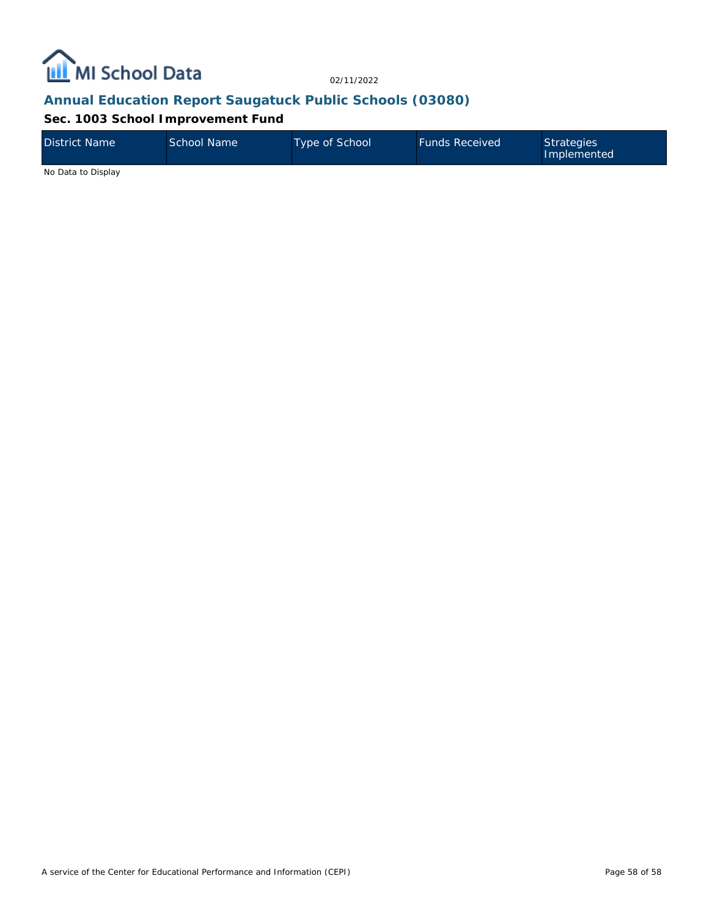02/11/2022

## Annual Education Report Saugatuck Public Schools (03080)

### Sec. 1003 School Improvement Fund

| District Name | School Name | Type of School | Funds Received | Strategies Implemented |
|---|---|---|---|---|

No Data to Display